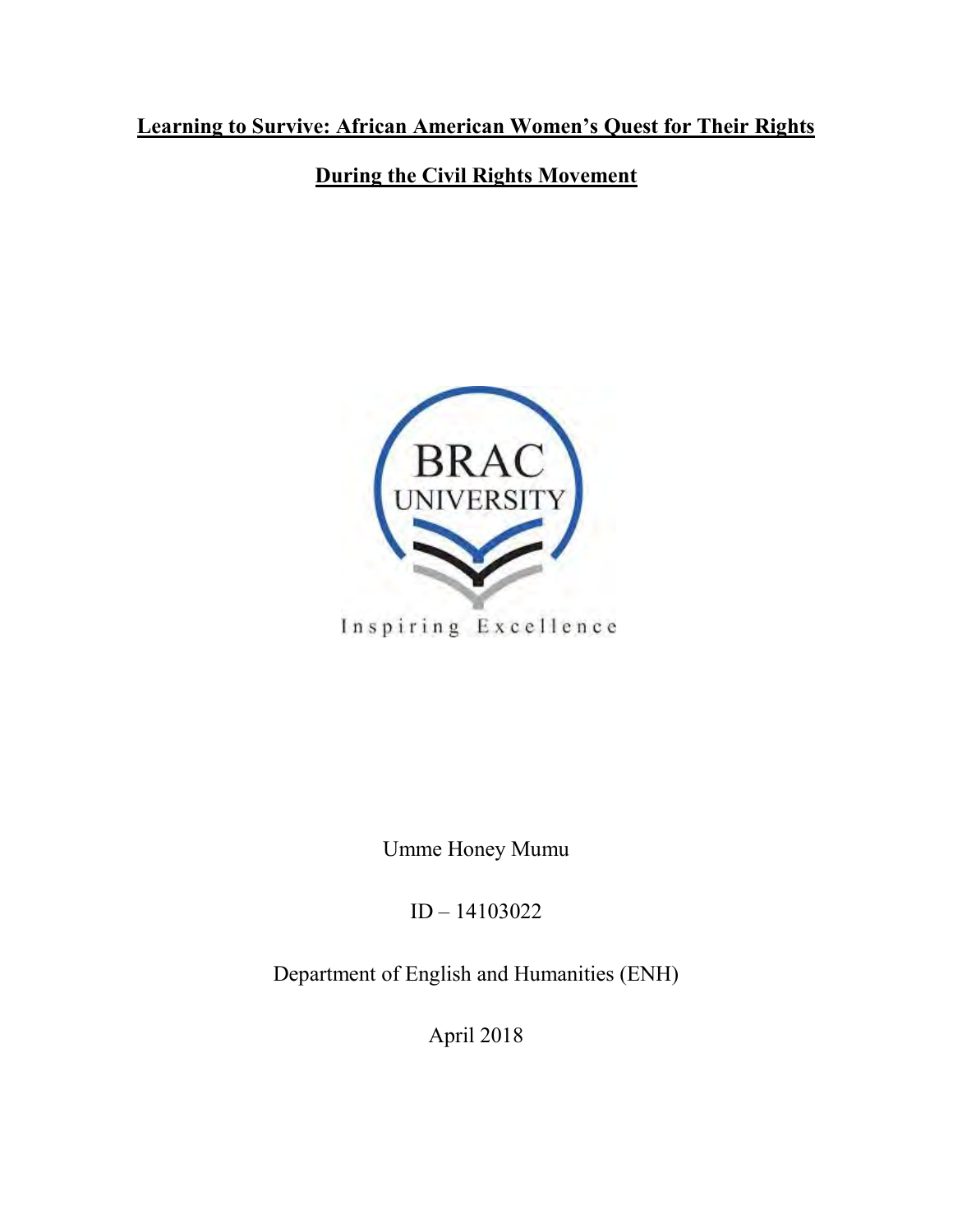# Learning to Survive: African American Women's Quest for Their Rights During the Civil Rights Movement

BRAC UNIVERSITY

Inspiring Excellence

Umme Honey Mumu

ID – 14103022

Department of English and Humanities (ENH)

April 2018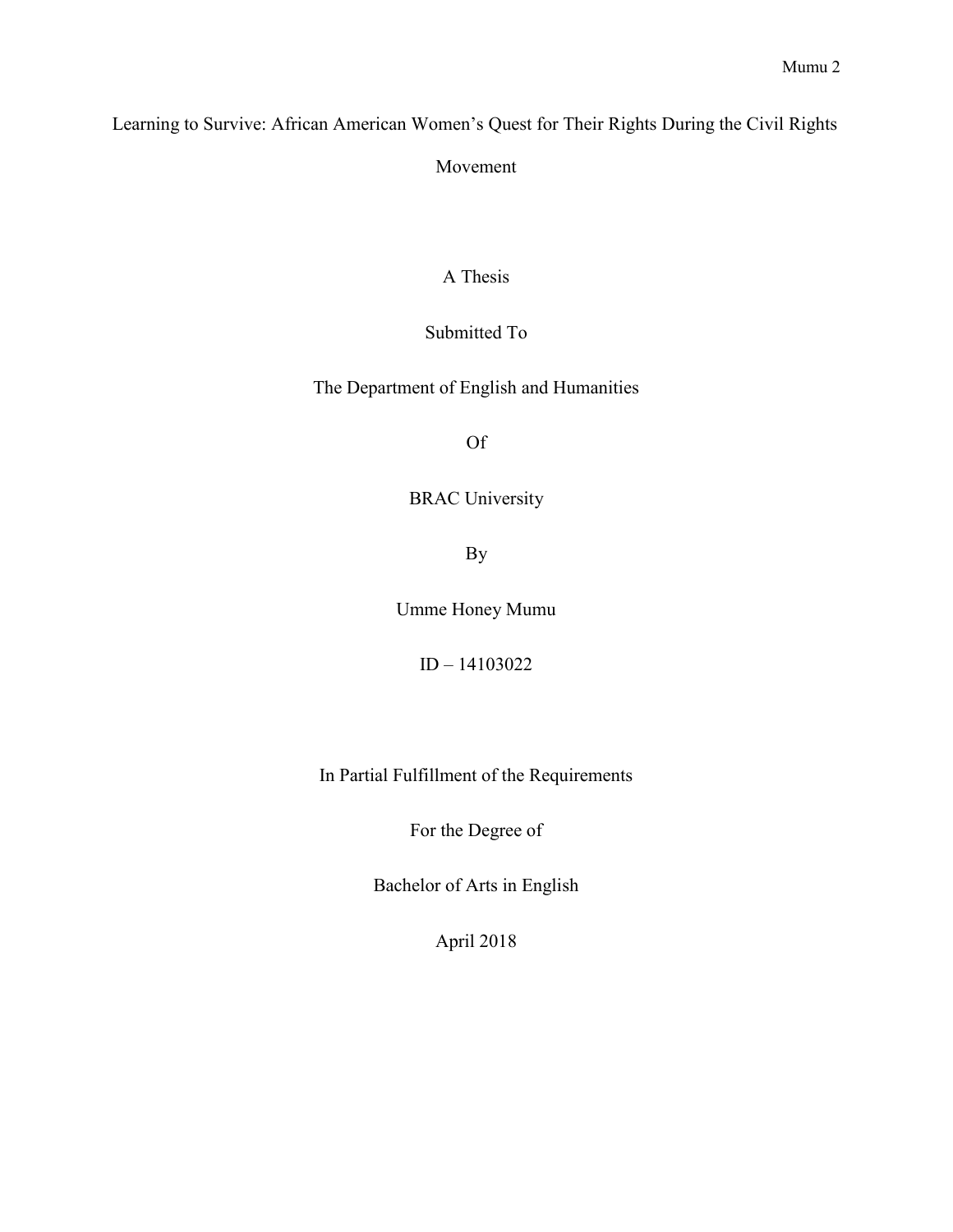# Learning to Survive: African American Women's Quest for Their Rights During the Civil Rights Movement

A Thesis

Submitted To

The Department of English and Humanities

Of

BRAC University

By

Umme Honey Mumu

ID – 14103022

In Partial Fulfillment of the Requirements

For the Degree of

Bachelor of Arts in English

April 2018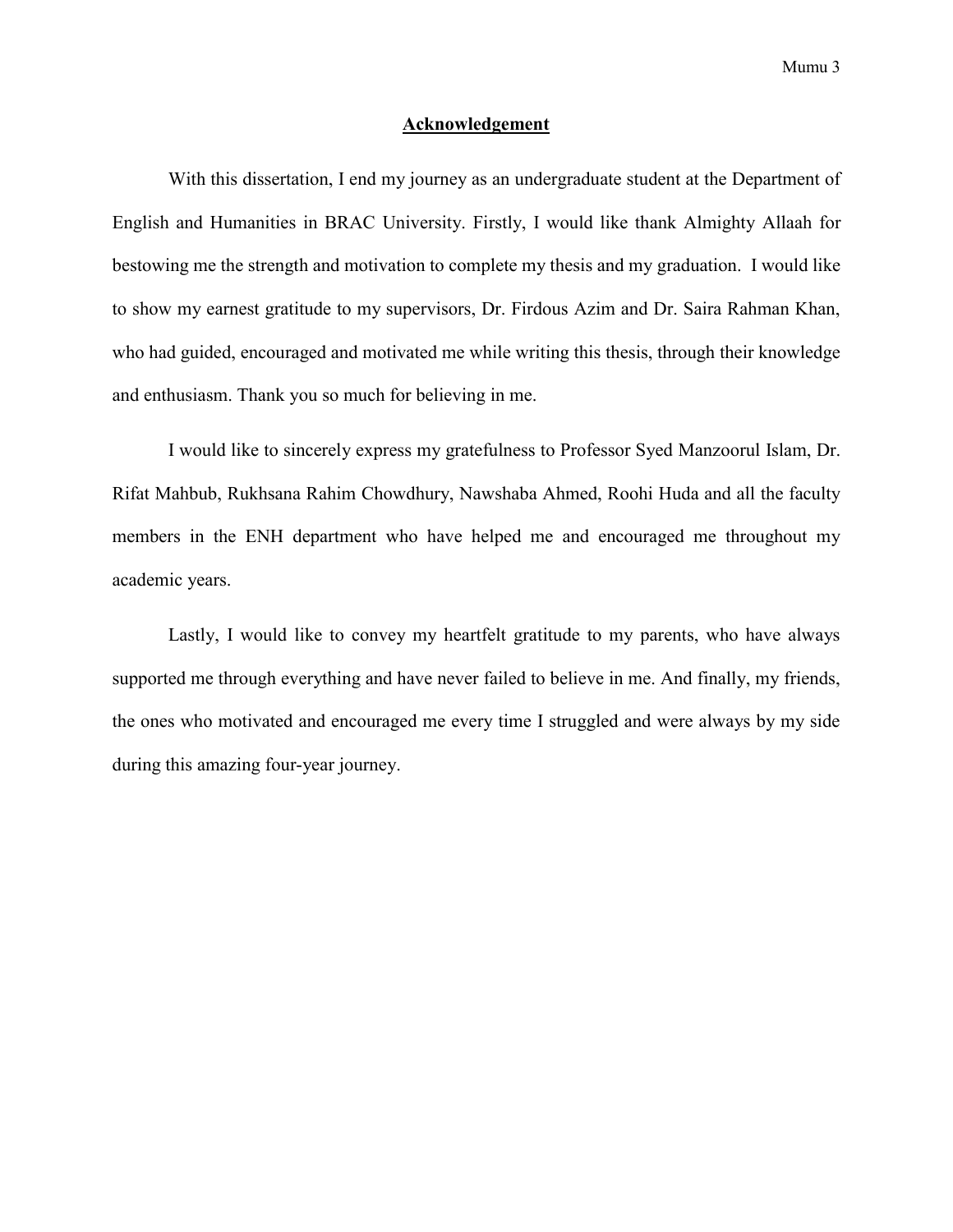# Acknowledgement

With this dissertation, I end my journey as an undergraduate student at the Department of English and Humanities in BRAC University. Firstly, I would like thank Almighty Allaah for bestowing me the strength and motivation to complete my thesis and my graduation. I would like to show my earnest gratitude to my supervisors, Dr. Firdous Azim and Dr. Saira Rahman Khan, who had guided, encouraged and motivated me while writing this thesis, through their knowledge and enthusiasm. Thank you so much for believing in me.

I would like to sincerely express my gratefulness to Professor Syed Manzoorul Islam, Dr. Rifat Mahbub, Rukhsana Rahim Chowdhury, Nawshaba Ahmed, Roohi Huda and all the faculty members in the ENH department who have helped me and encouraged me throughout my academic years.

Lastly, I would like to convey my heartfelt gratitude to my parents, who have always supported me through everything and have never failed to believe in me. And finally, my friends, the ones who motivated and encouraged me every time I struggled and were always by my side during this amazing four-year journey.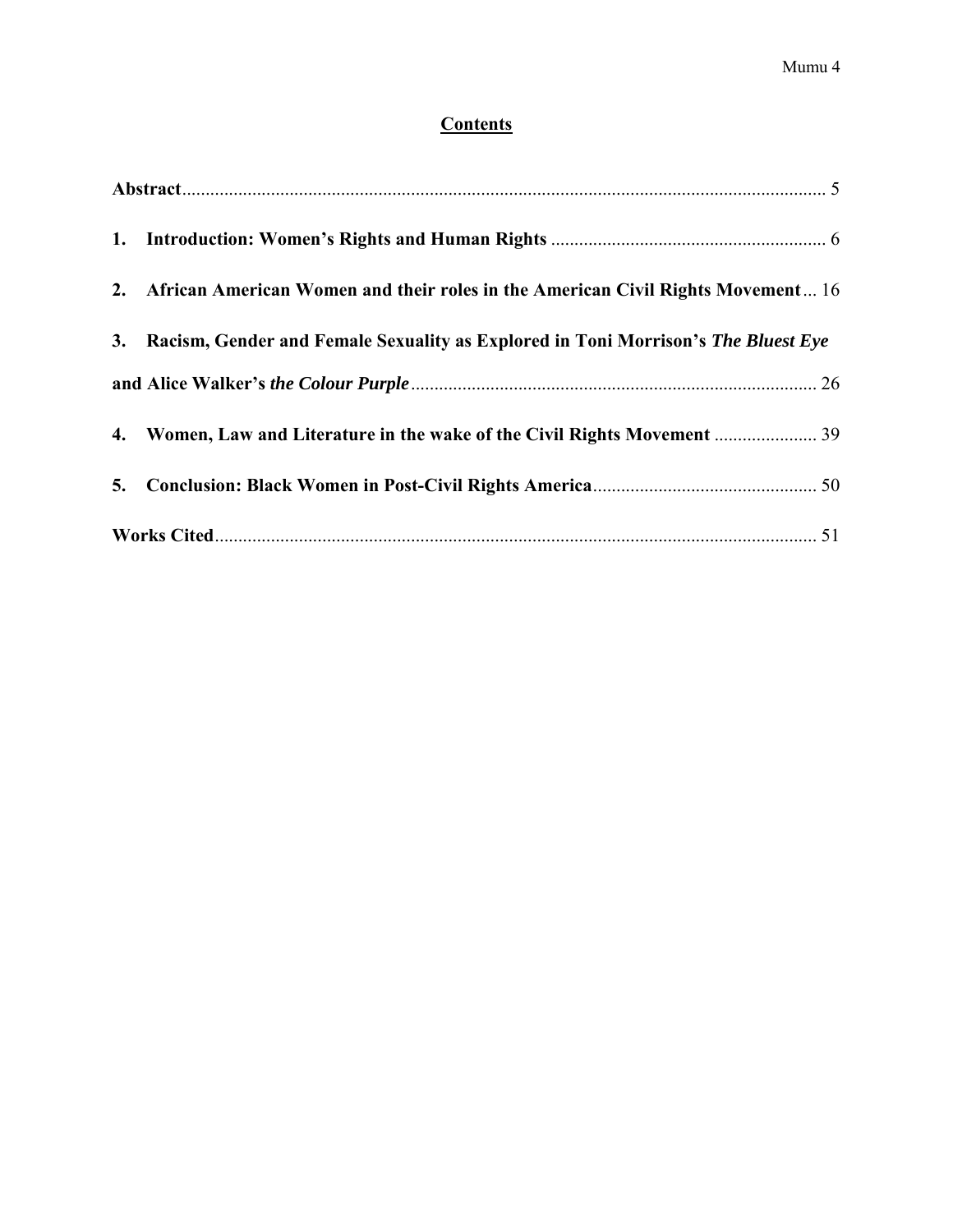# Contents

**Abstract** ........................................................................................................................................ 5

**1. Introduction: Women's Rights and Human Rights** ........................................................... 6

**2. African American Women and their roles in the American Civil Rights Movement** ... 16

**3. Racism, Gender and Female Sexuality as Explored in Toni Morrison's *The Bluest Eye* and Alice Walker's *the Colour Purple*** ....................................................................................... 26

**4. Women, Law and Literature in the wake of the Civil Rights Movement** ...................... 39

**5. Conclusion: Black Women in Post-Civil Rights America** ................................................ 50

**Works Cited** ................................................................................................................................ 51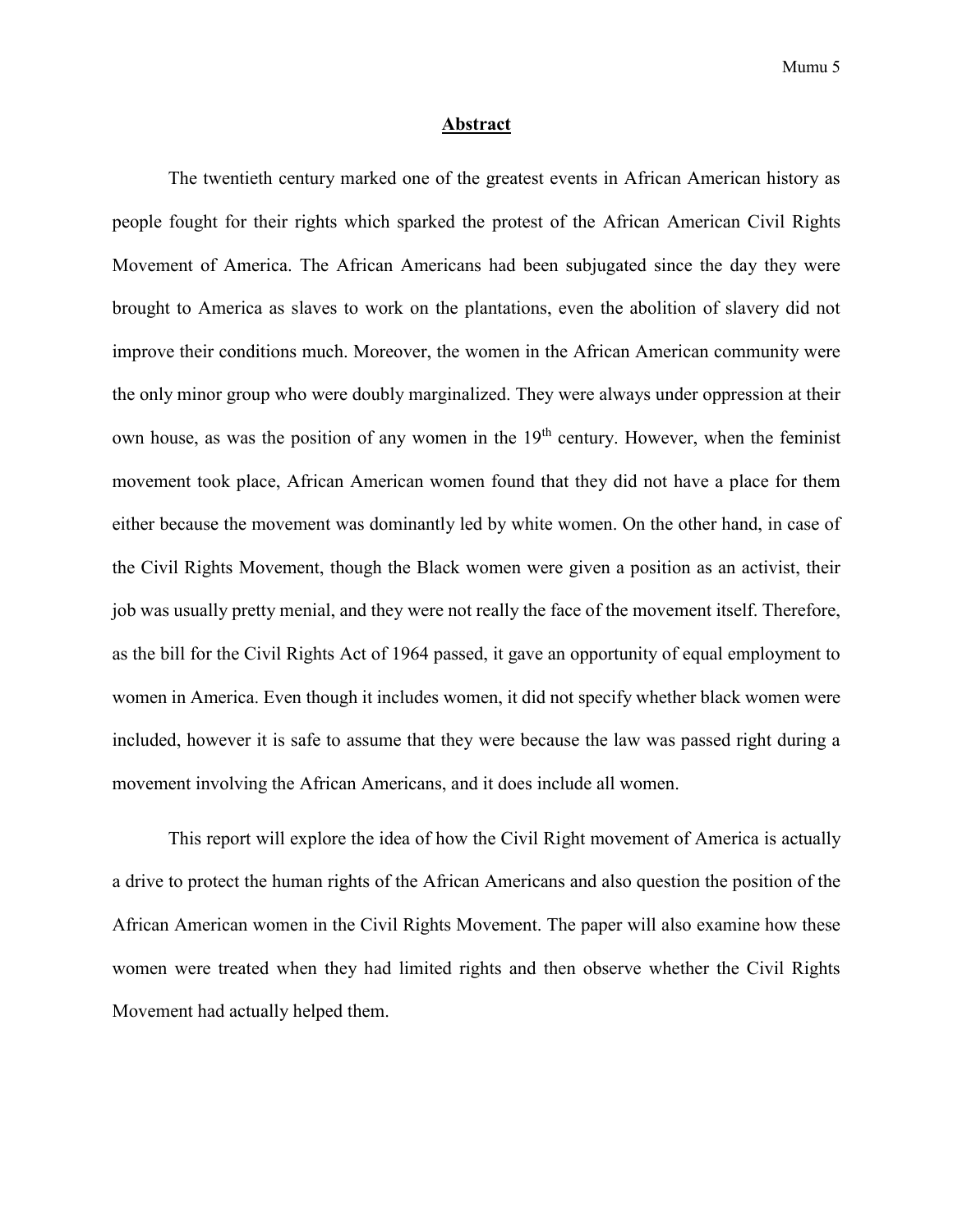## Abstract

The twentieth century marked one of the greatest events in African American history as people fought for their rights which sparked the protest of the African American Civil Rights Movement of America. The African Americans had been subjugated since the day they were brought to America as slaves to work on the plantations, even the abolition of slavery did not improve their conditions much. Moreover, the women in the African American community were the only minor group who were doubly marginalized. They were always under oppression at their own house, as was the position of any women in the 19th century. However, when the feminist movement took place, African American women found that they did not have a place for them either because the movement was dominantly led by white women. On the other hand, in case of the Civil Rights Movement, though the Black women were given a position as an activist, their job was usually pretty menial, and they were not really the face of the movement itself. Therefore, as the bill for the Civil Rights Act of 1964 passed, it gave an opportunity of equal employment to women in America. Even though it includes women, it did not specify whether black women were included, however it is safe to assume that they were because the law was passed right during a movement involving the African Americans, and it does include all women.

This report will explore the idea of how the Civil Right movement of America is actually a drive to protect the human rights of the African Americans and also question the position of the African American women in the Civil Rights Movement. The paper will also examine how these women were treated when they had limited rights and then observe whether the Civil Rights Movement had actually helped them.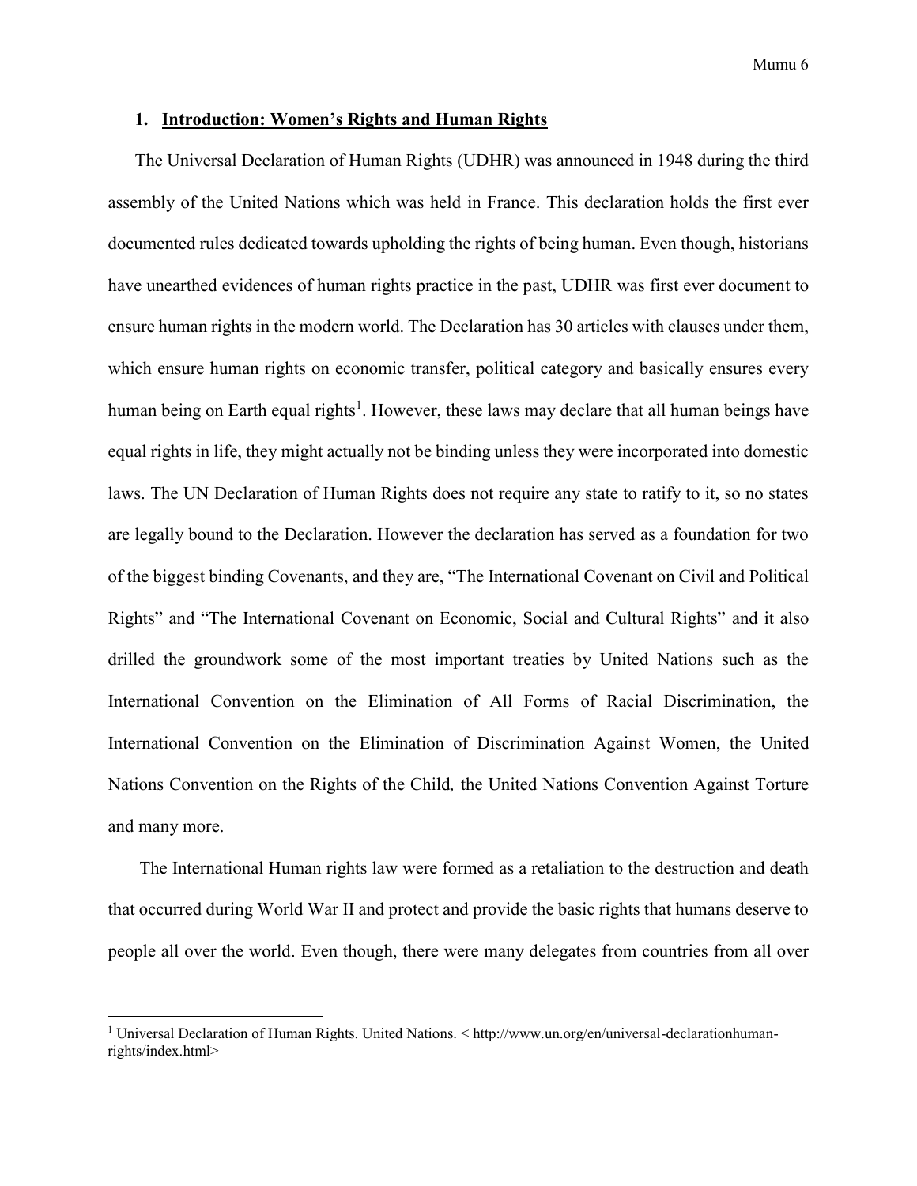## 1. Introduction: Women's Rights and Human Rights

The Universal Declaration of Human Rights (UDHR) was announced in 1948 during the third assembly of the United Nations which was held in France. This declaration holds the first ever documented rules dedicated towards upholding the rights of being human. Even though, historians have unearthed evidences of human rights practice in the past, UDHR was first ever document to ensure human rights in the modern world. The Declaration has 30 articles with clauses under them, which ensure human rights on economic transfer, political category and basically ensures every human being on Earth equal rights[1]. However, these laws may declare that all human beings have equal rights in life, they might actually not be binding unless they were incorporated into domestic laws. The UN Declaration of Human Rights does not require any state to ratify to it, so no states are legally bound to the Declaration. However the declaration has served as a foundation for two of the biggest binding Covenants, and they are, "The International Covenant on Civil and Political Rights" and "The International Covenant on Economic, Social and Cultural Rights" and it also drilled the groundwork some of the most important treaties by United Nations such as the International Convention on the Elimination of All Forms of Racial Discrimination, the International Convention on the Elimination of Discrimination Against Women, the United Nations Convention on the Rights of the Child, the United Nations Convention Against Torture and many more.

The International Human rights law were formed as a retaliation to the destruction and death that occurred during World War II and protect and provide the basic rights that humans deserve to people all over the world. Even though, there were many delegates from countries from all over

[1] Universal Declaration of Human Rights. United Nations. < http://www.un.org/en/universal-declarationhuman-rights/index.html>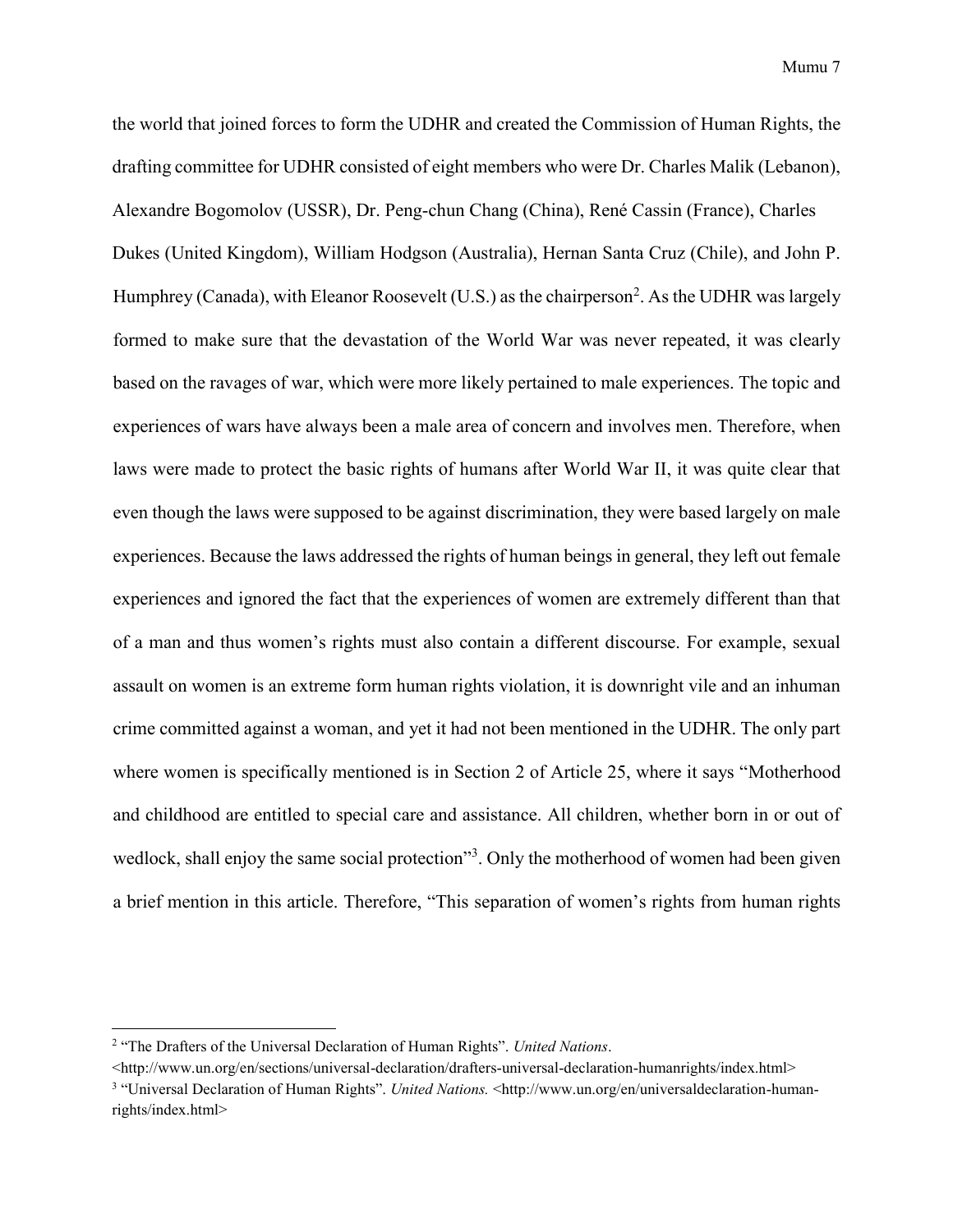the world that joined forces to form the UDHR and created the Commission of Human Rights, the drafting committee for UDHR consisted of eight members who were Dr. Charles Malik (Lebanon), Alexandre Bogomolov (USSR), Dr. Peng-chun Chang (China), René Cassin (France), Charles Dukes (United Kingdom), William Hodgson (Australia), Hernan Santa Cruz (Chile), and John P. Humphrey (Canada), with Eleanor Roosevelt (U.S.) as the chairperson[2]. As the UDHR was largely formed to make sure that the devastation of the World War was never repeated, it was clearly based on the ravages of war, which were more likely pertained to male experiences. The topic and experiences of wars have always been a male area of concern and involves men. Therefore, when laws were made to protect the basic rights of humans after World War II, it was quite clear that even though the laws were supposed to be against discrimination, they were based largely on male experiences. Because the laws addressed the rights of human beings in general, they left out female experiences and ignored the fact that the experiences of women are extremely different than that of a man and thus women's rights must also contain a different discourse. For example, sexual assault on women is an extreme form human rights violation, it is downright vile and an inhuman crime committed against a woman, and yet it had not been mentioned in the UDHR. The only part where women is specifically mentioned is in Section 2 of Article 25, where it says "Motherhood and childhood are entitled to special care and assistance. All children, whether born in or out of wedlock, shall enjoy the same social protection"[3]. Only the motherhood of women had been given a brief mention in this article. Therefore, "This separation of women's rights from human rights

---

[2] "The Drafters of the Universal Declaration of Human Rights". *United Nations*. <http://www.un.org/en/sections/universal-declaration/drafters-universal-declaration-humanrights/index.html>

[3] "Universal Declaration of Human Rights". *United Nations.* <http://www.un.org/en/universaldeclaration-human-rights/index.html>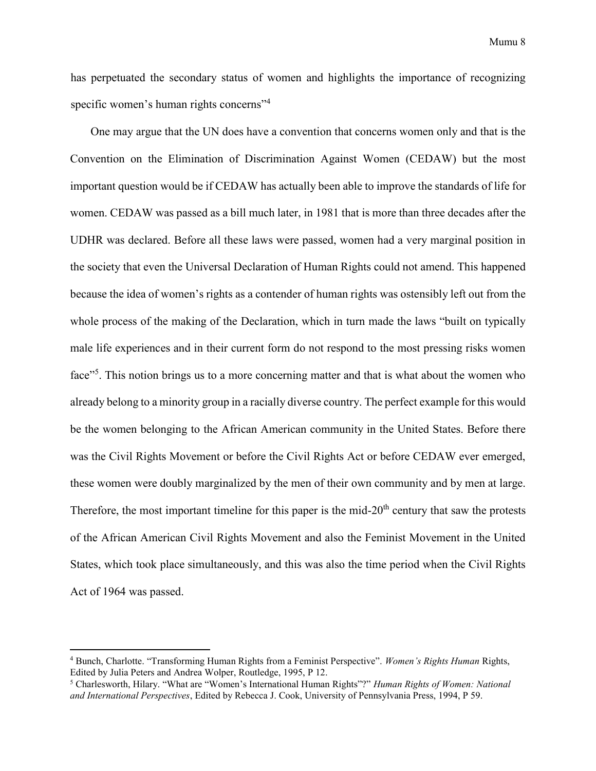has perpetuated the secondary status of women and highlights the importance of recognizing specific women's human rights concerns"[4]

One may argue that the UN does have a convention that concerns women only and that is the Convention on the Elimination of Discrimination Against Women (CEDAW) but the most important question would be if CEDAW has actually been able to improve the standards of life for women. CEDAW was passed as a bill much later, in 1981 that is more than three decades after the UDHR was declared. Before all these laws were passed, women had a very marginal position in the society that even the Universal Declaration of Human Rights could not amend. This happened because the idea of women's rights as a contender of human rights was ostensibly left out from the whole process of the making of the Declaration, which in turn made the laws "built on typically male life experiences and in their current form do not respond to the most pressing risks women face"[5]. This notion brings us to a more concerning matter and that is what about the women who already belong to a minority group in a racially diverse country. The perfect example for this would be the women belonging to the African American community in the United States. Before there was the Civil Rights Movement or before the Civil Rights Act or before CEDAW ever emerged, these women were doubly marginalized by the men of their own community and by men at large. Therefore, the most important timeline for this paper is the mid-20th century that saw the protests of the African American Civil Rights Movement and also the Feminist Movement in the United States, which took place simultaneously, and this was also the time period when the Civil Rights Act of 1964 was passed.

---

[4] Bunch, Charlotte. "Transforming Human Rights from a Feminist Perspective". *Women's Rights Human* Rights, Edited by Julia Peters and Andrea Wolper, Routledge, 1995, P 12.

[5] Charlesworth, Hilary. "What are "Women's International Human Rights"?" *Human Rights of Women: National and International Perspectives*, Edited by Rebecca J. Cook, University of Pennsylvania Press, 1994, P 59.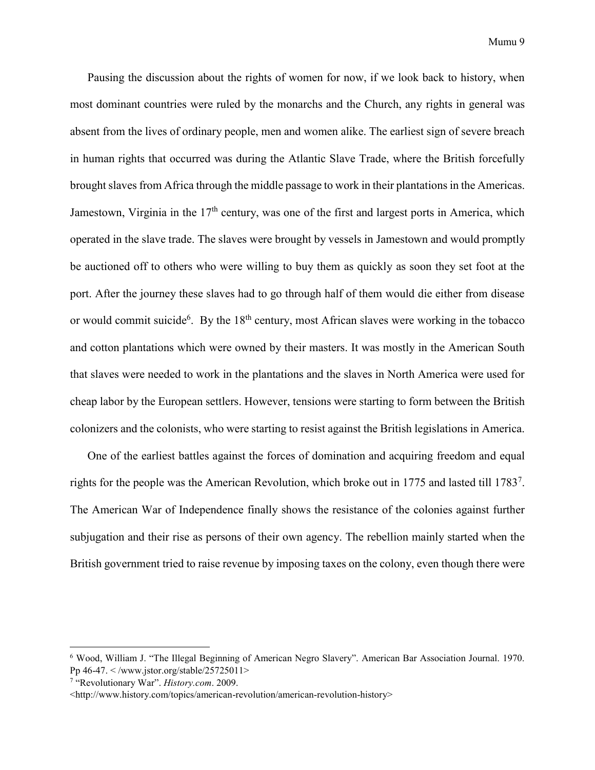Pausing the discussion about the rights of women for now, if we look back to history, when most dominant countries were ruled by the monarchs and the Church, any rights in general was absent from the lives of ordinary people, men and women alike. The earliest sign of severe breach in human rights that occurred was during the Atlantic Slave Trade, where the British forcefully brought slaves from Africa through the middle passage to work in their plantations in the Americas. Jamestown, Virginia in the 17th century, was one of the first and largest ports in America, which operated in the slave trade. The slaves were brought by vessels in Jamestown and would promptly be auctioned off to others who were willing to buy them as quickly as soon they set foot at the port. After the journey these slaves had to go through half of them would die either from disease or would commit suicide[6]. By the 18th century, most African slaves were working in the tobacco and cotton plantations which were owned by their masters. It was mostly in the American South that slaves were needed to work in the plantations and the slaves in North America were used for cheap labor by the European settlers. However, tensions were starting to form between the British colonizers and the colonists, who were starting to resist against the British legislations in America.

One of the earliest battles against the forces of domination and acquiring freedom and equal rights for the people was the American Revolution, which broke out in 1775 and lasted till 1783[7]. The American War of Independence finally shows the resistance of the colonies against further subjugation and their rise as persons of their own agency. The rebellion mainly started when the British government tried to raise revenue by imposing taxes on the colony, even though there were

---

[6] Wood, William J. "The Illegal Beginning of American Negro Slavery". American Bar Association Journal. 1970. Pp 46-47. < /www.jstor.org/stable/25725011>

[7] "Revolutionary War". *History.com*. 2009. <http://www.history.com/topics/american-revolution/american-revolution-history>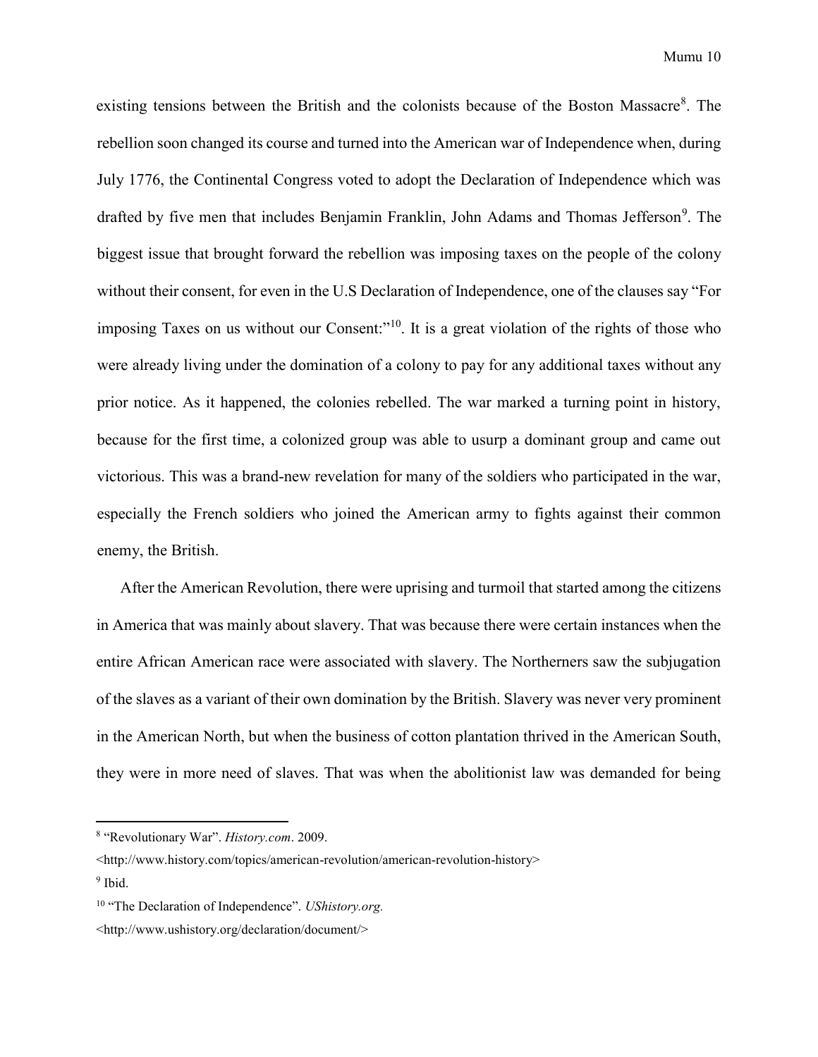existing tensions between the British and the colonists because of the Boston Massacre[8]. The rebellion soon changed its course and turned into the American war of Independence when, during July 1776, the Continental Congress voted to adopt the Declaration of Independence which was drafted by five men that includes Benjamin Franklin, John Adams and Thomas Jefferson[9]. The biggest issue that brought forward the rebellion was imposing taxes on the people of the colony without their consent, for even in the U.S Declaration of Independence, one of the clauses say "For imposing Taxes on us without our Consent:"[10]. It is a great violation of the rights of those who were already living under the domination of a colony to pay for any additional taxes without any prior notice. As it happened, the colonies rebelled. The war marked a turning point in history, because for the first time, a colonized group was able to usurp a dominant group and came out victorious. This was a brand-new revelation for many of the soldiers who participated in the war, especially the French soldiers who joined the American army to fights against their common enemy, the British.

After the American Revolution, there were uprising and turmoil that started among the citizens in America that was mainly about slavery. That was because there were certain instances when the entire African American race were associated with slavery. The Northerners saw the subjugation of the slaves as a variant of their own domination by the British. Slavery was never very prominent in the American North, but when the business of cotton plantation thrived in the American South, they were in more need of slaves. That was when the abolitionist law was demanded for being

---

[8] "Revolutionary War". *History.com*. 2009. <http://www.history.com/topics/american-revolution/american-revolution-history>

[9] Ibid.

[10] "The Declaration of Independence". *UShistory.org.* <http://www.ushistory.org/declaration/document/>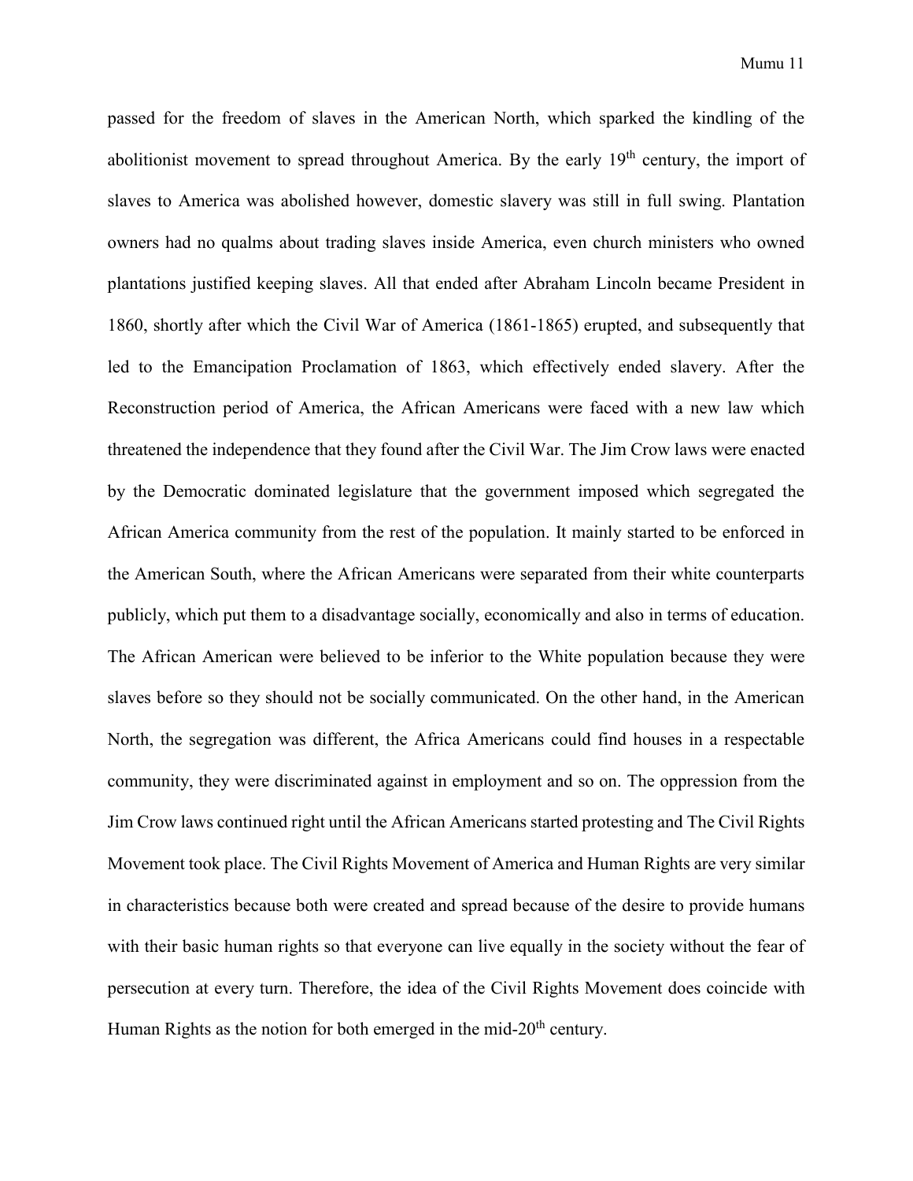passed for the freedom of slaves in the American North, which sparked the kindling of the abolitionist movement to spread throughout America. By the early 19th century, the import of slaves to America was abolished however, domestic slavery was still in full swing. Plantation owners had no qualms about trading slaves inside America, even church ministers who owned plantations justified keeping slaves. All that ended after Abraham Lincoln became President in 1860, shortly after which the Civil War of America (1861-1865) erupted, and subsequently that led to the Emancipation Proclamation of 1863, which effectively ended slavery. After the Reconstruction period of America, the African Americans were faced with a new law which threatened the independence that they found after the Civil War. The Jim Crow laws were enacted by the Democratic dominated legislature that the government imposed which segregated the African America community from the rest of the population. It mainly started to be enforced in the American South, where the African Americans were separated from their white counterparts publicly, which put them to a disadvantage socially, economically and also in terms of education. The African American were believed to be inferior to the White population because they were slaves before so they should not be socially communicated. On the other hand, in the American North, the segregation was different, the Africa Americans could find houses in a respectable community, they were discriminated against in employment and so on. The oppression from the Jim Crow laws continued right until the African Americans started protesting and The Civil Rights Movement took place. The Civil Rights Movement of America and Human Rights are very similar in characteristics because both were created and spread because of the desire to provide humans with their basic human rights so that everyone can live equally in the society without the fear of persecution at every turn. Therefore, the idea of the Civil Rights Movement does coincide with Human Rights as the notion for both emerged in the mid-20th century.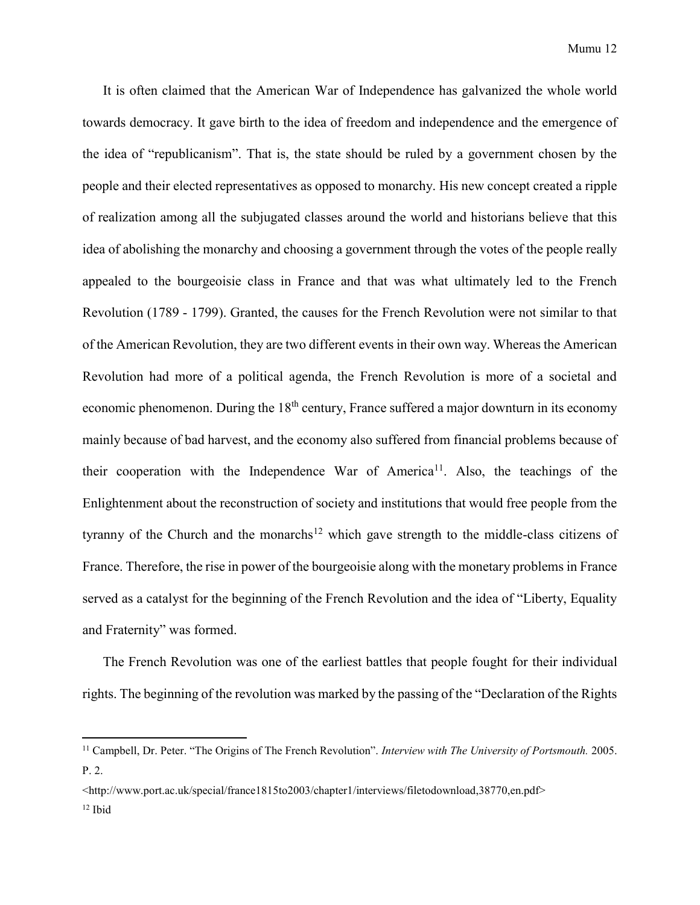It is often claimed that the American War of Independence has galvanized the whole world towards democracy. It gave birth to the idea of freedom and independence and the emergence of the idea of "republicanism". That is, the state should be ruled by a government chosen by the people and their elected representatives as opposed to monarchy. His new concept created a ripple of realization among all the subjugated classes around the world and historians believe that this idea of abolishing the monarchy and choosing a government through the votes of the people really appealed to the bourgeoisie class in France and that was what ultimately led to the French Revolution (1789 - 1799). Granted, the causes for the French Revolution were not similar to that of the American Revolution, they are two different events in their own way. Whereas the American Revolution had more of a political agenda, the French Revolution is more of a societal and economic phenomenon. During the 18th century, France suffered a major downturn in its economy mainly because of bad harvest, and the economy also suffered from financial problems because of their cooperation with the Independence War of America[11]. Also, the teachings of the Enlightenment about the reconstruction of society and institutions that would free people from the tyranny of the Church and the monarchs[12] which gave strength to the middle-class citizens of France. Therefore, the rise in power of the bourgeoisie along with the monetary problems in France served as a catalyst for the beginning of the French Revolution and the idea of "Liberty, Equality and Fraternity" was formed.

The French Revolution was one of the earliest battles that people fought for their individual rights. The beginning of the revolution was marked by the passing of the "Declaration of the Rights

---

[11] Campbell, Dr. Peter. "The Origins of The French Revolution". *Interview with The University of Portsmouth.* 2005. P. 2.
<http://www.port.ac.uk/special/france1815to2003/chapter1/interviews/filetodownload,38770,en.pdf>

[12] Ibid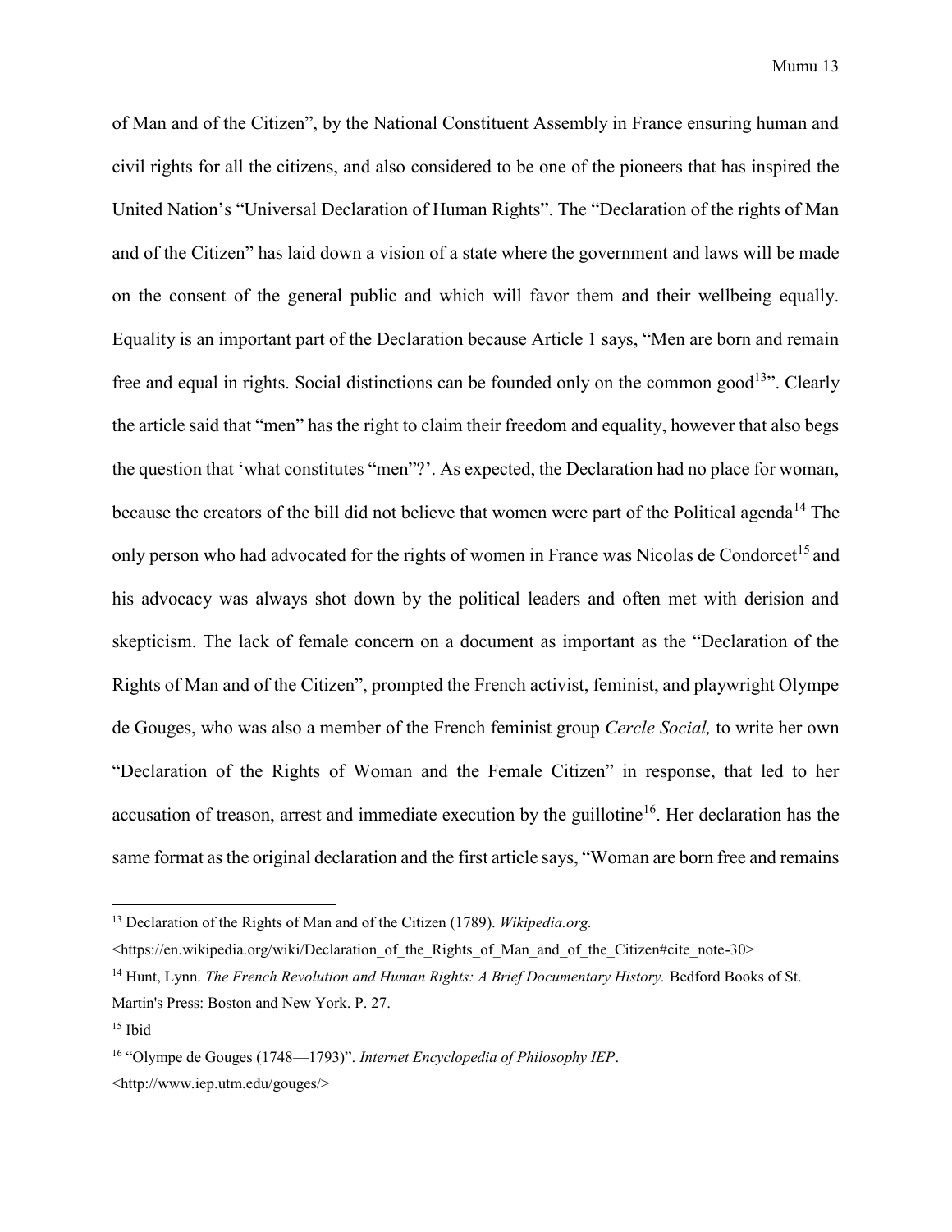of Man and of the Citizen", by the National Constituent Assembly in France ensuring human and civil rights for all the citizens, and also considered to be one of the pioneers that has inspired the United Nation's "Universal Declaration of Human Rights". The "Declaration of the rights of Man and of the Citizen" has laid down a vision of a state where the government and laws will be made on the consent of the general public and which will favor them and their wellbeing equally. Equality is an important part of the Declaration because Article 1 says, "Men are born and remain free and equal in rights. Social distinctions can be founded only on the common good[13]". Clearly the article said that "men" has the right to claim their freedom and equality, however that also begs the question that 'what constitutes "men"?'. As expected, the Declaration had no place for woman, because the creators of the bill did not believe that women were part of the Political agenda[14] The only person who had advocated for the rights of women in France was Nicolas de Condorcet[15] and his advocacy was always shot down by the political leaders and often met with derision and skepticism. The lack of female concern on a document as important as the "Declaration of the Rights of Man and of the Citizen", prompted the French activist, feminist, and playwright Olympe de Gouges, who was also a member of the French feminist group *Cercle Social,* to write her own "Declaration of the Rights of Woman and the Female Citizen" in response, that led to her accusation of treason, arrest and immediate execution by the guillotine[16]. Her declaration has the same format as the original declaration and the first article says, "Woman are born free and remains

---

[13] Declaration of the Rights of Man and of the Citizen (1789). *Wikipedia.org.* <https://en.wikipedia.org/wiki/Declaration_of_the_Rights_of_Man_and_of_the_Citizen#cite_note-30>

[14] Hunt, Lynn. *The French Revolution and Human Rights: A Brief Documentary History.* Bedford Books of St. Martin's Press: Boston and New York. P. 27.

[15] Ibid

[16] "Olympe de Gouges (1748—1793)". *Internet Encyclopedia of Philosophy IEP*. <http://www.iep.utm.edu/gouges/>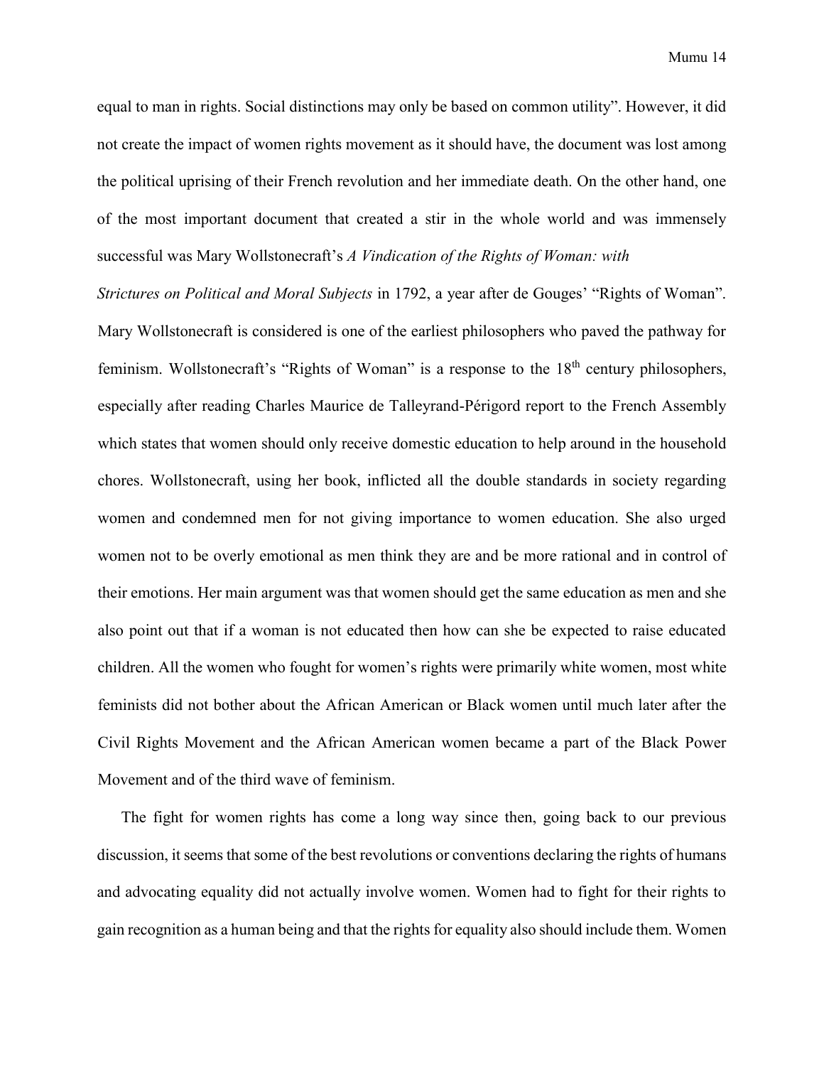equal to man in rights. Social distinctions may only be based on common utility". However, it did not create the impact of women rights movement as it should have, the document was lost among the political uprising of their French revolution and her immediate death. On the other hand, one of the most important document that created a stir in the whole world and was immensely successful was Mary Wollstonecraft's *A Vindication of the Rights of Woman: with Strictures on Political and Moral Subjects* in 1792, a year after de Gouges' "Rights of Woman". Mary Wollstonecraft is considered is one of the earliest philosophers who paved the pathway for feminism. Wollstonecraft's "Rights of Woman" is a response to the 18th century philosophers, especially after reading Charles Maurice de Talleyrand-Périgord report to the French Assembly which states that women should only receive domestic education to help around in the household chores. Wollstonecraft, using her book, inflicted all the double standards in society regarding women and condemned men for not giving importance to women education. She also urged women not to be overly emotional as men think they are and be more rational and in control of their emotions. Her main argument was that women should get the same education as men and she also point out that if a woman is not educated then how can she be expected to raise educated children. All the women who fought for women's rights were primarily white women, most white feminists did not bother about the African American or Black women until much later after the Civil Rights Movement and the African American women became a part of the Black Power Movement and of the third wave of feminism.

The fight for women rights has come a long way since then, going back to our previous discussion, it seems that some of the best revolutions or conventions declaring the rights of humans and advocating equality did not actually involve women. Women had to fight for their rights to gain recognition as a human being and that the rights for equality also should include them. Women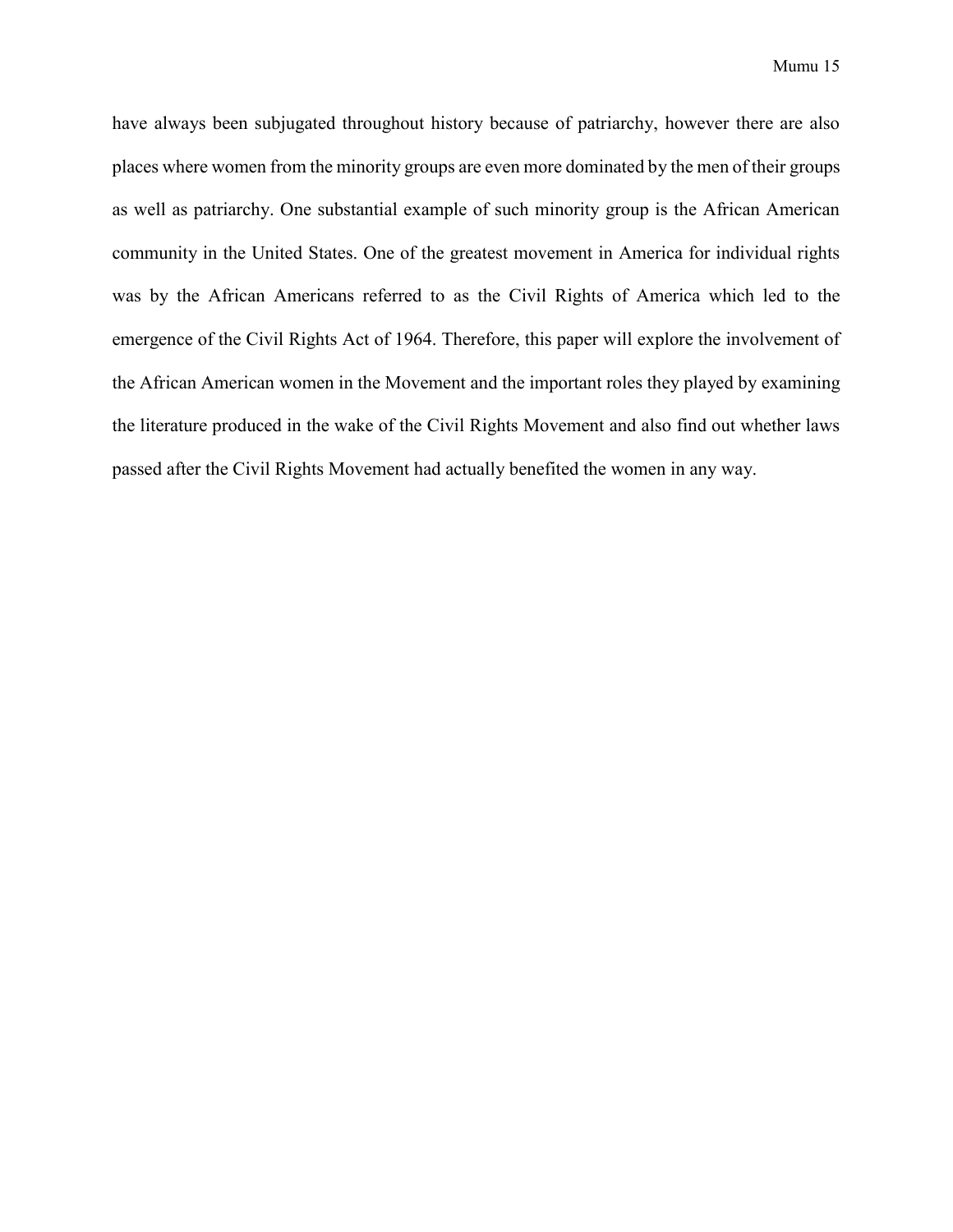have always been subjugated throughout history because of patriarchy, however there are also places where women from the minority groups are even more dominated by the men of their groups as well as patriarchy. One substantial example of such minority group is the African American community in the United States. One of the greatest movement in America for individual rights was by the African Americans referred to as the Civil Rights of America which led to the emergence of the Civil Rights Act of 1964. Therefore, this paper will explore the involvement of the African American women in the Movement and the important roles they played by examining the literature produced in the wake of the Civil Rights Movement and also find out whether laws passed after the Civil Rights Movement had actually benefited the women in any way.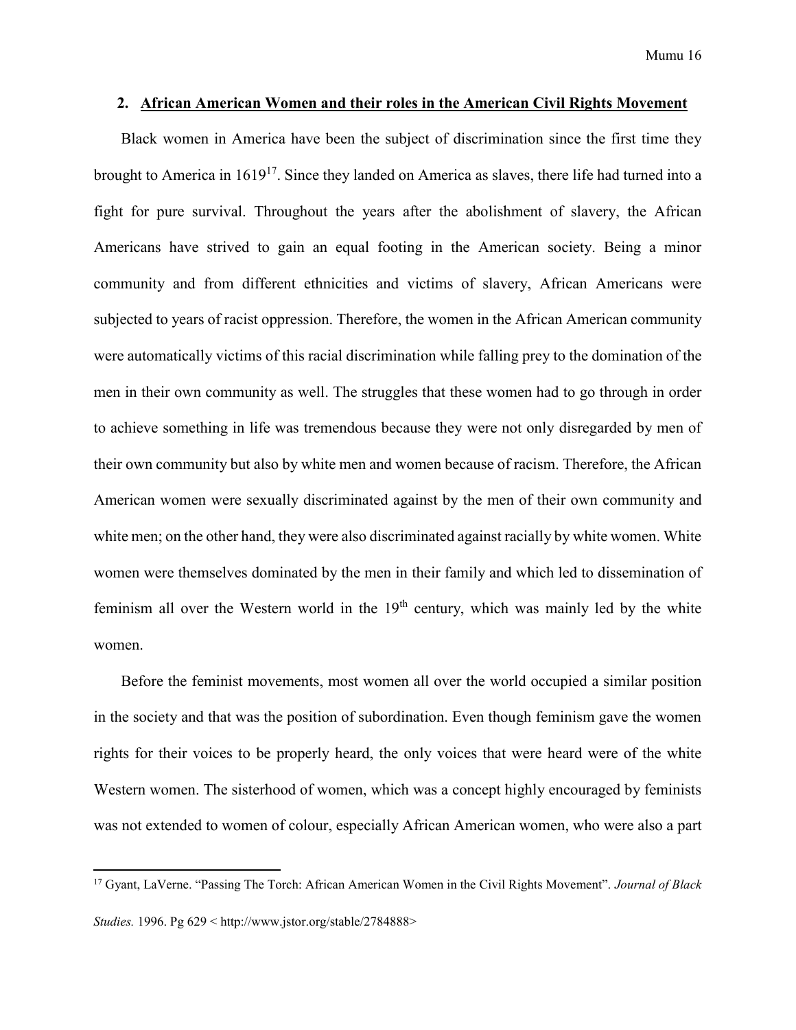## 2. African American Women and their roles in the American Civil Rights Movement

Black women in America have been the subject of discrimination since the first time they brought to America in 1619[17]. Since they landed on America as slaves, there life had turned into a fight for pure survival. Throughout the years after the abolishment of slavery, the African Americans have strived to gain an equal footing in the American society. Being a minor community and from different ethnicities and victims of slavery, African Americans were subjected to years of racist oppression. Therefore, the women in the African American community were automatically victims of this racial discrimination while falling prey to the domination of the men in their own community as well. The struggles that these women had to go through in order to achieve something in life was tremendous because they were not only disregarded by men of their own community but also by white men and women because of racism. Therefore, the African American women were sexually discriminated against by the men of their own community and white men; on the other hand, they were also discriminated against racially by white women. White women were themselves dominated by the men in their family and which led to dissemination of feminism all over the Western world in the 19th century, which was mainly led by the white women.

Before the feminist movements, most women all over the world occupied a similar position in the society and that was the position of subordination. Even though feminism gave the women rights for their voices to be properly heard, the only voices that were heard were of the white Western women. The sisterhood of women, which was a concept highly encouraged by feminists was not extended to women of colour, especially African American women, who were also a part

---

[17] Gyant, LaVerne. "Passing The Torch: African American Women in the Civil Rights Movement". *Journal of Black Studies.* 1996. Pg 629 < http://www.jstor.org/stable/2784888>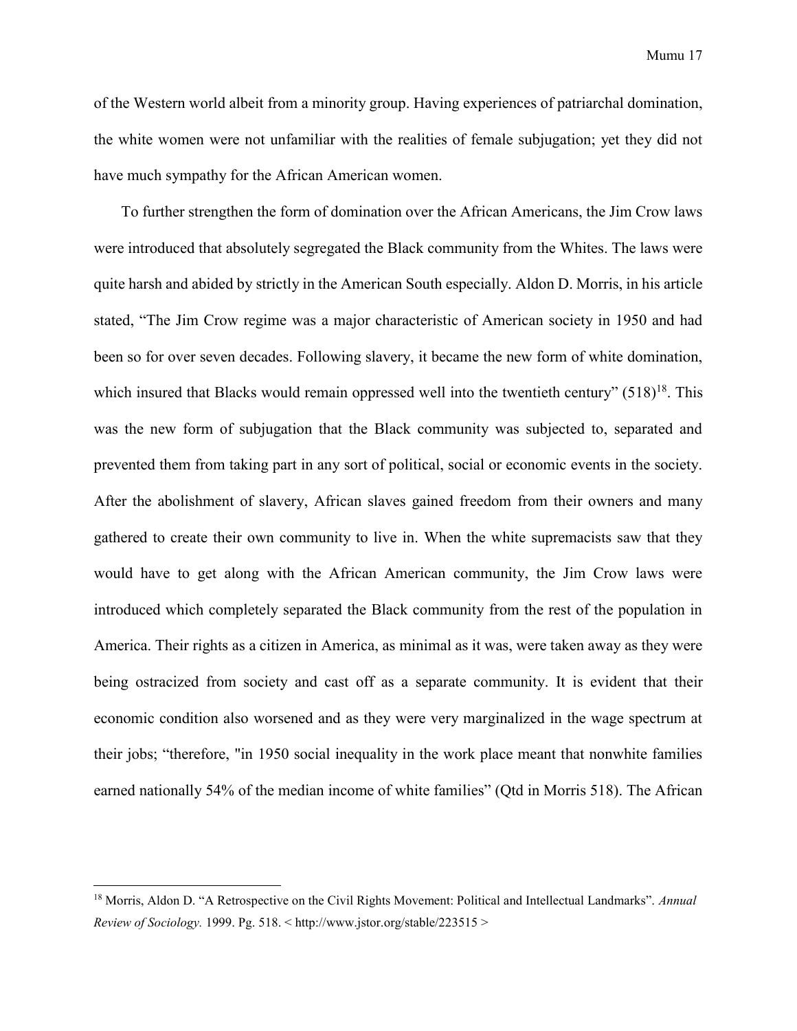of the Western world albeit from a minority group. Having experiences of patriarchal domination, the white women were not unfamiliar with the realities of female subjugation; yet they did not have much sympathy for the African American women.

To further strengthen the form of domination over the African Americans, the Jim Crow laws were introduced that absolutely segregated the Black community from the Whites. The laws were quite harsh and abided by strictly in the American South especially. Aldon D. Morris, in his article stated, "The Jim Crow regime was a major characteristic of American society in 1950 and had been so for over seven decades. Following slavery, it became the new form of white domination, which insured that Blacks would remain oppressed well into the twentieth century" (518)[18]. This was the new form of subjugation that the Black community was subjected to, separated and prevented them from taking part in any sort of political, social or economic events in the society. After the abolishment of slavery, African slaves gained freedom from their owners and many gathered to create their own community to live in. When the white supremacists saw that they would have to get along with the African American community, the Jim Crow laws were introduced which completely separated the Black community from the rest of the population in America. Their rights as a citizen in America, as minimal as it was, were taken away as they were being ostracized from society and cast off as a separate community. It is evident that their economic condition also worsened and as they were very marginalized in the wage spectrum at their jobs; "therefore, "in 1950 social inequality in the work place meant that nonwhite families earned nationally 54% of the median income of white families" (Qtd in Morris 518). The African

[18] Morris, Aldon D. "A Retrospective on the Civil Rights Movement: Political and Intellectual Landmarks". *Annual Review of Sociology.* 1999. Pg. 518. < http://www.jstor.org/stable/223515 >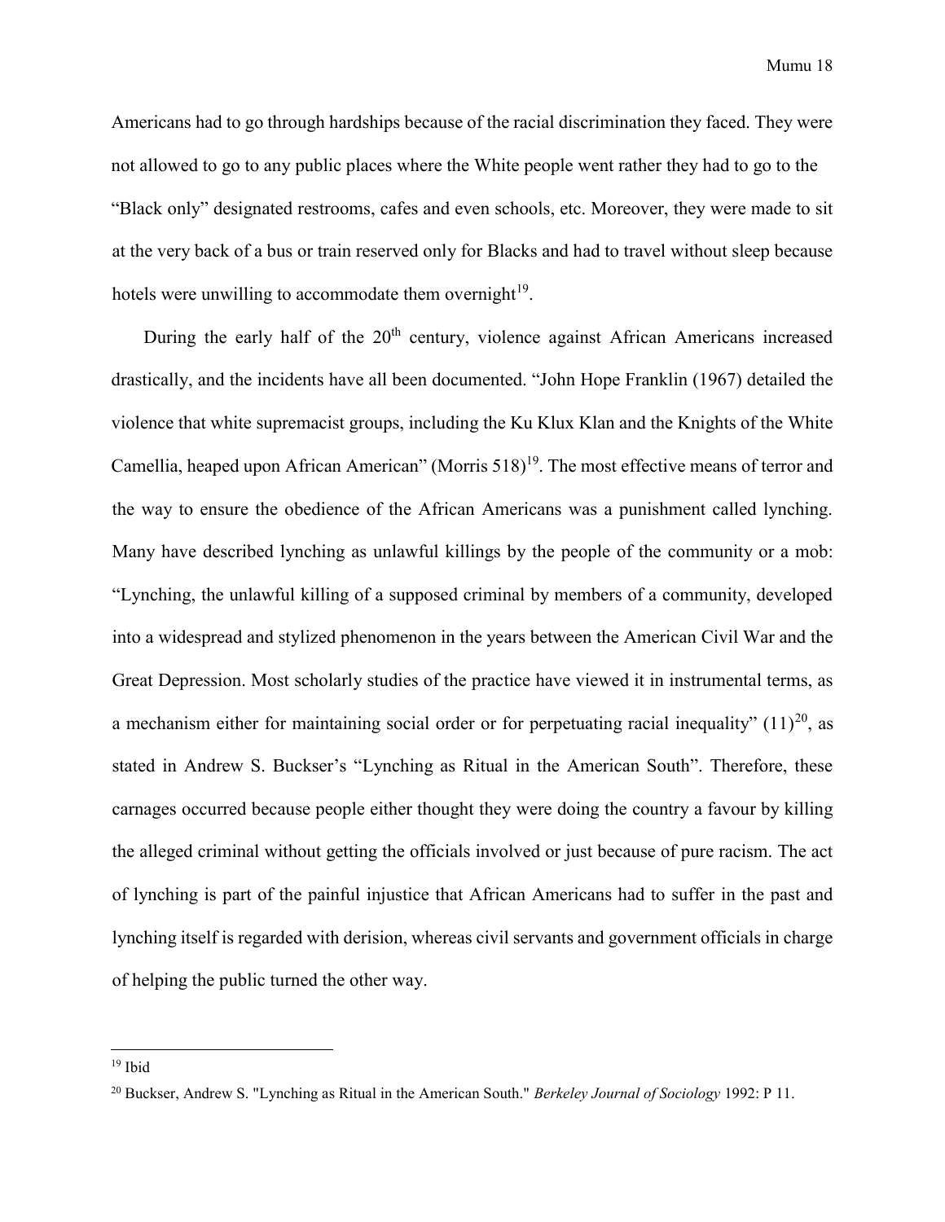Americans had to go through hardships because of the racial discrimination they faced. They were not allowed to go to any public places where the White people went rather they had to go to the "Black only" designated restrooms, cafes and even schools, etc. Moreover, they were made to sit at the very back of a bus or train reserved only for Blacks and had to travel without sleep because hotels were unwilling to accommodate them overnight[19].

During the early half of the 20th century, violence against African Americans increased drastically, and the incidents have all been documented. "John Hope Franklin (1967) detailed the violence that white supremacist groups, including the Ku Klux Klan and the Knights of the White Camellia, heaped upon African American" (Morris 518)[19]. The most effective means of terror and the way to ensure the obedience of the African Americans was a punishment called lynching. Many have described lynching as unlawful killings by the people of the community or a mob: "Lynching, the unlawful killing of a supposed criminal by members of a community, developed into a widespread and stylized phenomenon in the years between the American Civil War and the Great Depression. Most scholarly studies of the practice have viewed it in instrumental terms, as a mechanism either for maintaining social order or for perpetuating racial inequality" (11)[20], as stated in Andrew S. Buckser's "Lynching as Ritual in the American South". Therefore, these carnages occurred because people either thought they were doing the country a favour by killing the alleged criminal without getting the officials involved or just because of pure racism. The act of lynching is part of the painful injustice that African Americans had to suffer in the past and lynching itself is regarded with derision, whereas civil servants and government officials in charge of helping the public turned the other way.

---

[19] Ibid

[20] Buckser, Andrew S. "Lynching as Ritual in the American South." *Berkeley Journal of Sociology* 1992: P 11.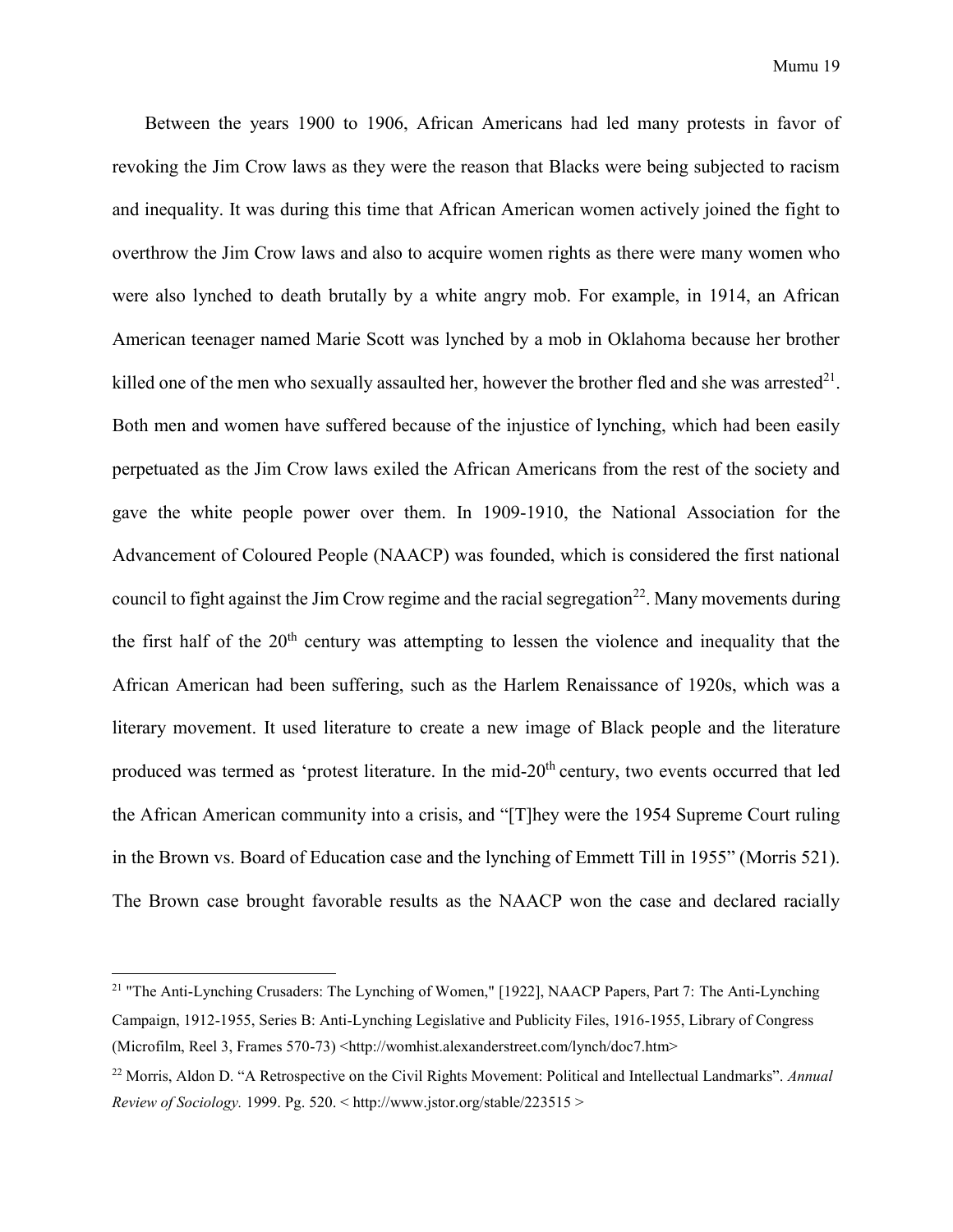Between the years 1900 to 1906, African Americans had led many protests in favor of revoking the Jim Crow laws as they were the reason that Blacks were being subjected to racism and inequality. It was during this time that African American women actively joined the fight to overthrow the Jim Crow laws and also to acquire women rights as there were many women who were also lynched to death brutally by a white angry mob. For example, in 1914, an African American teenager named Marie Scott was lynched by a mob in Oklahoma because her brother killed one of the men who sexually assaulted her, however the brother fled and she was arrested[21]. Both men and women have suffered because of the injustice of lynching, which had been easily perpetuated as the Jim Crow laws exiled the African Americans from the rest of the society and gave the white people power over them. In 1909-1910, the National Association for the Advancement of Coloured People (NAACP) was founded, which is considered the first national council to fight against the Jim Crow regime and the racial segregation[22]. Many movements during the first half of the 20th century was attempting to lessen the violence and inequality that the African American had been suffering, such as the Harlem Renaissance of 1920s, which was a literary movement. It used literature to create a new image of Black people and the literature produced was termed as 'protest literature. In the mid-20th century, two events occurred that led the African American community into a crisis, and "[T]hey were the 1954 Supreme Court ruling in the Brown vs. Board of Education case and the lynching of Emmett Till in 1955" (Morris 521). The Brown case brought favorable results as the NAACP won the case and declared racially

---

[21] "The Anti-Lynching Crusaders: The Lynching of Women," [1922], NAACP Papers, Part 7: The Anti-Lynching Campaign, 1912-1955, Series B: Anti-Lynching Legislative and Publicity Files, 1916-1955, Library of Congress (Microfilm, Reel 3, Frames 570-73) <http://womhist.alexanderstreet.com/lynch/doc7.htm>

[22] Morris, Aldon D. "A Retrospective on the Civil Rights Movement: Political and Intellectual Landmarks". *Annual Review of Sociology.* 1999. Pg. 520. < http://www.jstor.org/stable/223515 >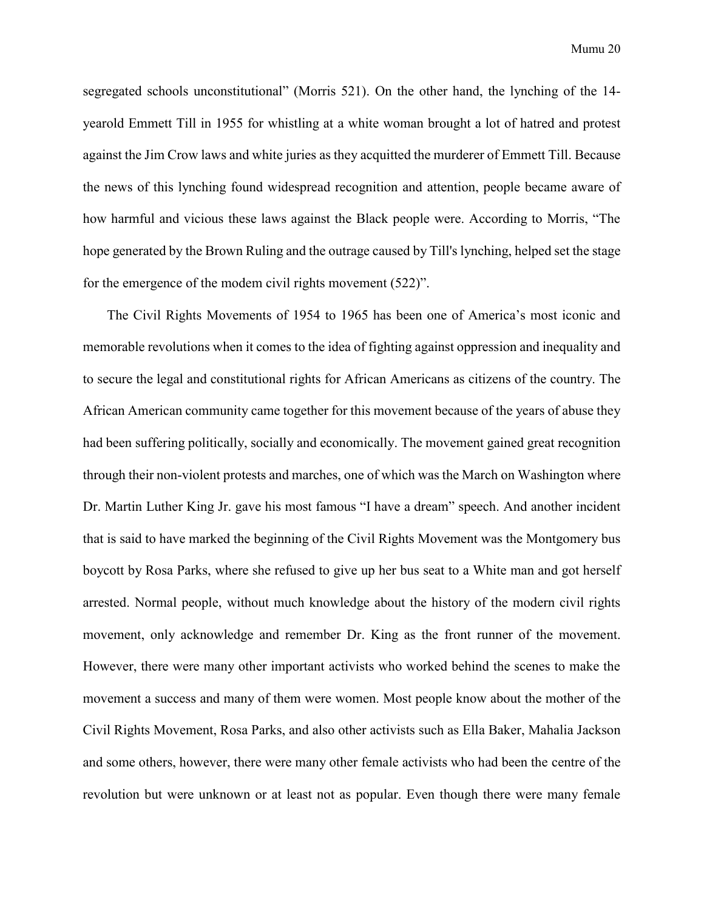segregated schools unconstitutional" (Morris 521). On the other hand, the lynching of the 14-yearold Emmett Till in 1955 for whistling at a white woman brought a lot of hatred and protest against the Jim Crow laws and white juries as they acquitted the murderer of Emmett Till. Because the news of this lynching found widespread recognition and attention, people became aware of how harmful and vicious these laws against the Black people were. According to Morris, "The hope generated by the Brown Ruling and the outrage caused by Till's lynching, helped set the stage for the emergence of the modem civil rights movement (522)".

The Civil Rights Movements of 1954 to 1965 has been one of America's most iconic and memorable revolutions when it comes to the idea of fighting against oppression and inequality and to secure the legal and constitutional rights for African Americans as citizens of the country. The African American community came together for this movement because of the years of abuse they had been suffering politically, socially and economically. The movement gained great recognition through their non-violent protests and marches, one of which was the March on Washington where Dr. Martin Luther King Jr. gave his most famous "I have a dream" speech. And another incident that is said to have marked the beginning of the Civil Rights Movement was the Montgomery bus boycott by Rosa Parks, where she refused to give up her bus seat to a White man and got herself arrested. Normal people, without much knowledge about the history of the modern civil rights movement, only acknowledge and remember Dr. King as the front runner of the movement. However, there were many other important activists who worked behind the scenes to make the movement a success and many of them were women. Most people know about the mother of the Civil Rights Movement, Rosa Parks, and also other activists such as Ella Baker, Mahalia Jackson and some others, however, there were many other female activists who had been the centre of the revolution but were unknown or at least not as popular. Even though there were many female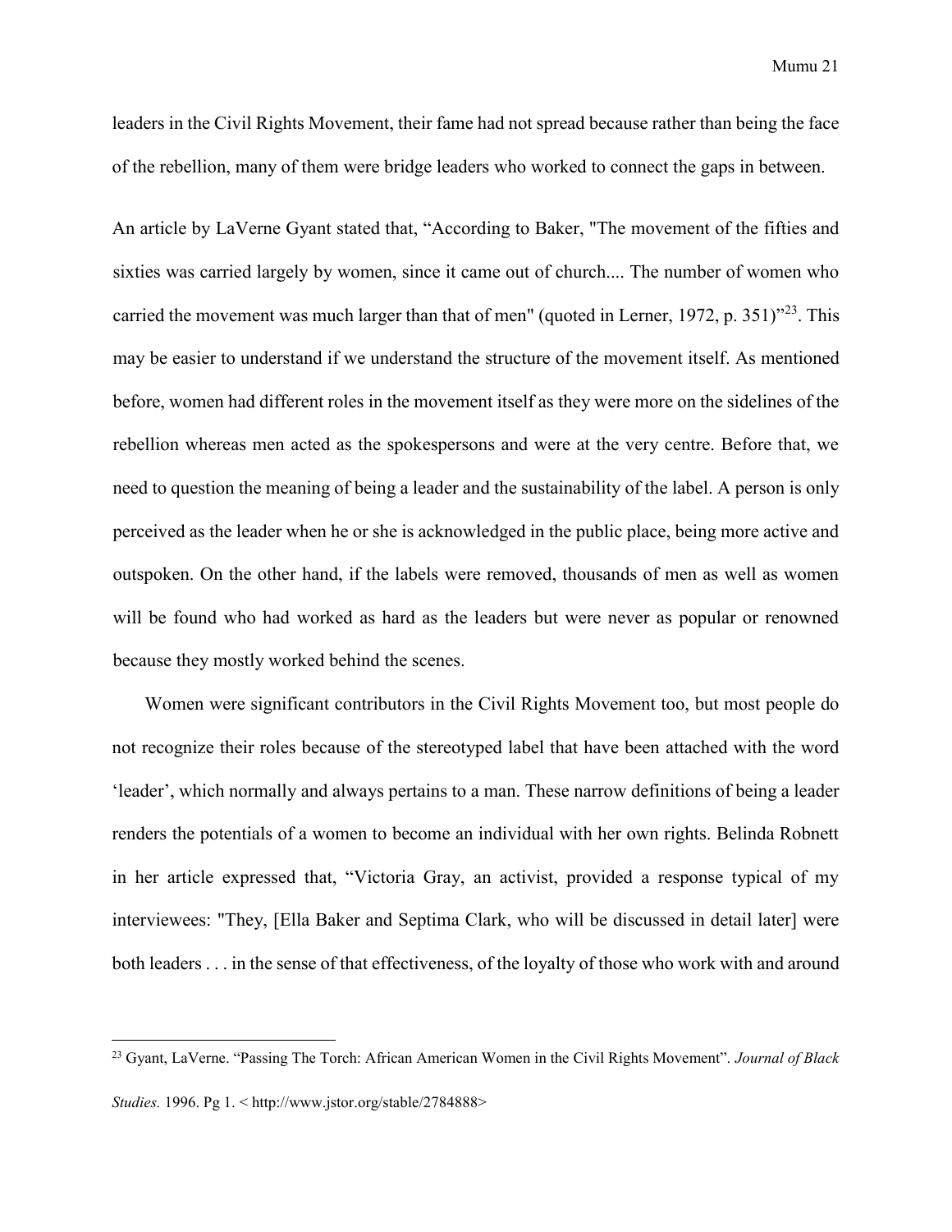leaders in the Civil Rights Movement, their fame had not spread because rather than being the face of the rebellion, many of them were bridge leaders who worked to connect the gaps in between.

An article by LaVerne Gyant stated that, "According to Baker, "The movement of the fifties and sixties was carried largely by women, since it came out of church.... The number of women who carried the movement was much larger than that of men" (quoted in Lerner, 1972, p. 351)"[23]. This may be easier to understand if we understand the structure of the movement itself. As mentioned before, women had different roles in the movement itself as they were more on the sidelines of the rebellion whereas men acted as the spokespersons and were at the very centre. Before that, we need to question the meaning of being a leader and the sustainability of the label. A person is only perceived as the leader when he or she is acknowledged in the public place, being more active and outspoken. On the other hand, if the labels were removed, thousands of men as well as women will be found who had worked as hard as the leaders but were never as popular or renowned because they mostly worked behind the scenes.

Women were significant contributors in the Civil Rights Movement too, but most people do not recognize their roles because of the stereotyped label that have been attached with the word 'leader', which normally and always pertains to a man. These narrow definitions of being a leader renders the potentials of a women to become an individual with her own rights. Belinda Robnett in her article expressed that, "Victoria Gray, an activist, provided a response typical of my interviewees: "They, [Ella Baker and Septima Clark, who will be discussed in detail later] were both leaders . . . in the sense of that effectiveness, of the loyalty of those who work with and around

---

[23] Gyant, LaVerne. "Passing The Torch: African American Women in the Civil Rights Movement". *Journal of Black Studies.* 1996. Pg 1. < http://www.jstor.org/stable/2784888>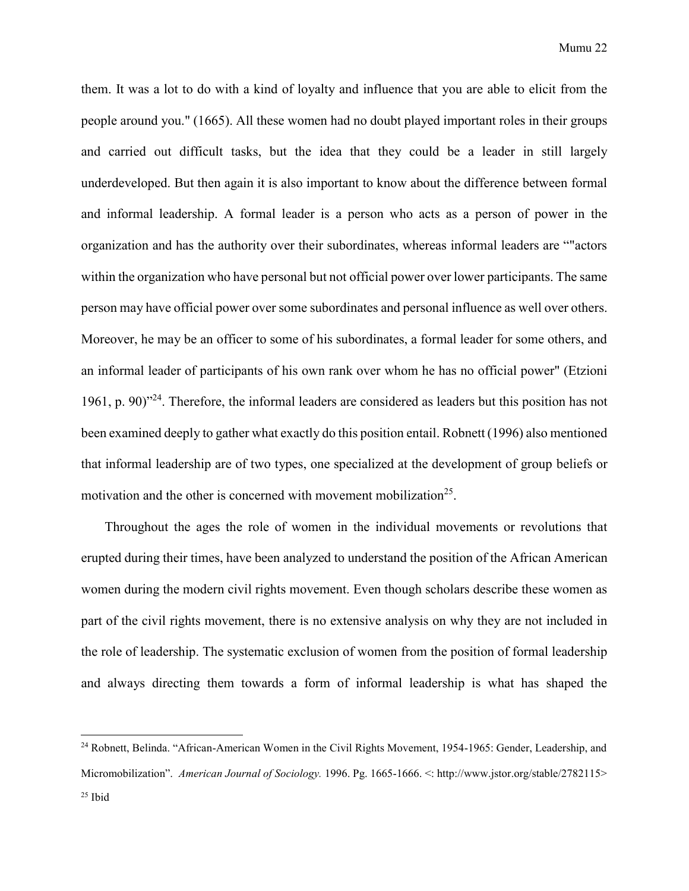them. It was a lot to do with a kind of loyalty and influence that you are able to elicit from the people around you." (1665). All these women had no doubt played important roles in their groups and carried out difficult tasks, but the idea that they could be a leader in still largely underdeveloped. But then again it is also important to know about the difference between formal and informal leadership. A formal leader is a person who acts as a person of power in the organization and has the authority over their subordinates, whereas informal leaders are “"actors within the organization who have personal but not official power over lower participants. The same person may have official power over some subordinates and personal influence as well over others. Moreover, he may be an officer to some of his subordinates, a formal leader for some others, and an informal leader of participants of his own rank over whom he has no official power" (Etzioni 1961, p. 90)”[24]. Therefore, the informal leaders are considered as leaders but this position has not been examined deeply to gather what exactly do this position entail. Robnett (1996) also mentioned that informal leadership are of two types, one specialized at the development of group beliefs or motivation and the other is concerned with movement mobilization[25].

Throughout the ages the role of women in the individual movements or revolutions that erupted during their times, have been analyzed to understand the position of the African American women during the modern civil rights movement. Even though scholars describe these women as part of the civil rights movement, there is no extensive analysis on why they are not included in the role of leadership. The systematic exclusion of women from the position of formal leadership and always directing them towards a form of informal leadership is what has shaped the

---

[24] Robnett, Belinda. “African-American Women in the Civil Rights Movement, 1954-1965: Gender, Leadership, and Micromobilization”. *American Journal of Sociology.* 1996. Pg. 1665-1666. <: http://www.jstor.org/stable/2782115>

[25] Ibid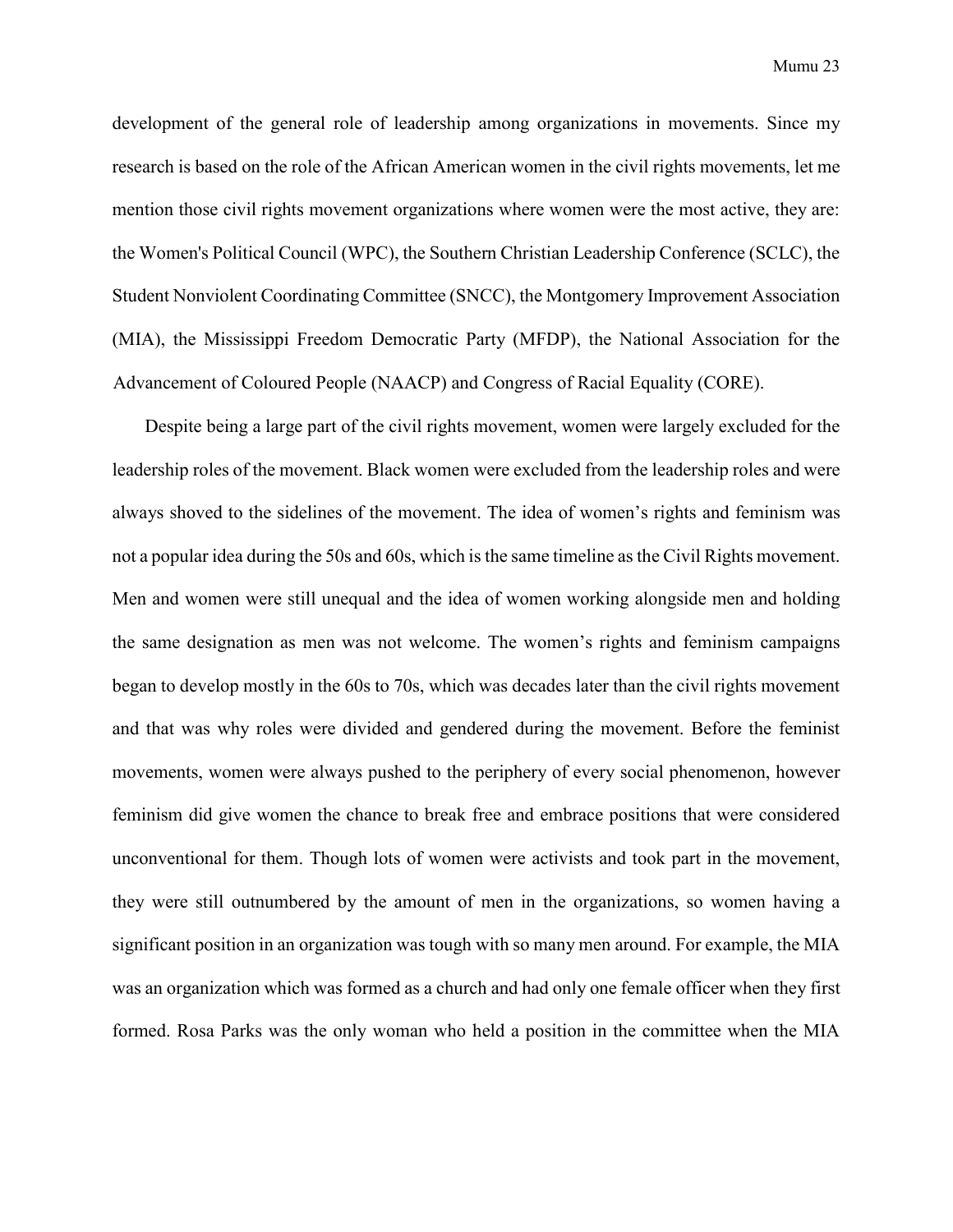development of the general role of leadership among organizations in movements. Since my research is based on the role of the African American women in the civil rights movements, let me mention those civil rights movement organizations where women were the most active, they are: the Women's Political Council (WPC), the Southern Christian Leadership Conference (SCLC), the Student Nonviolent Coordinating Committee (SNCC), the Montgomery Improvement Association (MIA), the Mississippi Freedom Democratic Party (MFDP), the National Association for the Advancement of Coloured People (NAACP) and Congress of Racial Equality (CORE).

Despite being a large part of the civil rights movement, women were largely excluded for the leadership roles of the movement. Black women were excluded from the leadership roles and were always shoved to the sidelines of the movement. The idea of women's rights and feminism was not a popular idea during the 50s and 60s, which is the same timeline as the Civil Rights movement. Men and women were still unequal and the idea of women working alongside men and holding the same designation as men was not welcome. The women's rights and feminism campaigns began to develop mostly in the 60s to 70s, which was decades later than the civil rights movement and that was why roles were divided and gendered during the movement. Before the feminist movements, women were always pushed to the periphery of every social phenomenon, however feminism did give women the chance to break free and embrace positions that were considered unconventional for them. Though lots of women were activists and took part in the movement, they were still outnumbered by the amount of men in the organizations, so women having a significant position in an organization was tough with so many men around. For example, the MIA was an organization which was formed as a church and had only one female officer when they first formed. Rosa Parks was the only woman who held a position in the committee when the MIA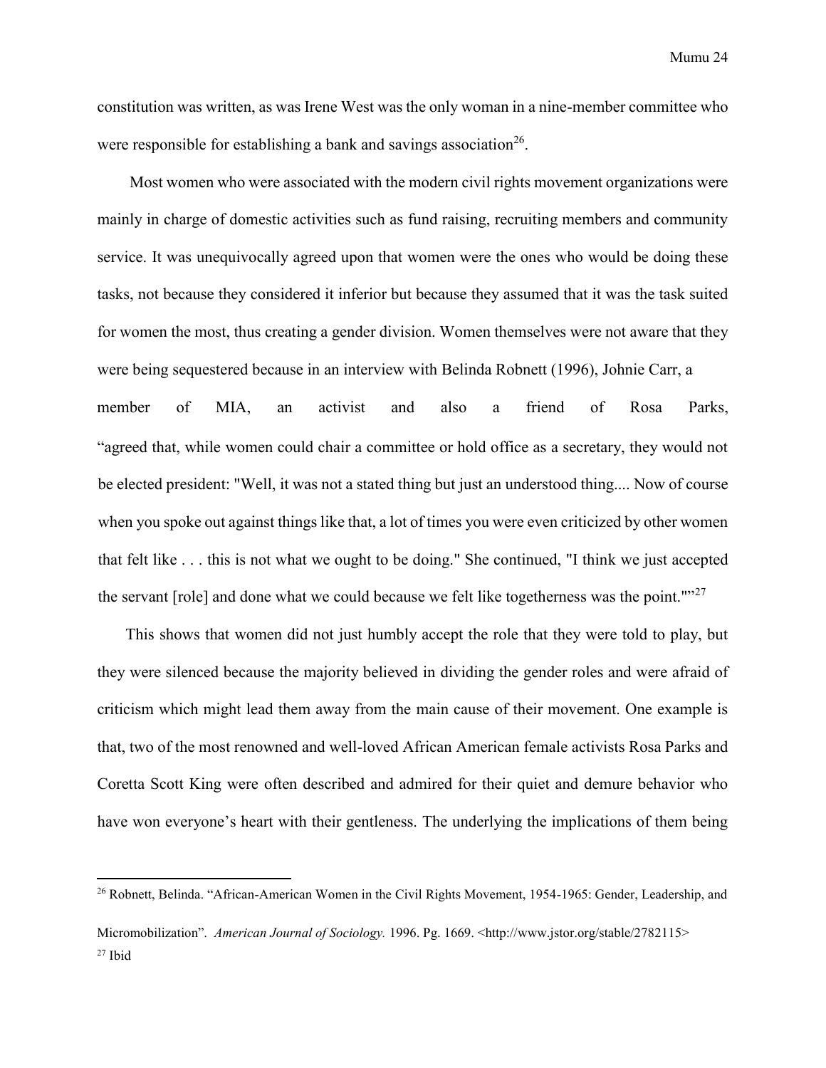constitution was written, as was Irene West was the only woman in a nine-member committee who were responsible for establishing a bank and savings association[26].

Most women who were associated with the modern civil rights movement organizations were mainly in charge of domestic activities such as fund raising, recruiting members and community service. It was unequivocally agreed upon that women were the ones who would be doing these tasks, not because they considered it inferior but because they assumed that it was the task suited for women the most, thus creating a gender division. Women themselves were not aware that they were being sequestered because in an interview with Belinda Robnett (1996), Johnie Carr, a member of MIA, an activist and also a friend of Rosa Parks, "agreed that, while women could chair a committee or hold office as a secretary, they would not be elected president: "Well, it was not a stated thing but just an understood thing.... Now of course when you spoke out against things like that, a lot of times you were even criticized by other women that felt like . . . this is not what we ought to be doing." She continued, "I think we just accepted the servant [role] and done what we could because we felt like togetherness was the point.""[27]

This shows that women did not just humbly accept the role that they were told to play, but they were silenced because the majority believed in dividing the gender roles and were afraid of criticism which might lead them away from the main cause of their movement. One example is that, two of the most renowned and well-loved African American female activists Rosa Parks and Coretta Scott King were often described and admired for their quiet and demure behavior who have won everyone's heart with their gentleness. The underlying the implications of them being

---

[26] Robnett, Belinda. "African-American Women in the Civil Rights Movement, 1954-1965: Gender, Leadership, and Micromobilization". *American Journal of Sociology.* 1996. Pg. 1669. <http://www.jstor.org/stable/2782115>

[27] Ibid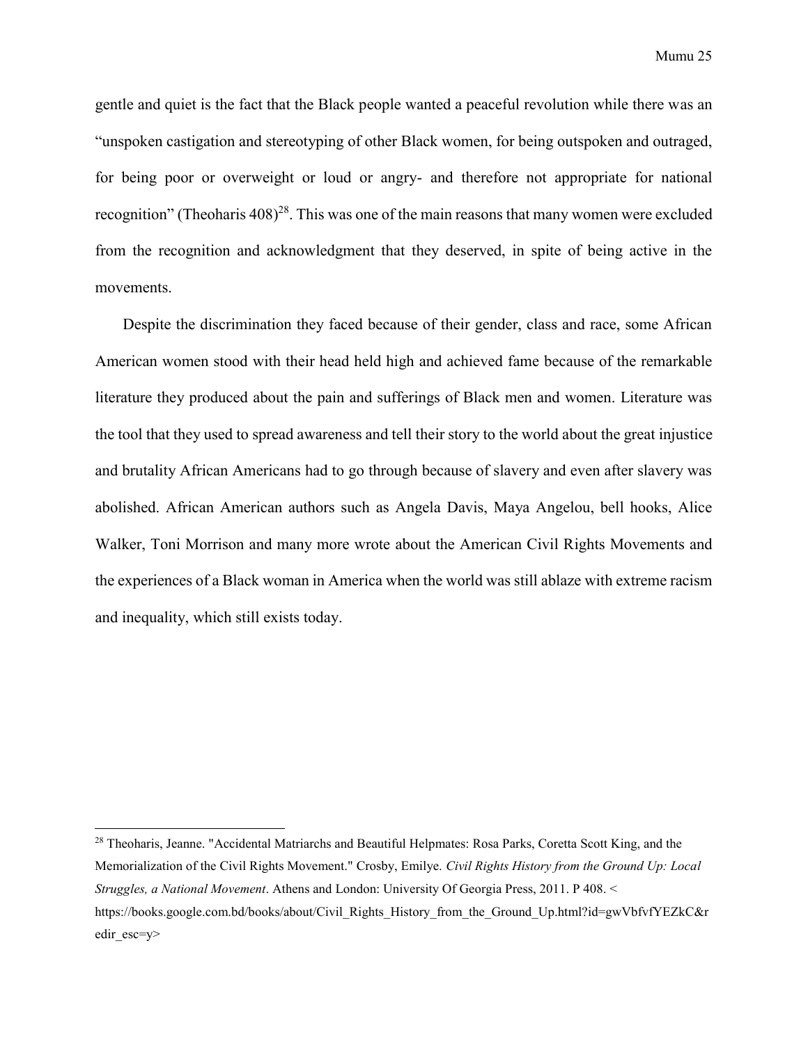gentle and quiet is the fact that the Black people wanted a peaceful revolution while there was an "unspoken castigation and stereotyping of other Black women, for being outspoken and outraged, for being poor or overweight or loud or angry- and therefore not appropriate for national recognition" (Theoharis 408)[28]. This was one of the main reasons that many women were excluded from the recognition and acknowledgment that they deserved, in spite of being active in the movements.

Despite the discrimination they faced because of their gender, class and race, some African American women stood with their head held high and achieved fame because of the remarkable literature they produced about the pain and sufferings of Black men and women. Literature was the tool that they used to spread awareness and tell their story to the world about the great injustice and brutality African Americans had to go through because of slavery and even after slavery was abolished. African American authors such as Angela Davis, Maya Angelou, bell hooks, Alice Walker, Toni Morrison and many more wrote about the American Civil Rights Movements and the experiences of a Black woman in America when the world was still ablaze with extreme racism and inequality, which still exists today.

---

[28] Theoharis, Jeanne. "Accidental Matriarchs and Beautiful Helpmates: Rosa Parks, Coretta Scott King, and the Memorialization of the Civil Rights Movement." Crosby, Emilye. *Civil Rights History from the Ground Up: Local Struggles, a National Movement*. Athens and London: University Of Georgia Press, 2011. P 408. < https://books.google.com.bd/books/about/Civil_Rights_History_from_the_Ground_Up.html?id=gwVbfvfYEZkC&redir_esc=y>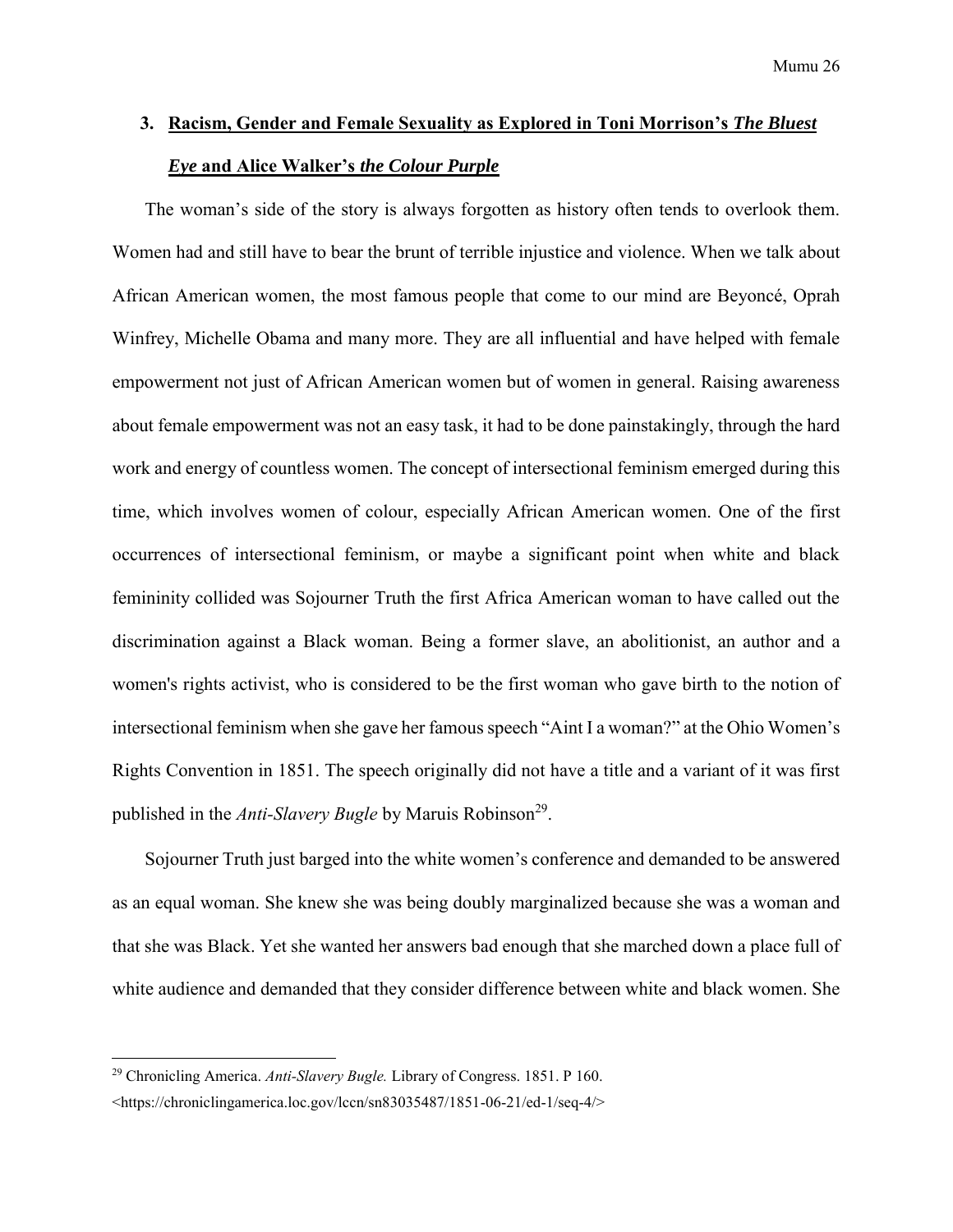## 3. Racism, Gender and Female Sexuality as Explored in Toni Morrison's *The Bluest Eye* and Alice Walker's *the Colour Purple*

The woman's side of the story is always forgotten as history often tends to overlook them. Women had and still have to bear the brunt of terrible injustice and violence. When we talk about African American women, the most famous people that come to our mind are Beyoncé, Oprah Winfrey, Michelle Obama and many more. They are all influential and have helped with female empowerment not just of African American women but of women in general. Raising awareness about female empowerment was not an easy task, it had to be done painstakingly, through the hard work and energy of countless women. The concept of intersectional feminism emerged during this time, which involves women of colour, especially African American women. One of the first occurrences of intersectional feminism, or maybe a significant point when white and black femininity collided was Sojourner Truth the first Africa American woman to have called out the discrimination against a Black woman. Being a former slave, an abolitionist, an author and a women's rights activist, who is considered to be the first woman who gave birth to the notion of intersectional feminism when she gave her famous speech "Aint I a woman?" at the Ohio Women's Rights Convention in 1851. The speech originally did not have a title and a variant of it was first published in the *Anti-Slavery Bugle* by Maruis Robinson[29].

Sojourner Truth just barged into the white women's conference and demanded to be answered as an equal woman. She knew she was being doubly marginalized because she was a woman and that she was Black. Yet she wanted her answers bad enough that she marched down a place full of white audience and demanded that they consider difference between white and black women. She

---

[29] Chronicling America. *Anti-Slavery Bugle.* Library of Congress. 1851. P 160. <https://chroniclingamerica.loc.gov/lccn/sn83035487/1851-06-21/ed-1/seq-4/>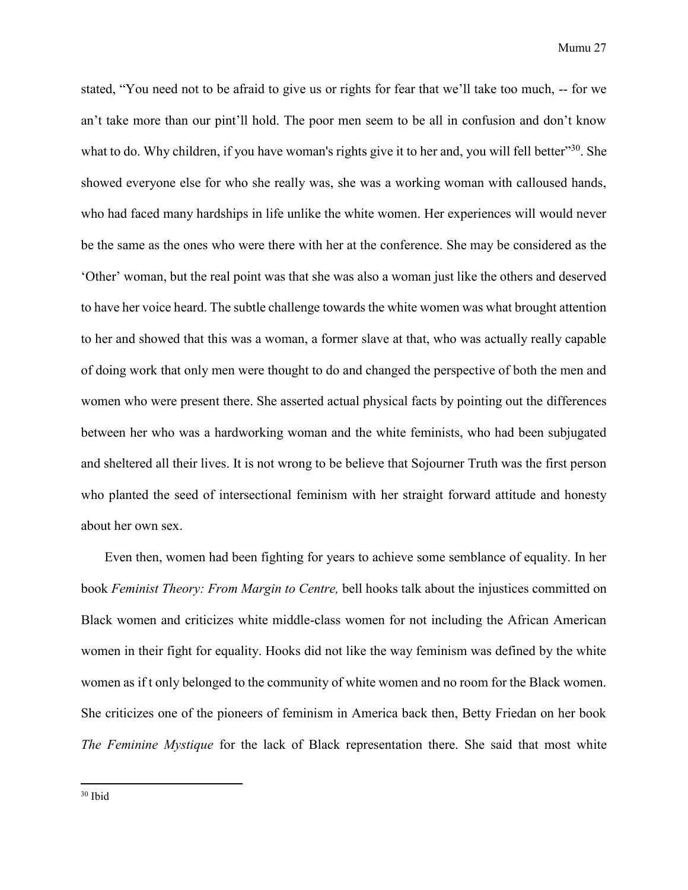stated, "You need not to be afraid to give us or rights for fear that we'll take too much, -- for we an't take more than our pint'll hold. The poor men seem to be all in confusion and don't know what to do. Why children, if you have woman's rights give it to her and, you will fell better"[30]. She showed everyone else for who she really was, she was a working woman with calloused hands, who had faced many hardships in life unlike the white women. Her experiences will would never be the same as the ones who were there with her at the conference. She may be considered as the 'Other' woman, but the real point was that she was also a woman just like the others and deserved to have her voice heard. The subtle challenge towards the white women was what brought attention to her and showed that this was a woman, a former slave at that, who was actually really capable of doing work that only men were thought to do and changed the perspective of both the men and women who were present there. She asserted actual physical facts by pointing out the differences between her who was a hardworking woman and the white feminists, who had been subjugated and sheltered all their lives. It is not wrong to be believe that Sojourner Truth was the first person who planted the seed of intersectional feminism with her straight forward attitude and honesty about her own sex.

Even then, women had been fighting for years to achieve some semblance of equality. In her book *Feminist Theory: From Margin to Centre,* bell hooks talk about the injustices committed on Black women and criticizes white middle-class women for not including the African American women in their fight for equality. Hooks did not like the way feminism was defined by the white women as if t only belonged to the community of white women and no room for the Black women. She criticizes one of the pioneers of feminism in America back then, Betty Friedan on her book *The Feminine Mystique* for the lack of Black representation there. She said that most white

---

[30] Ibid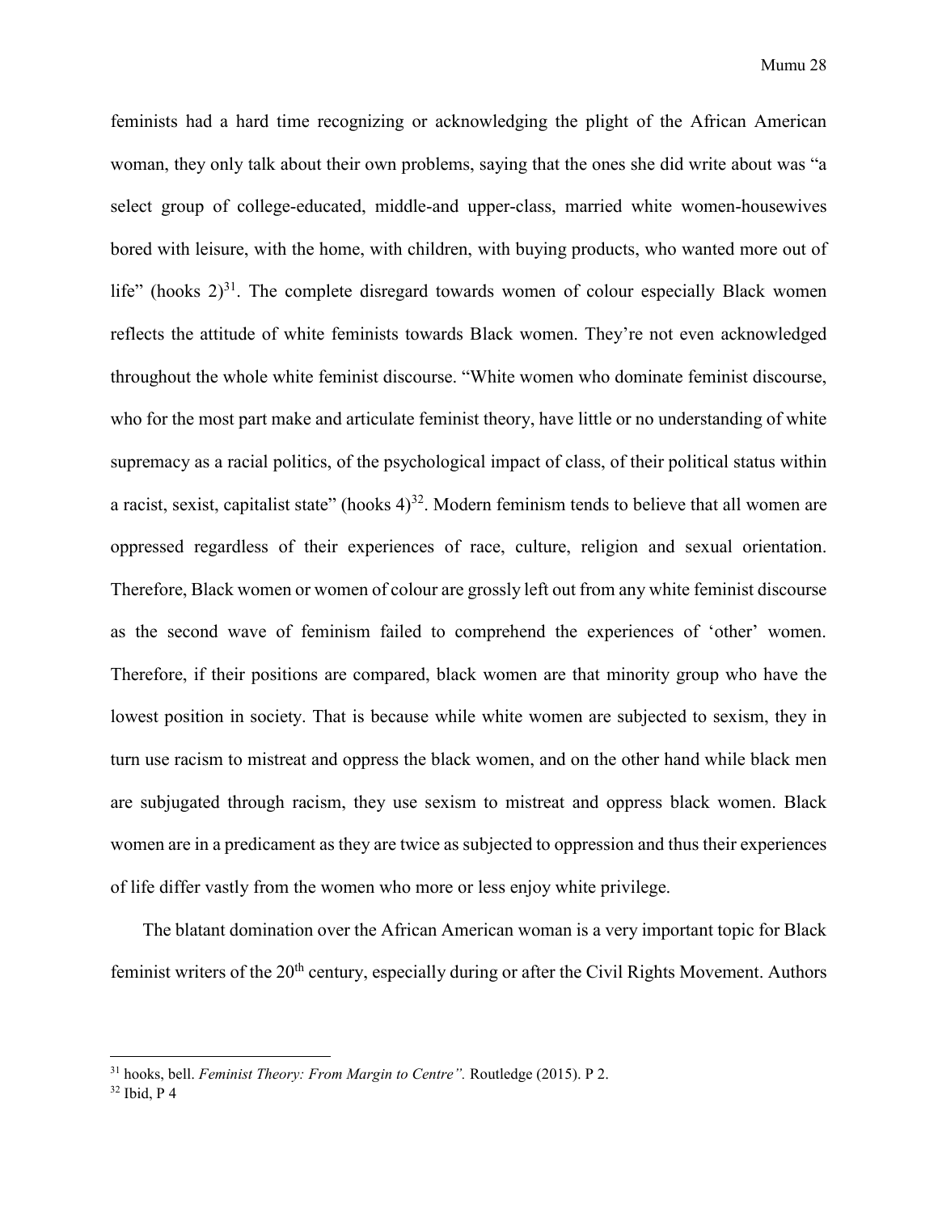feminists had a hard time recognizing or acknowledging the plight of the African American woman, they only talk about their own problems, saying that the ones she did write about was "a select group of college-educated, middle-and upper-class, married white women-housewives bored with leisure, with the home, with children, with buying products, who wanted more out of life" (hooks 2)[31]. The complete disregard towards women of colour especially Black women reflects the attitude of white feminists towards Black women. They're not even acknowledged throughout the whole white feminist discourse. "White women who dominate feminist discourse, who for the most part make and articulate feminist theory, have little or no understanding of white supremacy as a racial politics, of the psychological impact of class, of their political status within a racist, sexist, capitalist state" (hooks 4)[32]. Modern feminism tends to believe that all women are oppressed regardless of their experiences of race, culture, religion and sexual orientation. Therefore, Black women or women of colour are grossly left out from any white feminist discourse as the second wave of feminism failed to comprehend the experiences of 'other' women. Therefore, if their positions are compared, black women are that minority group who have the lowest position in society. That is because while white women are subjected to sexism, they in turn use racism to mistreat and oppress the black women, and on the other hand while black men are subjugated through racism, they use sexism to mistreat and oppress black women. Black women are in a predicament as they are twice as subjected to oppression and thus their experiences of life differ vastly from the women who more or less enjoy white privilege.

The blatant domination over the African American woman is a very important topic for Black feminist writers of the 20th century, especially during or after the Civil Rights Movement. Authors

---

[31] hooks, bell. *Feminist Theory: From Margin to Centre".* Routledge (2015). P 2.

[32] Ibid, P 4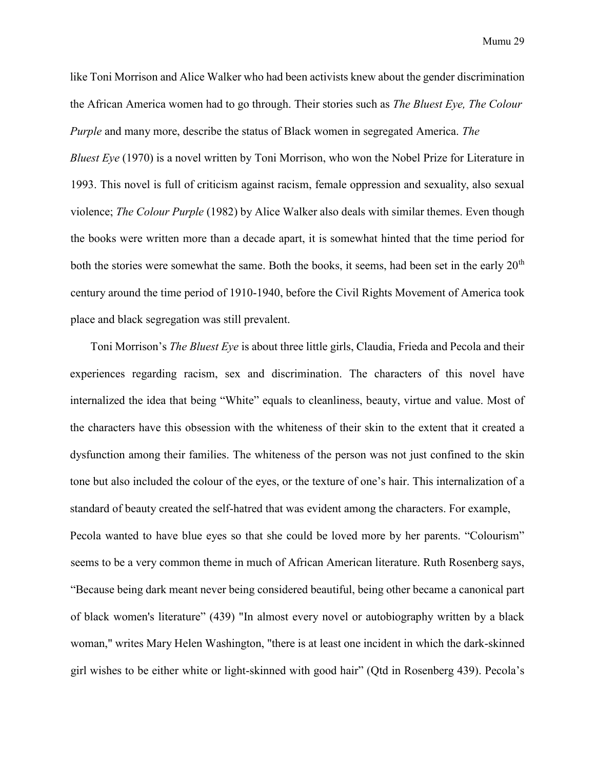like Toni Morrison and Alice Walker who had been activists knew about the gender discrimination the African America women had to go through. Their stories such as *The Bluest Eye, The Colour Purple* and many more, describe the status of Black women in segregated America. *The Bluest Eye* (1970) is a novel written by Toni Morrison, who won the Nobel Prize for Literature in 1993. This novel is full of criticism against racism, female oppression and sexuality, also sexual violence; *The Colour Purple* (1982) by Alice Walker also deals with similar themes. Even though the books were written more than a decade apart, it is somewhat hinted that the time period for both the stories were somewhat the same. Both the books, it seems, had been set in the early 20th century around the time period of 1910-1940, before the Civil Rights Movement of America took place and black segregation was still prevalent.

Toni Morrison's *The Bluest Eye* is about three little girls, Claudia, Frieda and Pecola and their experiences regarding racism, sex and discrimination. The characters of this novel have internalized the idea that being "White" equals to cleanliness, beauty, virtue and value. Most of the characters have this obsession with the whiteness of their skin to the extent that it created a dysfunction among their families. The whiteness of the person was not just confined to the skin tone but also included the colour of the eyes, or the texture of one's hair. This internalization of a standard of beauty created the self-hatred that was evident among the characters. For example, Pecola wanted to have blue eyes so that she could be loved more by her parents. "Colourism" seems to be a very common theme in much of African American literature. Ruth Rosenberg says, "Because being dark meant never being considered beautiful, being other became a canonical part of black women's literature" (439) "In almost every novel or autobiography written by a black woman," writes Mary Helen Washington, "there is at least one incident in which the dark-skinned girl wishes to be either white or light-skinned with good hair" (Qtd in Rosenberg 439). Pecola's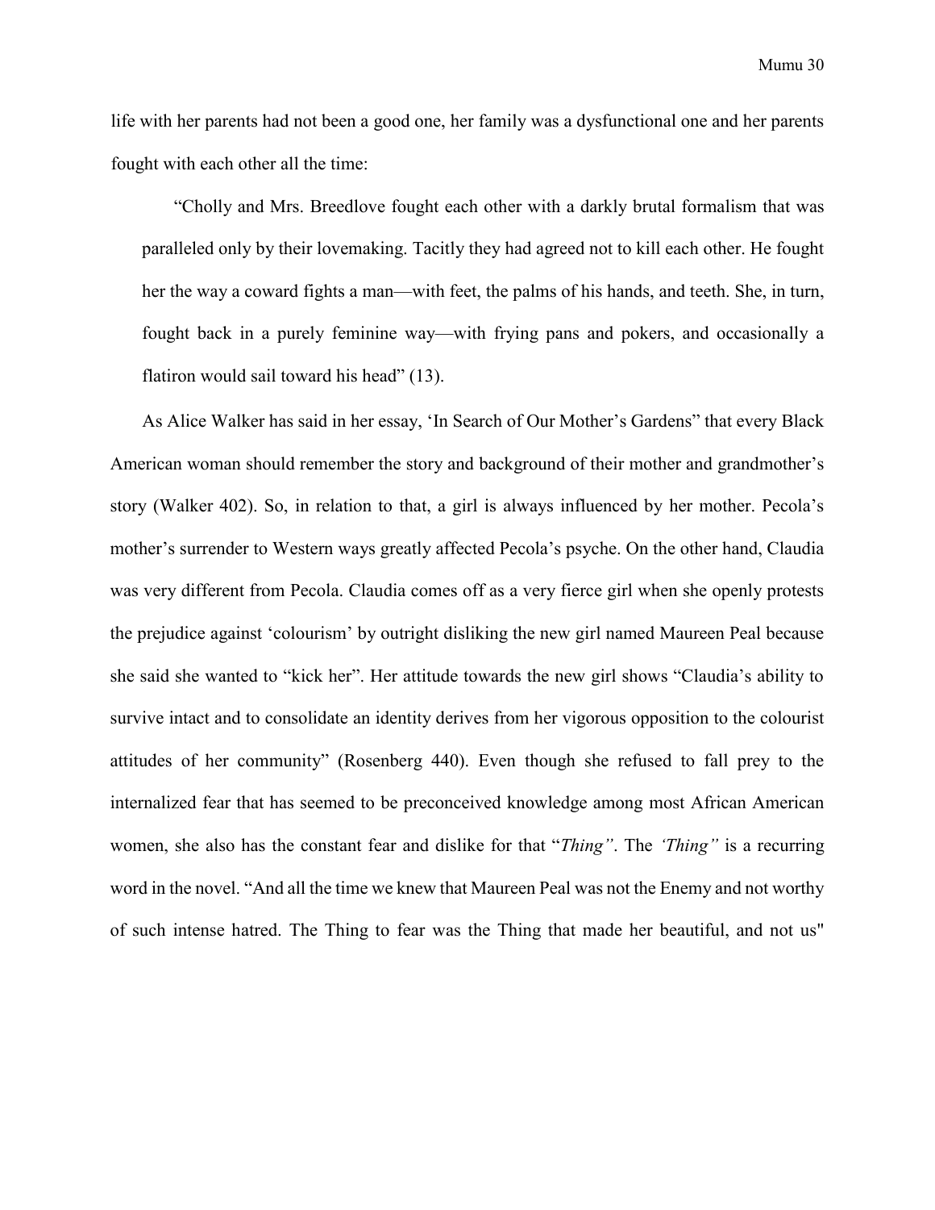life with her parents had not been a good one, her family was a dysfunctional one and her parents fought with each other all the time:

> "Cholly and Mrs. Breedlove fought each other with a darkly brutal formalism that was paralleled only by their lovemaking. Tacitly they had agreed not to kill each other. He fought her the way a coward fights a man—with feet, the palms of his hands, and teeth. She, in turn, fought back in a purely feminine way—with frying pans and pokers, and occasionally a flatiron would sail toward his head" (13).

As Alice Walker has said in her essay, 'In Search of Our Mother's Gardens" that every Black American woman should remember the story and background of their mother and grandmother's story (Walker 402). So, in relation to that, a girl is always influenced by her mother. Pecola's mother's surrender to Western ways greatly affected Pecola's psyche. On the other hand, Claudia was very different from Pecola. Claudia comes off as a very fierce girl when she openly protests the prejudice against 'colourism' by outright disliking the new girl named Maureen Peal because she said she wanted to "kick her". Her attitude towards the new girl shows "Claudia's ability to survive intact and to consolidate an identity derives from her vigorous opposition to the colourist attitudes of her community" (Rosenberg 440). Even though she refused to fall prey to the internalized fear that has seemed to be preconceived knowledge among most African American women, she also has the constant fear and dislike for that "*Thing"*. The *'Thing"* is a recurring word in the novel. "And all the time we knew that Maureen Peal was not the Enemy and not worthy of such intense hatred. The Thing to fear was the Thing that made her beautiful, and not us"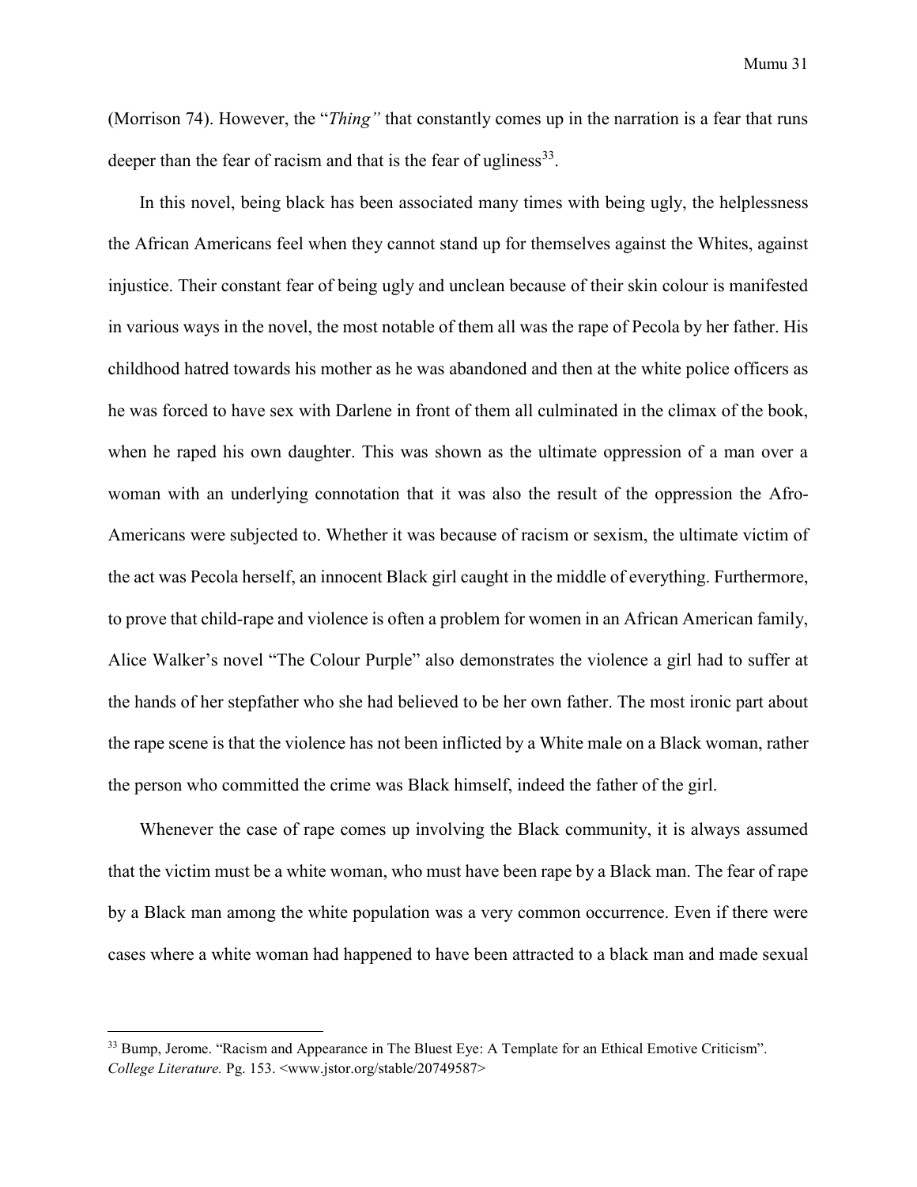(Morrison 74). However, the "*Thing"* that constantly comes up in the narration is a fear that runs deeper than the fear of racism and that is the fear of ugliness[33].

In this novel, being black has been associated many times with being ugly, the helplessness the African Americans feel when they cannot stand up for themselves against the Whites, against injustice. Their constant fear of being ugly and unclean because of their skin colour is manifested in various ways in the novel, the most notable of them all was the rape of Pecola by her father. His childhood hatred towards his mother as he was abandoned and then at the white police officers as he was forced to have sex with Darlene in front of them all culminated in the climax of the book, when he raped his own daughter. This was shown as the ultimate oppression of a man over a woman with an underlying connotation that it was also the result of the oppression the Afro-Americans were subjected to. Whether it was because of racism or sexism, the ultimate victim of the act was Pecola herself, an innocent Black girl caught in the middle of everything. Furthermore, to prove that child-rape and violence is often a problem for women in an African American family, Alice Walker's novel "The Colour Purple" also demonstrates the violence a girl had to suffer at the hands of her stepfather who she had believed to be her own father. The most ironic part about the rape scene is that the violence has not been inflicted by a White male on a Black woman, rather the person who committed the crime was Black himself, indeed the father of the girl.

Whenever the case of rape comes up involving the Black community, it is always assumed that the victim must be a white woman, who must have been rape by a Black man. The fear of rape by a Black man among the white population was a very common occurrence. Even if there were cases where a white woman had happened to have been attracted to a black man and made sexual

---

[33] Bump, Jerome. "Racism and Appearance in The Bluest Eye: A Template for an Ethical Emotive Criticism". *College Literature.* Pg. 153. <www.jstor.org/stable/20749587>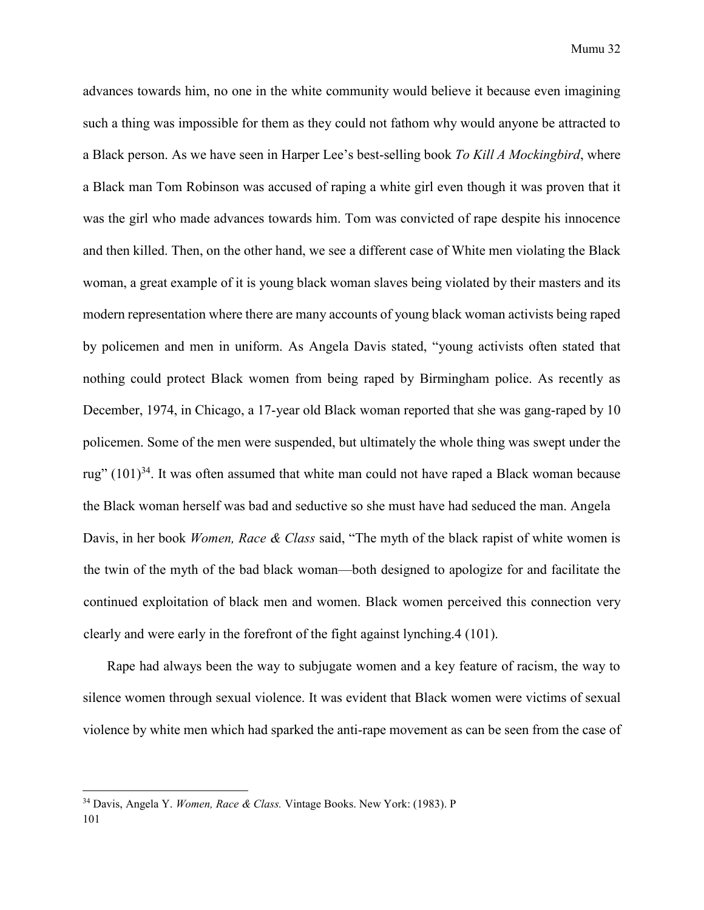advances towards him, no one in the white community would believe it because even imagining such a thing was impossible for them as they could not fathom why would anyone be attracted to a Black person. As we have seen in Harper Lee's best-selling book *To Kill A Mockingbird*, where a Black man Tom Robinson was accused of raping a white girl even though it was proven that it was the girl who made advances towards him. Tom was convicted of rape despite his innocence and then killed. Then, on the other hand, we see a different case of White men violating the Black woman, a great example of it is young black woman slaves being violated by their masters and its modern representation where there are many accounts of young black woman activists being raped by policemen and men in uniform. As Angela Davis stated, "young activists often stated that nothing could protect Black women from being raped by Birmingham police. As recently as December, 1974, in Chicago, a 17-year old Black woman reported that she was gang-raped by 10 policemen. Some of the men were suspended, but ultimately the whole thing was swept under the rug" (101)[34]. It was often assumed that white man could not have raped a Black woman because the Black woman herself was bad and seductive so she must have had seduced the man. Angela Davis, in her book *Women, Race & Class* said, "The myth of the black rapist of white women is the twin of the myth of the bad black woman—both designed to apologize for and facilitate the continued exploitation of black men and women. Black women perceived this connection very clearly and were early in the forefront of the fight against lynching.4 (101).

Rape had always been the way to subjugate women and a key feature of racism, the way to silence women through sexual violence. It was evident that Black women were victims of sexual violence by white men which had sparked the anti-rape movement as can be seen from the case of

---

[34] Davis, Angela Y. *Women, Race & Class.* Vintage Books. New York: (1983). P 101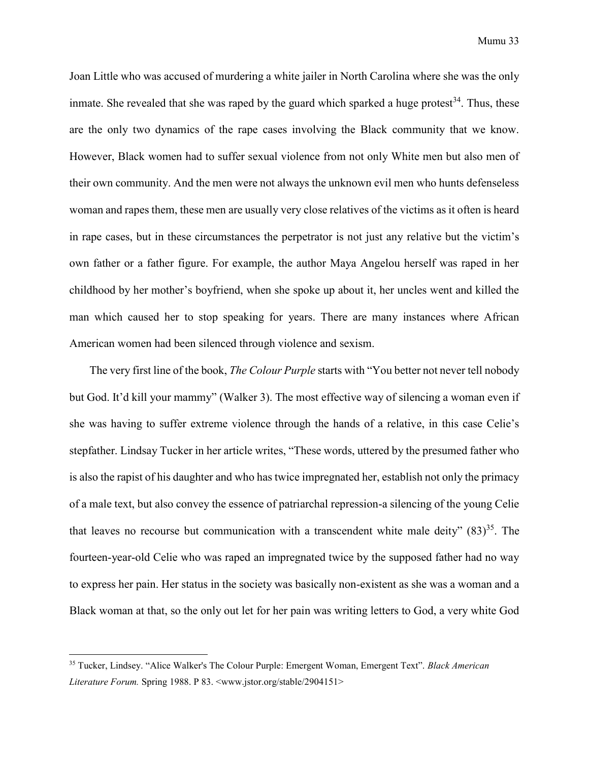Joan Little who was accused of murdering a white jailer in North Carolina where she was the only inmate. She revealed that she was raped by the guard which sparked a huge protest[34]. Thus, these are the only two dynamics of the rape cases involving the Black community that we know. However, Black women had to suffer sexual violence from not only White men but also men of their own community. And the men were not always the unknown evil men who hunts defenseless woman and rapes them, these men are usually very close relatives of the victims as it often is heard in rape cases, but in these circumstances the perpetrator is not just any relative but the victim's own father or a father figure. For example, the author Maya Angelou herself was raped in her childhood by her mother's boyfriend, when she spoke up about it, her uncles went and killed the man which caused her to stop speaking for years. There are many instances where African American women had been silenced through violence and sexism.

The very first line of the book, *The Colour Purple* starts with "You better not never tell nobody but God. It'd kill your mammy" (Walker 3). The most effective way of silencing a woman even if she was having to suffer extreme violence through the hands of a relative, in this case Celie's stepfather. Lindsay Tucker in her article writes, "These words, uttered by the presumed father who is also the rapist of his daughter and who has twice impregnated her, establish not only the primacy of a male text, but also convey the essence of patriarchal repression-a silencing of the young Celie that leaves no recourse but communication with a transcendent white male deity" (83)[35]. The fourteen-year-old Celie who was raped an impregnated twice by the supposed father had no way to express her pain. Her status in the society was basically non-existent as she was a woman and a Black woman at that, so the only out let for her pain was writing letters to God, a very white God

---

[35] Tucker, Lindsey. "Alice Walker's The Colour Purple: Emergent Woman, Emergent Text". *Black American Literature Forum.* Spring 1988. P 83. <www.jstor.org/stable/2904151>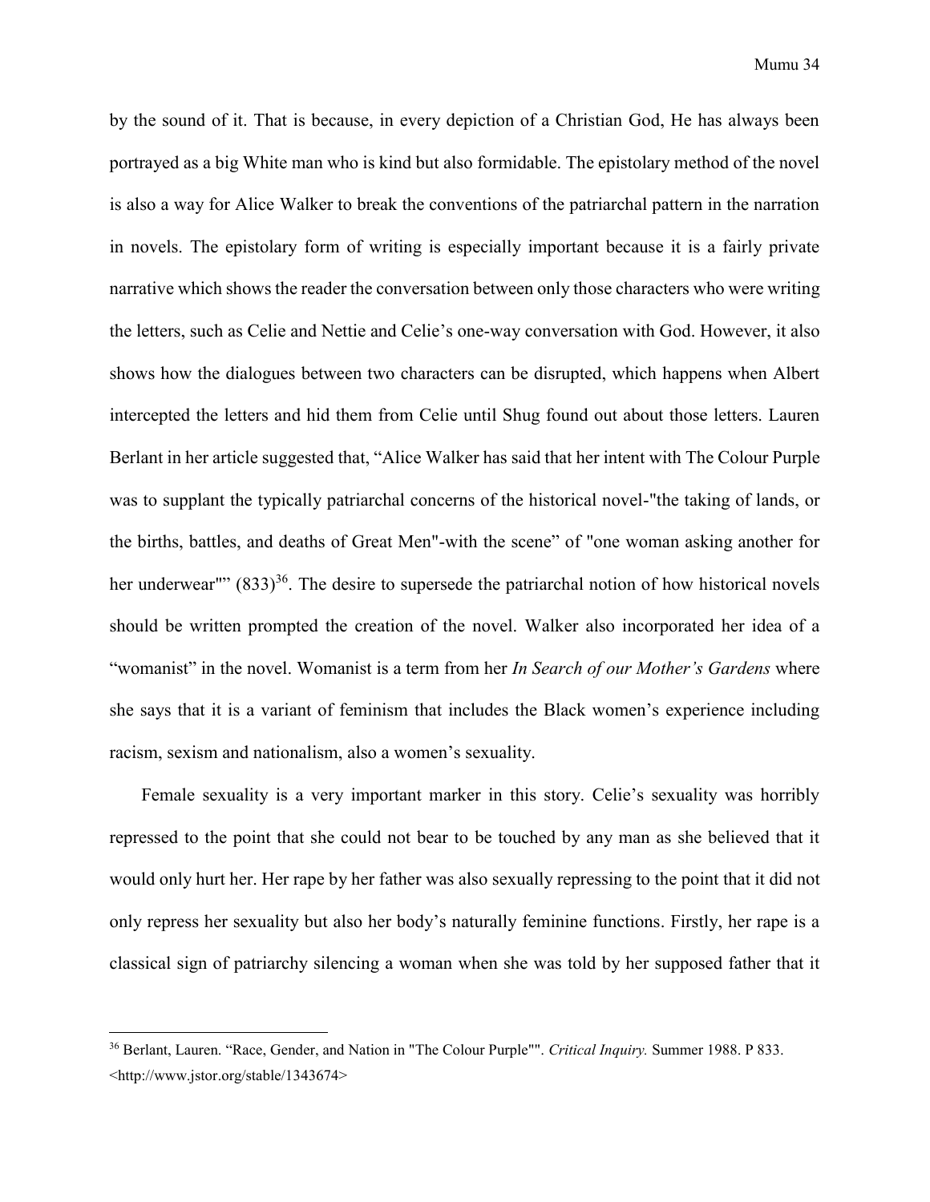by the sound of it. That is because, in every depiction of a Christian God, He has always been portrayed as a big White man who is kind but also formidable. The epistolary method of the novel is also a way for Alice Walker to break the conventions of the patriarchal pattern in the narration in novels. The epistolary form of writing is especially important because it is a fairly private narrative which shows the reader the conversation between only those characters who were writing the letters, such as Celie and Nettie and Celie's one-way conversation with God. However, it also shows how the dialogues between two characters can be disrupted, which happens when Albert intercepted the letters and hid them from Celie until Shug found out about those letters. Lauren Berlant in her article suggested that, "Alice Walker has said that her intent with The Colour Purple was to supplant the typically patriarchal concerns of the historical novel-"the taking of lands, or the births, battles, and deaths of Great Men"-with the scene" of "one woman asking another for her underwear"" (833)[36]. The desire to supersede the patriarchal notion of how historical novels should be written prompted the creation of the novel. Walker also incorporated her idea of a "womanist" in the novel. Womanist is a term from her *In Search of our Mother's Gardens* where she says that it is a variant of feminism that includes the Black women's experience including racism, sexism and nationalism, also a women's sexuality.

Female sexuality is a very important marker in this story. Celie's sexuality was horribly repressed to the point that she could not bear to be touched by any man as she believed that it would only hurt her. Her rape by her father was also sexually repressing to the point that it did not only repress her sexuality but also her body's naturally feminine functions. Firstly, her rape is a classical sign of patriarchy silencing a woman when she was told by her supposed father that it

[36] Berlant, Lauren. "Race, Gender, and Nation in "The Colour Purple"". *Critical Inquiry.* Summer 1988. P 833. <http://www.jstor.org/stable/1343674>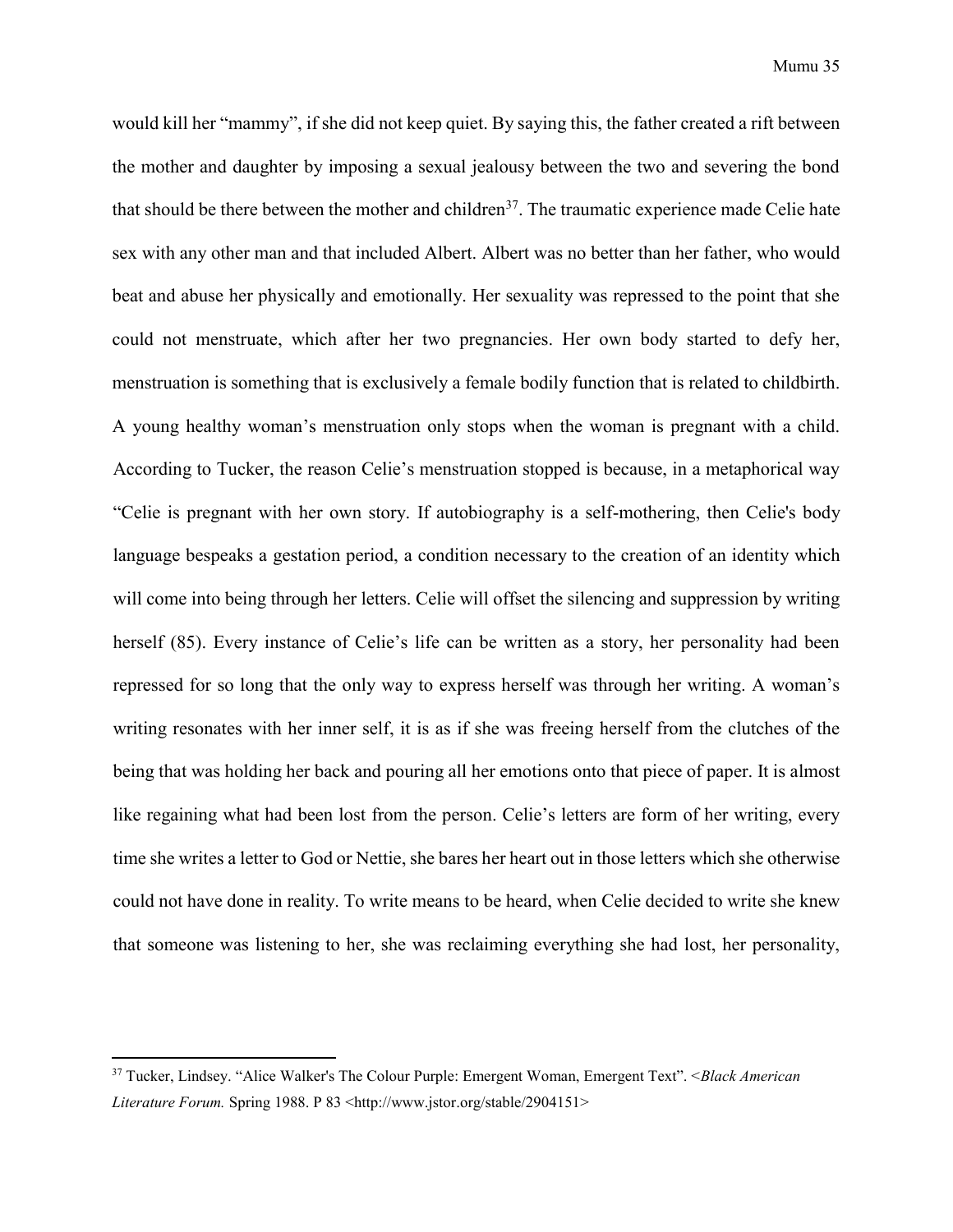would kill her "mammy", if she did not keep quiet. By saying this, the father created a rift between the mother and daughter by imposing a sexual jealousy between the two and severing the bond that should be there between the mother and children[37]. The traumatic experience made Celie hate sex with any other man and that included Albert. Albert was no better than her father, who would beat and abuse her physically and emotionally. Her sexuality was repressed to the point that she could not menstruate, which after her two pregnancies. Her own body started to defy her, menstruation is something that is exclusively a female bodily function that is related to childbirth. A young healthy woman's menstruation only stops when the woman is pregnant with a child. According to Tucker, the reason Celie's menstruation stopped is because, in a metaphorical way "Celie is pregnant with her own story. If autobiography is a self-mothering, then Celie's body language bespeaks a gestation period, a condition necessary to the creation of an identity which will come into being through her letters. Celie will offset the silencing and suppression by writing herself (85). Every instance of Celie's life can be written as a story, her personality had been repressed for so long that the only way to express herself was through her writing. A woman's writing resonates with her inner self, it is as if she was freeing herself from the clutches of the being that was holding her back and pouring all her emotions onto that piece of paper. It is almost like regaining what had been lost from the person. Celie's letters are form of her writing, every time she writes a letter to God or Nettie, she bares her heart out in those letters which she otherwise could not have done in reality. To write means to be heard, when Celie decided to write she knew that someone was listening to her, she was reclaiming everything she had lost, her personality,

---

[37] Tucker, Lindsey. "Alice Walker's The Colour Purple: Emergent Woman, Emergent Text". <*Black American Literature Forum.* Spring 1988. P 83 <http://www.jstor.org/stable/2904151>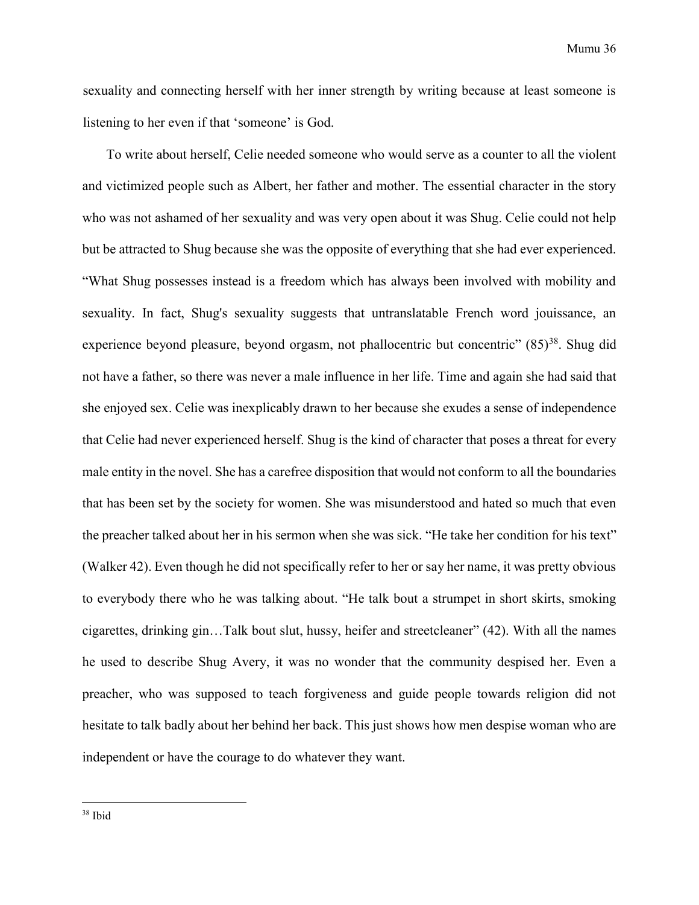sexuality and connecting herself with her inner strength by writing because at least someone is listening to her even if that 'someone' is God.

To write about herself, Celie needed someone who would serve as a counter to all the violent and victimized people such as Albert, her father and mother. The essential character in the story who was not ashamed of her sexuality and was very open about it was Shug. Celie could not help but be attracted to Shug because she was the opposite of everything that she had ever experienced. "What Shug possesses instead is a freedom which has always been involved with mobility and sexuality. In fact, Shug's sexuality suggests that untranslatable French word jouissance, an experience beyond pleasure, beyond orgasm, not phallocentric but concentric" (85)[38]. Shug did not have a father, so there was never a male influence in her life. Time and again she had said that she enjoyed sex. Celie was inexplicably drawn to her because she exudes a sense of independence that Celie had never experienced herself. Shug is the kind of character that poses a threat for every male entity in the novel. She has a carefree disposition that would not conform to all the boundaries that has been set by the society for women. She was misunderstood and hated so much that even the preacher talked about her in his sermon when she was sick. "He take her condition for his text" (Walker 42). Even though he did not specifically refer to her or say her name, it was pretty obvious to everybody there who he was talking about. "He talk bout a strumpet in short skirts, smoking cigarettes, drinking gin…Talk bout slut, hussy, heifer and streetcleaner" (42). With all the names he used to describe Shug Avery, it was no wonder that the community despised her. Even a preacher, who was supposed to teach forgiveness and guide people towards religion did not hesitate to talk badly about her behind her back. This just shows how men despise woman who are independent or have the courage to do whatever they want.

---

[38] Ibid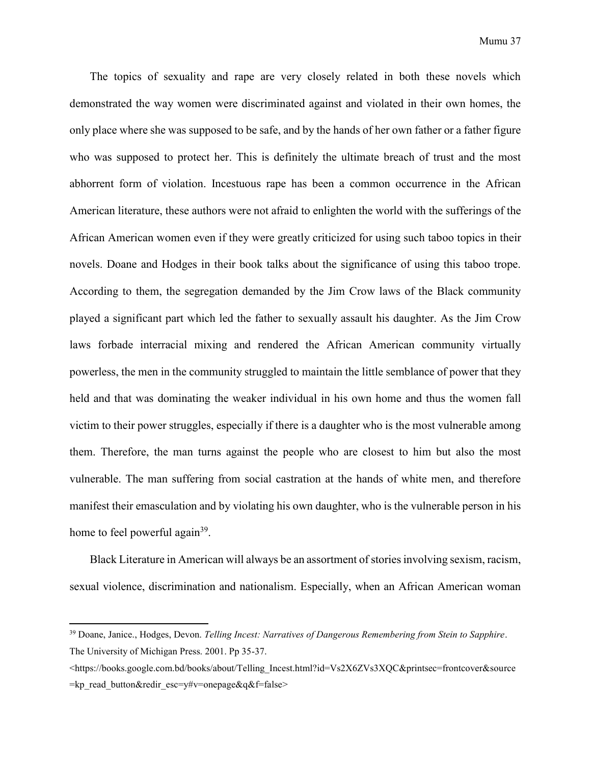The topics of sexuality and rape are very closely related in both these novels which demonstrated the way women were discriminated against and violated in their own homes, the only place where she was supposed to be safe, and by the hands of her own father or a father figure who was supposed to protect her. This is definitely the ultimate breach of trust and the most abhorrent form of violation. Incestuous rape has been a common occurrence in the African American literature, these authors were not afraid to enlighten the world with the sufferings of the African American women even if they were greatly criticized for using such taboo topics in their novels. Doane and Hodges in their book talks about the significance of using this taboo trope. According to them, the segregation demanded by the Jim Crow laws of the Black community played a significant part which led the father to sexually assault his daughter. As the Jim Crow laws forbade interracial mixing and rendered the African American community virtually powerless, the men in the community struggled to maintain the little semblance of power that they held and that was dominating the weaker individual in his own home and thus the women fall victim to their power struggles, especially if there is a daughter who is the most vulnerable among them. Therefore, the man turns against the people who are closest to him but also the most vulnerable. The man suffering from social castration at the hands of white men, and therefore manifest their emasculation and by violating his own daughter, who is the vulnerable person in his home to feel powerful again[39].

Black Literature in American will always be an assortment of stories involving sexism, racism, sexual violence, discrimination and nationalism. Especially, when an African American woman

---

[39] Doane, Janice., Hodges, Devon. *Telling Incest: Narratives of Dangerous Remembering from Stein to Sapphire*. The University of Michigan Press. 2001. Pp 35-37. <https://books.google.com.bd/books/about/Telling_Incest.html?id=Vs2X6ZVs3XQC&printsec=frontcover&source=kp_read_button&redir_esc=y#v=onepage&q&f=false>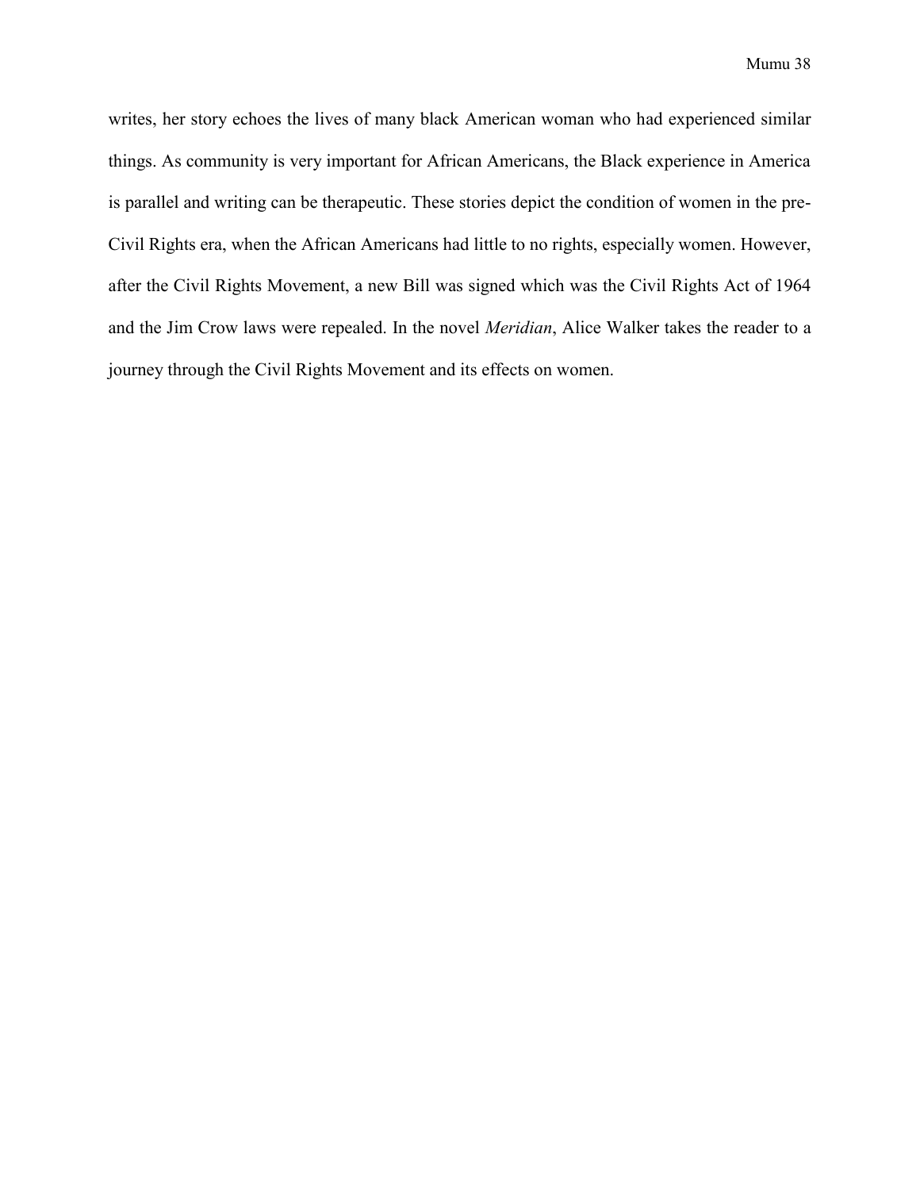writes, her story echoes the lives of many black American woman who had experienced similar things. As community is very important for African Americans, the Black experience in America is parallel and writing can be therapeutic. These stories depict the condition of women in the pre-Civil Rights era, when the African Americans had little to no rights, especially women. However, after the Civil Rights Movement, a new Bill was signed which was the Civil Rights Act of 1964 and the Jim Crow laws were repealed. In the novel *Meridian*, Alice Walker takes the reader to a journey through the Civil Rights Movement and its effects on women.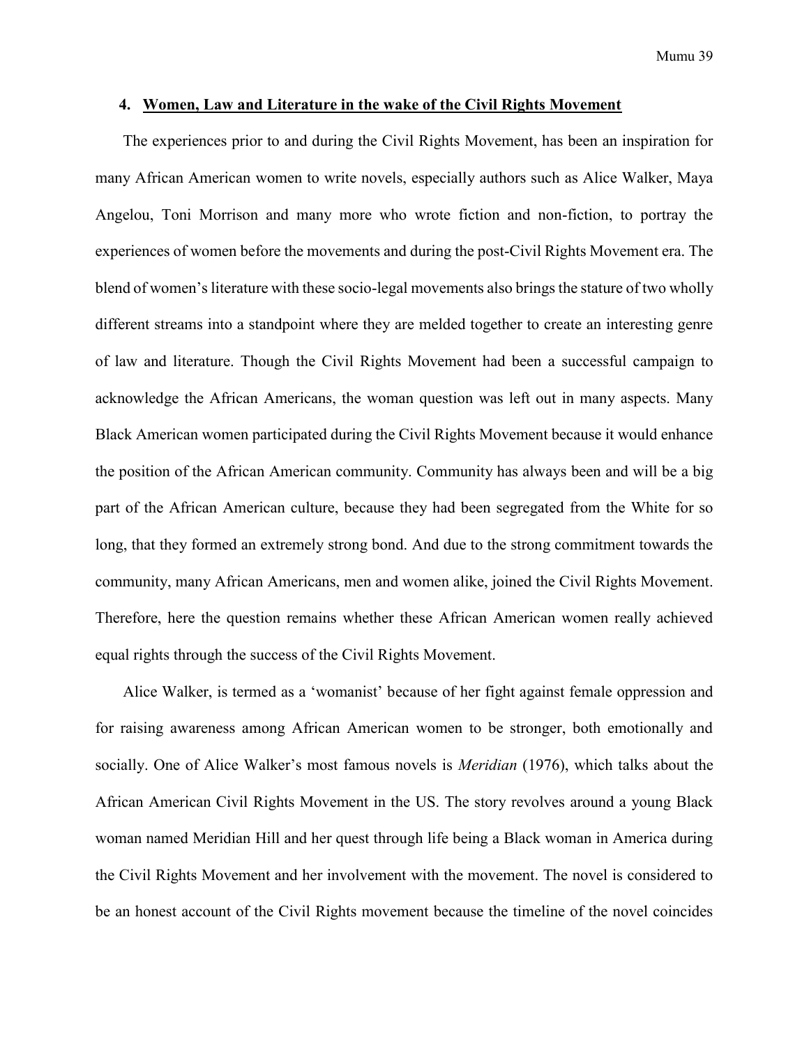## 4. <u>Women, Law and Literature in the wake of the Civil Rights Movement</u>

The experiences prior to and during the Civil Rights Movement, has been an inspiration for many African American women to write novels, especially authors such as Alice Walker, Maya Angelou, Toni Morrison and many more who wrote fiction and non-fiction, to portray the experiences of women before the movements and during the post-Civil Rights Movement era. The blend of women's literature with these socio-legal movements also brings the stature of two wholly different streams into a standpoint where they are melded together to create an interesting genre of law and literature. Though the Civil Rights Movement had been a successful campaign to acknowledge the African Americans, the woman question was left out in many aspects. Many Black American women participated during the Civil Rights Movement because it would enhance the position of the African American community. Community has always been and will be a big part of the African American culture, because they had been segregated from the White for so long, that they formed an extremely strong bond. And due to the strong commitment towards the community, many African Americans, men and women alike, joined the Civil Rights Movement. Therefore, here the question remains whether these African American women really achieved equal rights through the success of the Civil Rights Movement.

Alice Walker, is termed as a 'womanist' because of her fight against female oppression and for raising awareness among African American women to be stronger, both emotionally and socially. One of Alice Walker's most famous novels is *Meridian* (1976), which talks about the African American Civil Rights Movement in the US. The story revolves around a young Black woman named Meridian Hill and her quest through life being a Black woman in America during the Civil Rights Movement and her involvement with the movement. The novel is considered to be an honest account of the Civil Rights movement because the timeline of the novel coincides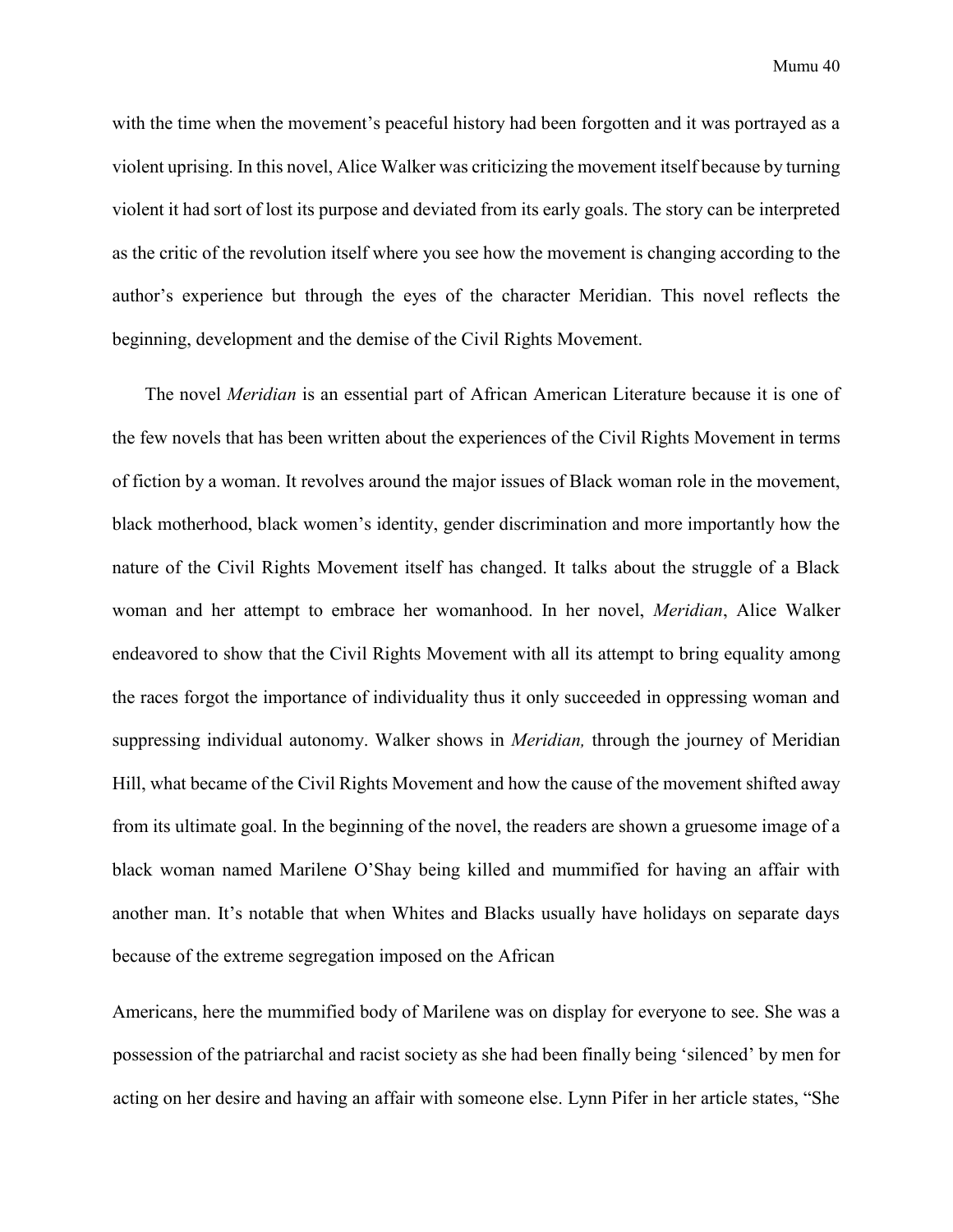with the time when the movement's peaceful history had been forgotten and it was portrayed as a violent uprising. In this novel, Alice Walker was criticizing the movement itself because by turning violent it had sort of lost its purpose and deviated from its early goals. The story can be interpreted as the critic of the revolution itself where you see how the movement is changing according to the author's experience but through the eyes of the character Meridian. This novel reflects the beginning, development and the demise of the Civil Rights Movement.

The novel *Meridian* is an essential part of African American Literature because it is one of the few novels that has been written about the experiences of the Civil Rights Movement in terms of fiction by a woman. It revolves around the major issues of Black woman role in the movement, black motherhood, black women's identity, gender discrimination and more importantly how the nature of the Civil Rights Movement itself has changed. It talks about the struggle of a Black woman and her attempt to embrace her womanhood. In her novel, *Meridian*, Alice Walker endeavored to show that the Civil Rights Movement with all its attempt to bring equality among the races forgot the importance of individuality thus it only succeeded in oppressing woman and suppressing individual autonomy. Walker shows in *Meridian,* through the journey of Meridian Hill, what became of the Civil Rights Movement and how the cause of the movement shifted away from its ultimate goal. In the beginning of the novel, the readers are shown a gruesome image of a black woman named Marilene O'Shay being killed and mummified for having an affair with another man. It's notable that when Whites and Blacks usually have holidays on separate days because of the extreme segregation imposed on the African Americans, here the mummified body of Marilene was on display for everyone to see. She was a possession of the patriarchal and racist society as she had been finally being 'silenced' by men for acting on her desire and having an affair with someone else. Lynn Pifer in her article states, "She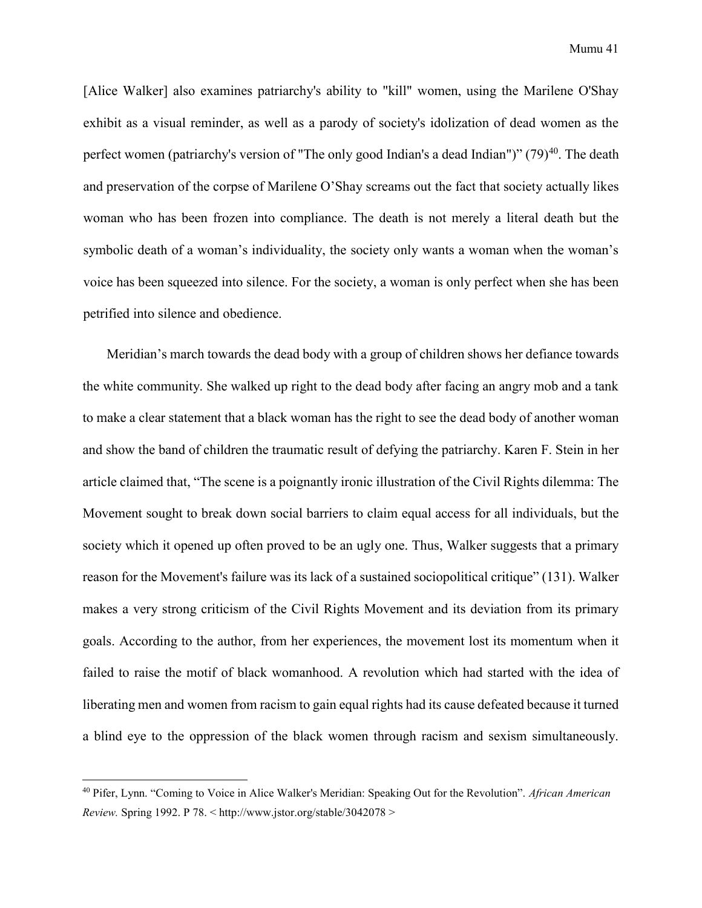[Alice Walker] also examines patriarchy's ability to "kill" women, using the Marilene O'Shay exhibit as a visual reminder, as well as a parody of society's idolization of dead women as the perfect women (patriarchy's version of "The only good Indian's a dead Indian")" (79)[40]. The death and preservation of the corpse of Marilene O'Shay screams out the fact that society actually likes woman who has been frozen into compliance. The death is not merely a literal death but the symbolic death of a woman's individuality, the society only wants a woman when the woman's voice has been squeezed into silence. For the society, a woman is only perfect when she has been petrified into silence and obedience.

Meridian's march towards the dead body with a group of children shows her defiance towards the white community. She walked up right to the dead body after facing an angry mob and a tank to make a clear statement that a black woman has the right to see the dead body of another woman and show the band of children the traumatic result of defying the patriarchy. Karen F. Stein in her article claimed that, "The scene is a poignantly ironic illustration of the Civil Rights dilemma: The Movement sought to break down social barriers to claim equal access for all individuals, but the society which it opened up often proved to be an ugly one. Thus, Walker suggests that a primary reason for the Movement's failure was its lack of a sustained sociopolitical critique" (131). Walker makes a very strong criticism of the Civil Rights Movement and its deviation from its primary goals. According to the author, from her experiences, the movement lost its momentum when it failed to raise the motif of black womanhood. A revolution which had started with the idea of liberating men and women from racism to gain equal rights had its cause defeated because it turned a blind eye to the oppression of the black women through racism and sexism simultaneously.

---

[40] Pifer, Lynn. "Coming to Voice in Alice Walker's Meridian: Speaking Out for the Revolution". *African American Review.* Spring 1992. P 78. < http://www.jstor.org/stable/3042078 >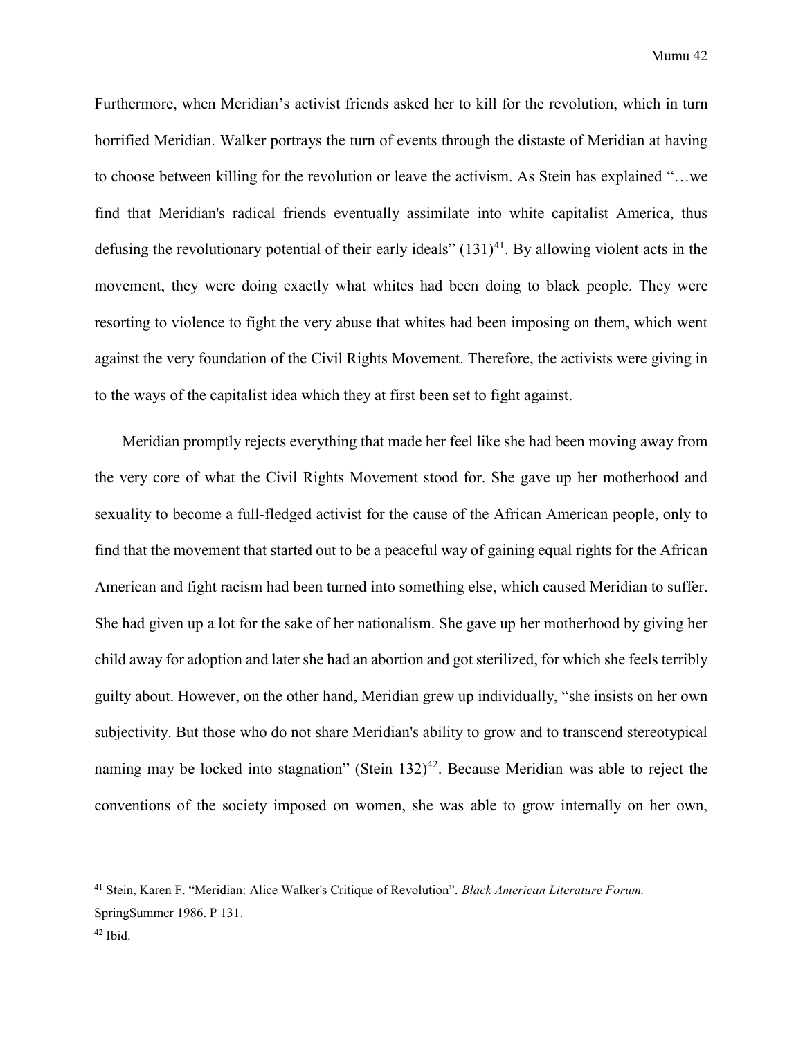Furthermore, when Meridian's activist friends asked her to kill for the revolution, which in turn horrified Meridian. Walker portrays the turn of events through the distaste of Meridian at having to choose between killing for the revolution or leave the activism. As Stein has explained "…we find that Meridian's radical friends eventually assimilate into white capitalist America, thus defusing the revolutionary potential of their early ideals" (131)[41]. By allowing violent acts in the movement, they were doing exactly what whites had been doing to black people. They were resorting to violence to fight the very abuse that whites had been imposing on them, which went against the very foundation of the Civil Rights Movement. Therefore, the activists were giving in to the ways of the capitalist idea which they at first been set to fight against.

Meridian promptly rejects everything that made her feel like she had been moving away from the very core of what the Civil Rights Movement stood for. She gave up her motherhood and sexuality to become a full-fledged activist for the cause of the African American people, only to find that the movement that started out to be a peaceful way of gaining equal rights for the African American and fight racism had been turned into something else, which caused Meridian to suffer. She had given up a lot for the sake of her nationalism. She gave up her motherhood by giving her child away for adoption and later she had an abortion and got sterilized, for which she feels terribly guilty about. However, on the other hand, Meridian grew up individually, "she insists on her own subjectivity. But those who do not share Meridian's ability to grow and to transcend stereotypical naming may be locked into stagnation" (Stein 132)[42]. Because Meridian was able to reject the conventions of the society imposed on women, she was able to grow internally on her own,

---

[41] Stein, Karen F. "Meridian: Alice Walker's Critique of Revolution". *Black American Literature Forum.* SpringSummer 1986. P 131.

[42] Ibid.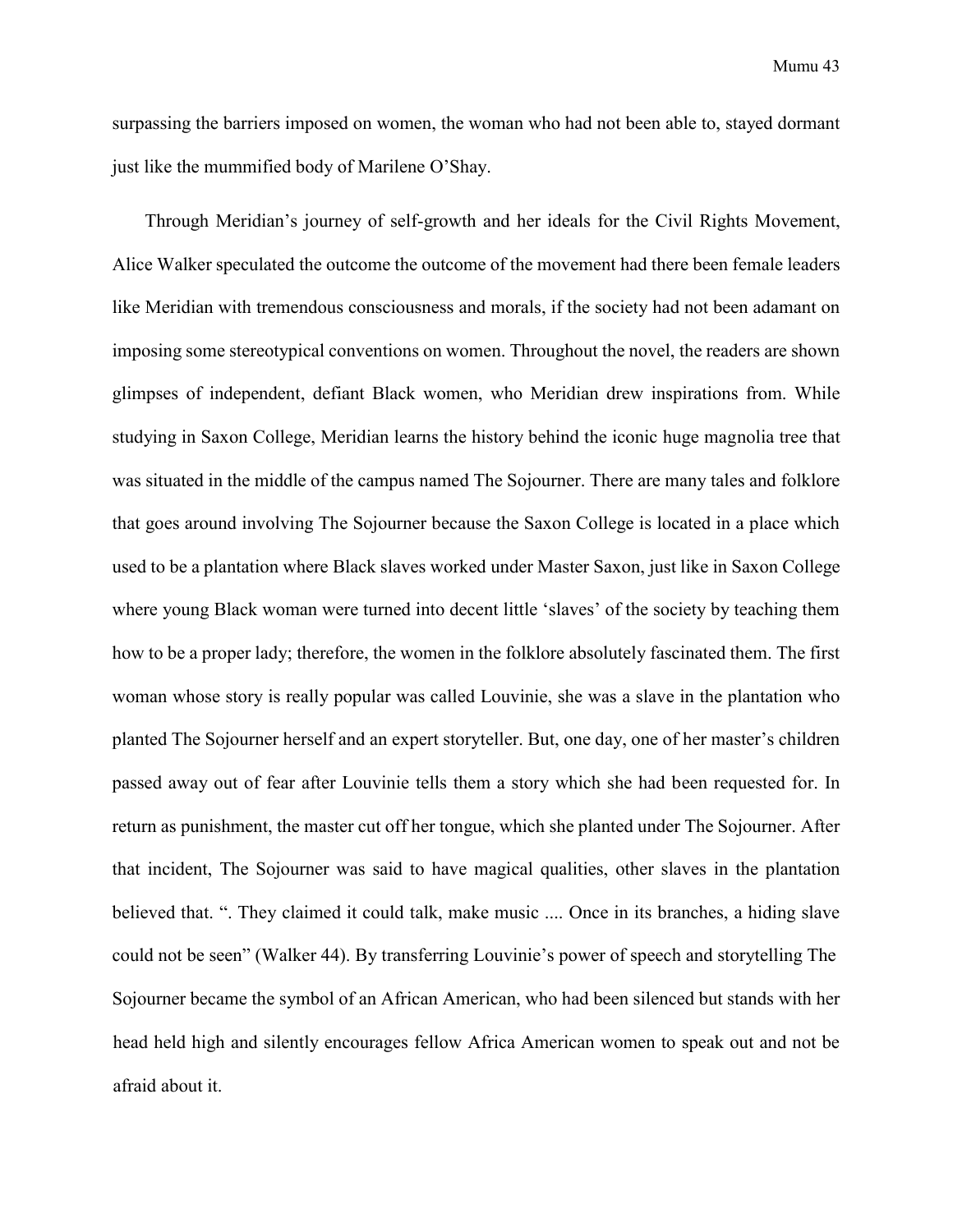surpassing the barriers imposed on women, the woman who had not been able to, stayed dormant just like the mummified body of Marilene O'Shay.

Through Meridian's journey of self-growth and her ideals for the Civil Rights Movement, Alice Walker speculated the outcome the outcome of the movement had there been female leaders like Meridian with tremendous consciousness and morals, if the society had not been adamant on imposing some stereotypical conventions on women. Throughout the novel, the readers are shown glimpses of independent, defiant Black women, who Meridian drew inspirations from. While studying in Saxon College, Meridian learns the history behind the iconic huge magnolia tree that was situated in the middle of the campus named The Sojourner. There are many tales and folklore that goes around involving The Sojourner because the Saxon College is located in a place which used to be a plantation where Black slaves worked under Master Saxon, just like in Saxon College where young Black woman were turned into decent little 'slaves' of the society by teaching them how to be a proper lady; therefore, the women in the folklore absolutely fascinated them. The first woman whose story is really popular was called Louvinie, she was a slave in the plantation who planted The Sojourner herself and an expert storyteller. But, one day, one of her master's children passed away out of fear after Louvinie tells them a story which she had been requested for. In return as punishment, the master cut off her tongue, which she planted under The Sojourner. After that incident, The Sojourner was said to have magical qualities, other slaves in the plantation believed that. ". They claimed it could talk, make music .... Once in its branches, a hiding slave could not be seen" (Walker 44). By transferring Louvinie's power of speech and storytelling The Sojourner became the symbol of an African American, who had been silenced but stands with her head held high and silently encourages fellow Africa American women to speak out and not be afraid about it.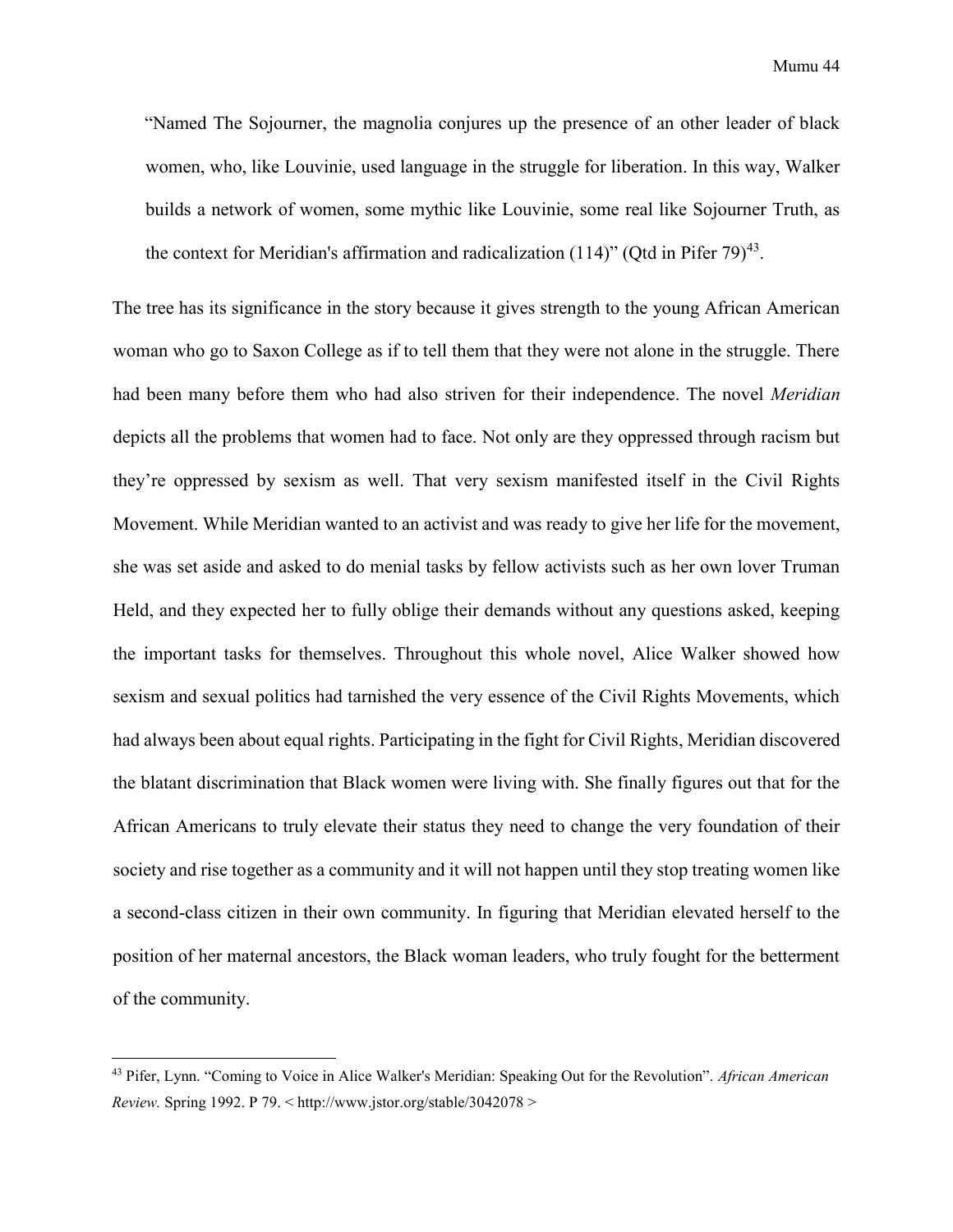> "Named The Sojourner, the magnolia conjures up the presence of an other leader of black women, who, like Louvinie, used language in the struggle for liberation. In this way, Walker builds a network of women, some mythic like Louvinie, some real like Sojourner Truth, as the context for Meridian's affirmation and radicalization (114)" (Qtd in Pifer 79)[43].

The tree has its significance in the story because it gives strength to the young African American woman who go to Saxon College as if to tell them that they were not alone in the struggle. There had been many before them who had also striven for their independence. The novel *Meridian* depicts all the problems that women had to face. Not only are they oppressed through racism but they're oppressed by sexism as well. That very sexism manifested itself in the Civil Rights Movement. While Meridian wanted to an activist and was ready to give her life for the movement, she was set aside and asked to do menial tasks by fellow activists such as her own lover Truman Held, and they expected her to fully oblige their demands without any questions asked, keeping the important tasks for themselves. Throughout this whole novel, Alice Walker showed how sexism and sexual politics had tarnished the very essence of the Civil Rights Movements, which had always been about equal rights. Participating in the fight for Civil Rights, Meridian discovered the blatant discrimination that Black women were living with. She finally figures out that for the African Americans to truly elevate their status they need to change the very foundation of their society and rise together as a community and it will not happen until they stop treating women like a second-class citizen in their own community. In figuring that Meridian elevated herself to the position of her maternal ancestors, the Black woman leaders, who truly fought for the betterment of the community.

---

[43] Pifer, Lynn. "Coming to Voice in Alice Walker's Meridian: Speaking Out for the Revolution". *African American Review.* Spring 1992. P 79. < http://www.jstor.org/stable/3042078 >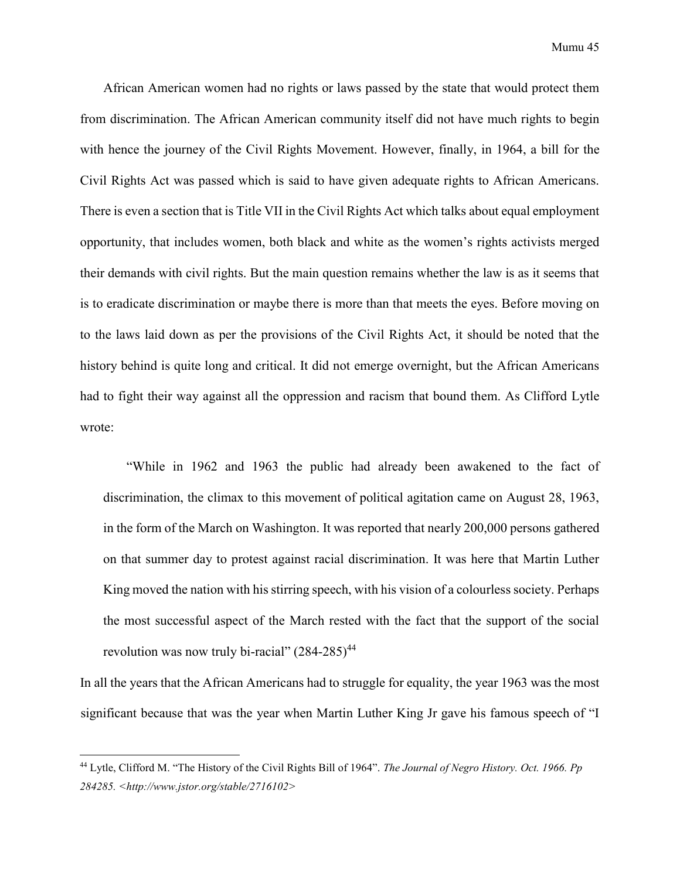African American women had no rights or laws passed by the state that would protect them from discrimination. The African American community itself did not have much rights to begin with hence the journey of the Civil Rights Movement. However, finally, in 1964, a bill for the Civil Rights Act was passed which is said to have given adequate rights to African Americans. There is even a section that is Title VII in the Civil Rights Act which talks about equal employment opportunity, that includes women, both black and white as the women's rights activists merged their demands with civil rights. But the main question remains whether the law is as it seems that is to eradicate discrimination or maybe there is more than that meets the eyes. Before moving on to the laws laid down as per the provisions of the Civil Rights Act, it should be noted that the history behind is quite long and critical. It did not emerge overnight, but the African Americans had to fight their way against all the oppression and racism that bound them. As Clifford Lytle wrote:

> "While in 1962 and 1963 the public had already been awakened to the fact of discrimination, the climax to this movement of political agitation came on August 28, 1963, in the form of the March on Washington. It was reported that nearly 200,000 persons gathered on that summer day to protest against racial discrimination. It was here that Martin Luther King moved the nation with his stirring speech, with his vision of a colourless society. Perhaps the most successful aspect of the March rested with the fact that the support of the social revolution was now truly bi-racial" (284-285)[44]

In all the years that the African Americans had to struggle for equality, the year 1963 was the most significant because that was the year when Martin Luther King Jr gave his famous speech of "I

---

[44] Lytle, Clifford M. "The History of the Civil Rights Bill of 1964". *The Journal of Negro History. Oct. 1966. Pp 284285. <http://www.jstor.org/stable/2716102>*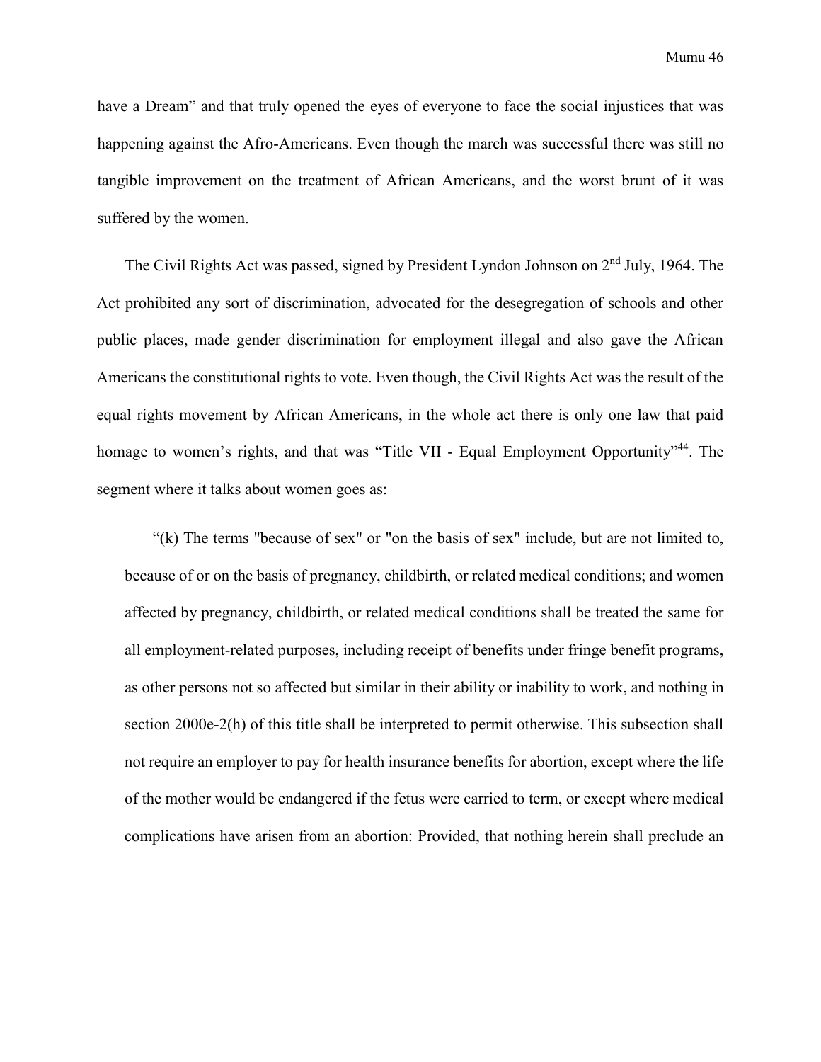have a Dream" and that truly opened the eyes of everyone to face the social injustices that was happening against the Afro-Americans. Even though the march was successful there was still no tangible improvement on the treatment of African Americans, and the worst brunt of it was suffered by the women.

The Civil Rights Act was passed, signed by President Lyndon Johnson on 2nd July, 1964. The Act prohibited any sort of discrimination, advocated for the desegregation of schools and other public places, made gender discrimination for employment illegal and also gave the African Americans the constitutional rights to vote. Even though, the Civil Rights Act was the result of the equal rights movement by African Americans, in the whole act there is only one law that paid homage to women's rights, and that was "Title VII - Equal Employment Opportunity"[44]. The segment where it talks about women goes as:

> "(k) The terms "because of sex" or "on the basis of sex" include, but are not limited to, because of or on the basis of pregnancy, childbirth, or related medical conditions; and women affected by pregnancy, childbirth, or related medical conditions shall be treated the same for all employment-related purposes, including receipt of benefits under fringe benefit programs, as other persons not so affected but similar in their ability or inability to work, and nothing in section 2000e-2(h) of this title shall be interpreted to permit otherwise. This subsection shall not require an employer to pay for health insurance benefits for abortion, except where the life of the mother would be endangered if the fetus were carried to term, or except where medical complications have arisen from an abortion: Provided, that nothing herein shall preclude an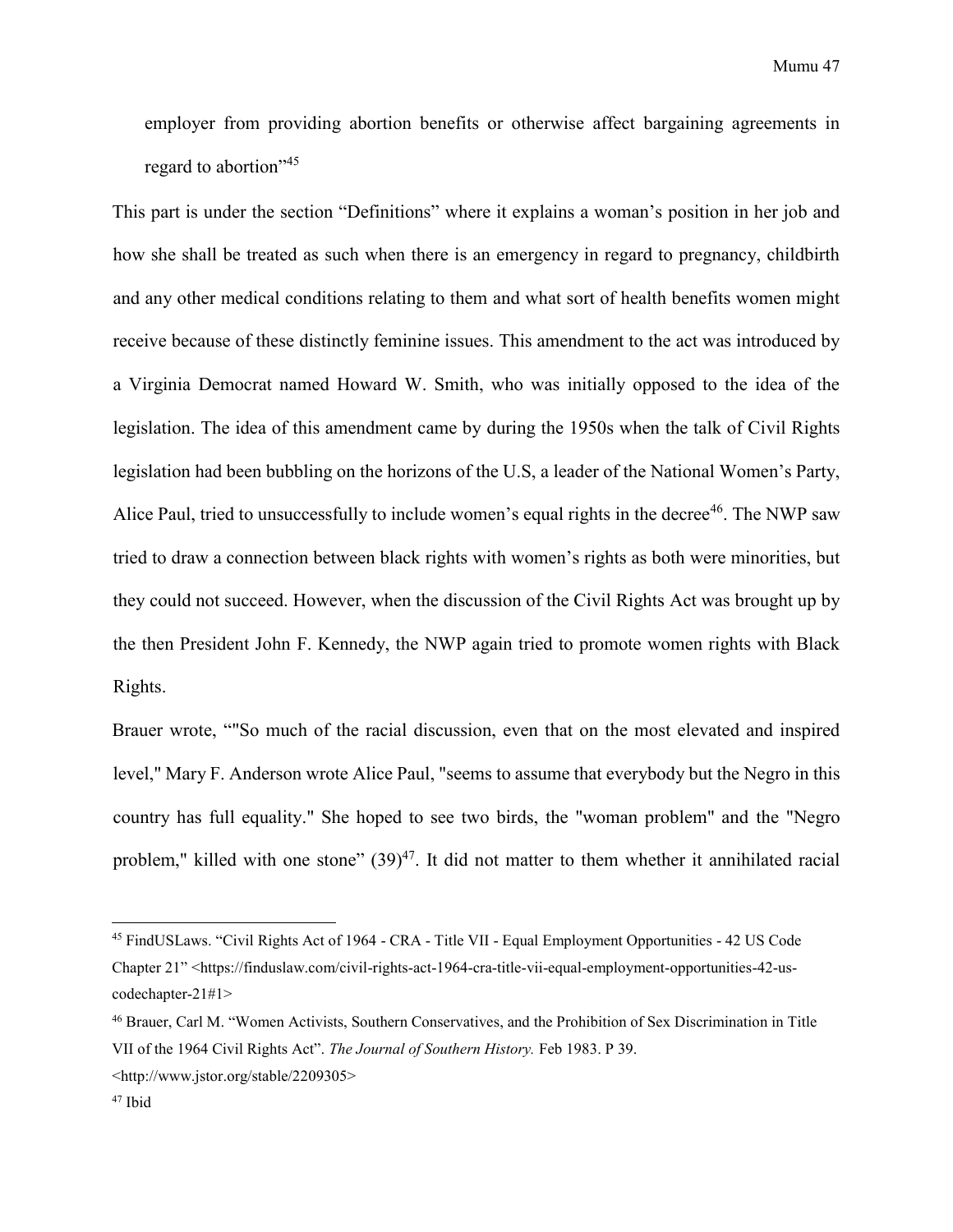employer from providing abortion benefits or otherwise affect bargaining agreements in regard to abortion"[45]

This part is under the section "Definitions" where it explains a woman's position in her job and how she shall be treated as such when there is an emergency in regard to pregnancy, childbirth and any other medical conditions relating to them and what sort of health benefits women might receive because of these distinctly feminine issues. This amendment to the act was introduced by a Virginia Democrat named Howard W. Smith, who was initially opposed to the idea of the legislation. The idea of this amendment came by during the 1950s when the talk of Civil Rights legislation had been bubbling on the horizons of the U.S, a leader of the National Women's Party, Alice Paul, tried to unsuccessfully to include women's equal rights in the decree[46]. The NWP saw tried to draw a connection between black rights with women's rights as both were minorities, but they could not succeed. However, when the discussion of the Civil Rights Act was brought up by the then President John F. Kennedy, the NWP again tried to promote women rights with Black Rights.

Brauer wrote, ""So much of the racial discussion, even that on the most elevated and inspired level," Mary F. Anderson wrote Alice Paul, "seems to assume that everybody but the Negro in this country has full equality." She hoped to see two birds, the "woman problem" and the "Negro problem," killed with one stone" (39)[47]. It did not matter to them whether it annihilated racial

---

[45] FindUSLaws. "Civil Rights Act of 1964 - CRA - Title VII - Equal Employment Opportunities - 42 US Code Chapter 21" <https://finduslaw.com/civil-rights-act-1964-cra-title-vii-equal-employment-opportunities-42-us-codechapter-21#1>

[46] Brauer, Carl M. "Women Activists, Southern Conservatives, and the Prohibition of Sex Discrimination in Title VII of the 1964 Civil Rights Act". *The Journal of Southern History.* Feb 1983. P 39. <http://www.jstor.org/stable/2209305>

[47] Ibid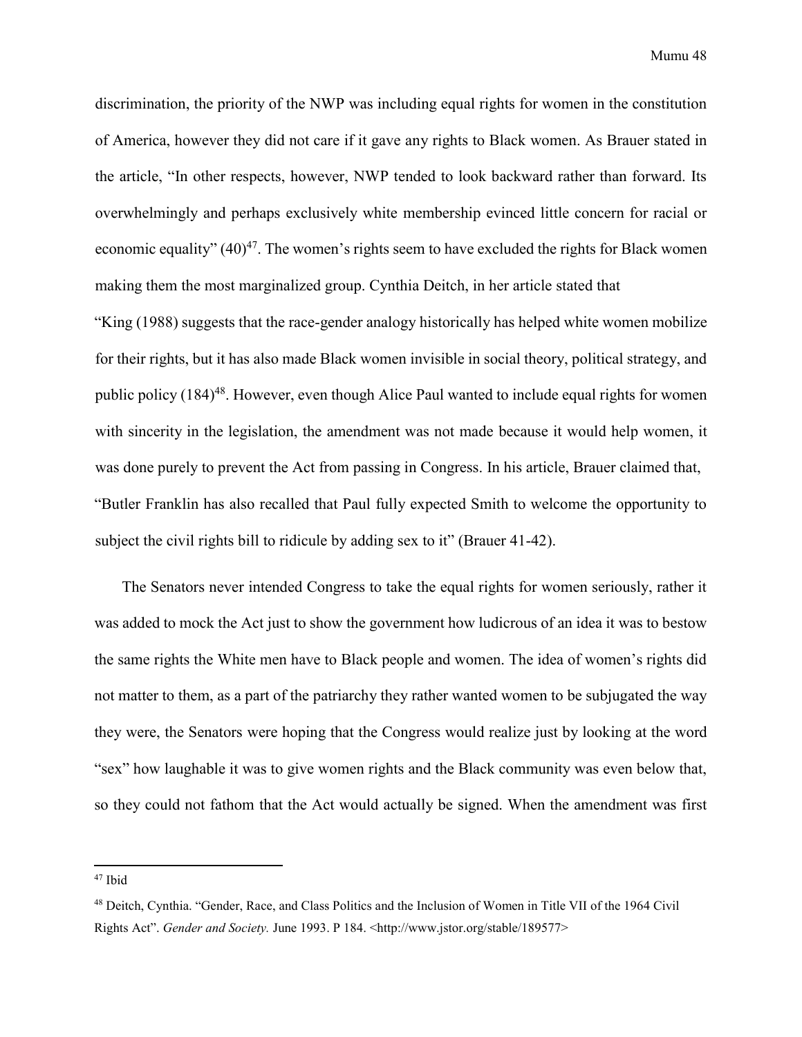discrimination, the priority of the NWP was including equal rights for women in the constitution of America, however they did not care if it gave any rights to Black women. As Brauer stated in the article, "In other respects, however, NWP tended to look backward rather than forward. Its overwhelmingly and perhaps exclusively white membership evinced little concern for racial or economic equality" (40)[47]. The women's rights seem to have excluded the rights for Black women making them the most marginalized group. Cynthia Deitch, in her article stated that

"King (1988) suggests that the race-gender analogy historically has helped white women mobilize for their rights, but it has also made Black women invisible in social theory, political strategy, and public policy (184)[48]. However, even though Alice Paul wanted to include equal rights for women with sincerity in the legislation, the amendment was not made because it would help women, it was done purely to prevent the Act from passing in Congress. In his article, Brauer claimed that, "Butler Franklin has also recalled that Paul fully expected Smith to welcome the opportunity to subject the civil rights bill to ridicule by adding sex to it" (Brauer 41-42).

The Senators never intended Congress to take the equal rights for women seriously, rather it was added to mock the Act just to show the government how ludicrous of an idea it was to bestow the same rights the White men have to Black people and women. The idea of women's rights did not matter to them, as a part of the patriarchy they rather wanted women to be subjugated the way they were, the Senators were hoping that the Congress would realize just by looking at the word "sex" how laughable it was to give women rights and the Black community was even below that, so they could not fathom that the Act would actually be signed. When the amendment was first

---

[47] Ibid

[48] Deitch, Cynthia. "Gender, Race, and Class Politics and the Inclusion of Women in Title VII of the 1964 Civil Rights Act". *Gender and Society.* June 1993. P 184. <http://www.jstor.org/stable/189577>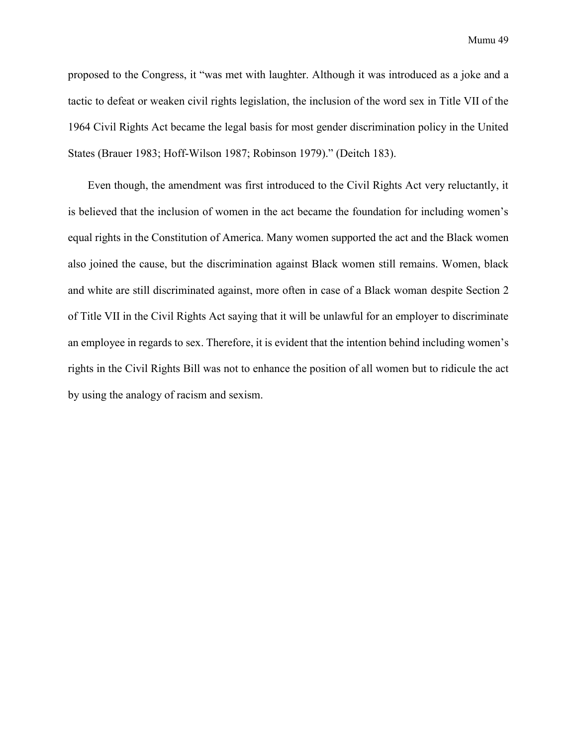proposed to the Congress, it "was met with laughter. Although it was introduced as a joke and a tactic to defeat or weaken civil rights legislation, the inclusion of the word sex in Title VII of the 1964 Civil Rights Act became the legal basis for most gender discrimination policy in the United States (Brauer 1983; Hoff-Wilson 1987; Robinson 1979)." (Deitch 183).

Even though, the amendment was first introduced to the Civil Rights Act very reluctantly, it is believed that the inclusion of women in the act became the foundation for including women's equal rights in the Constitution of America. Many women supported the act and the Black women also joined the cause, but the discrimination against Black women still remains. Women, black and white are still discriminated against, more often in case of a Black woman despite Section 2 of Title VII in the Civil Rights Act saying that it will be unlawful for an employer to discriminate an employee in regards to sex. Therefore, it is evident that the intention behind including women's rights in the Civil Rights Bill was not to enhance the position of all women but to ridicule the act by using the analogy of racism and sexism.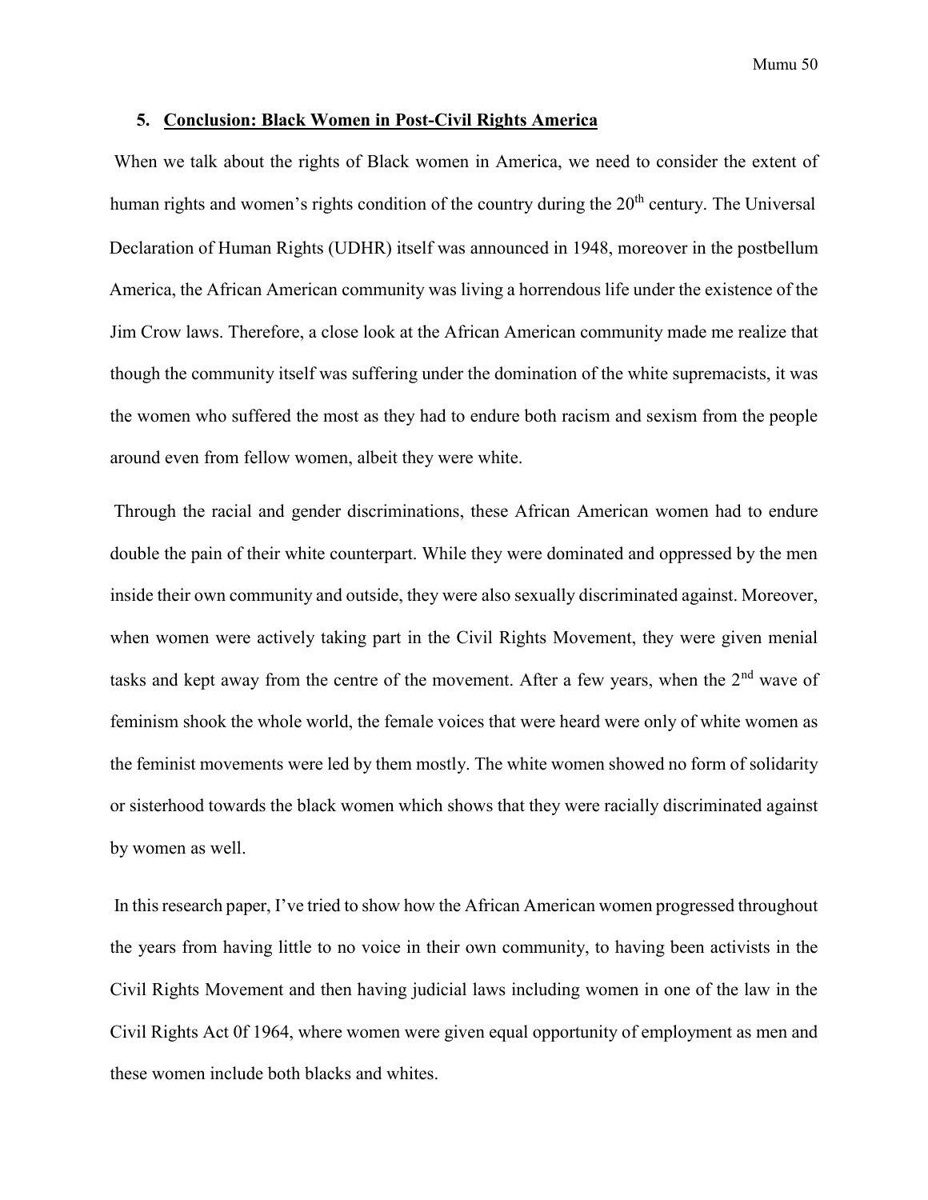## 5. Conclusion: Black Women in Post-Civil Rights America

When we talk about the rights of Black women in America, we need to consider the extent of human rights and women's rights condition of the country during the 20th century. The Universal Declaration of Human Rights (UDHR) itself was announced in 1948, moreover in the postbellum America, the African American community was living a horrendous life under the existence of the Jim Crow laws. Therefore, a close look at the African American community made me realize that though the community itself was suffering under the domination of the white supremacists, it was the women who suffered the most as they had to endure both racism and sexism from the people around even from fellow women, albeit they were white.

Through the racial and gender discriminations, these African American women had to endure double the pain of their white counterpart. While they were dominated and oppressed by the men inside their own community and outside, they were also sexually discriminated against. Moreover, when women were actively taking part in the Civil Rights Movement, they were given menial tasks and kept away from the centre of the movement. After a few years, when the 2nd wave of feminism shook the whole world, the female voices that were heard were only of white women as the feminist movements were led by them mostly. The white women showed no form of solidarity or sisterhood towards the black women which shows that they were racially discriminated against by women as well.

In this research paper, I've tried to show how the African American women progressed throughout the years from having little to no voice in their own community, to having been activists in the Civil Rights Movement and then having judicial laws including women in one of the law in the Civil Rights Act 0f 1964, where women were given equal opportunity of employment as men and these women include both blacks and whites.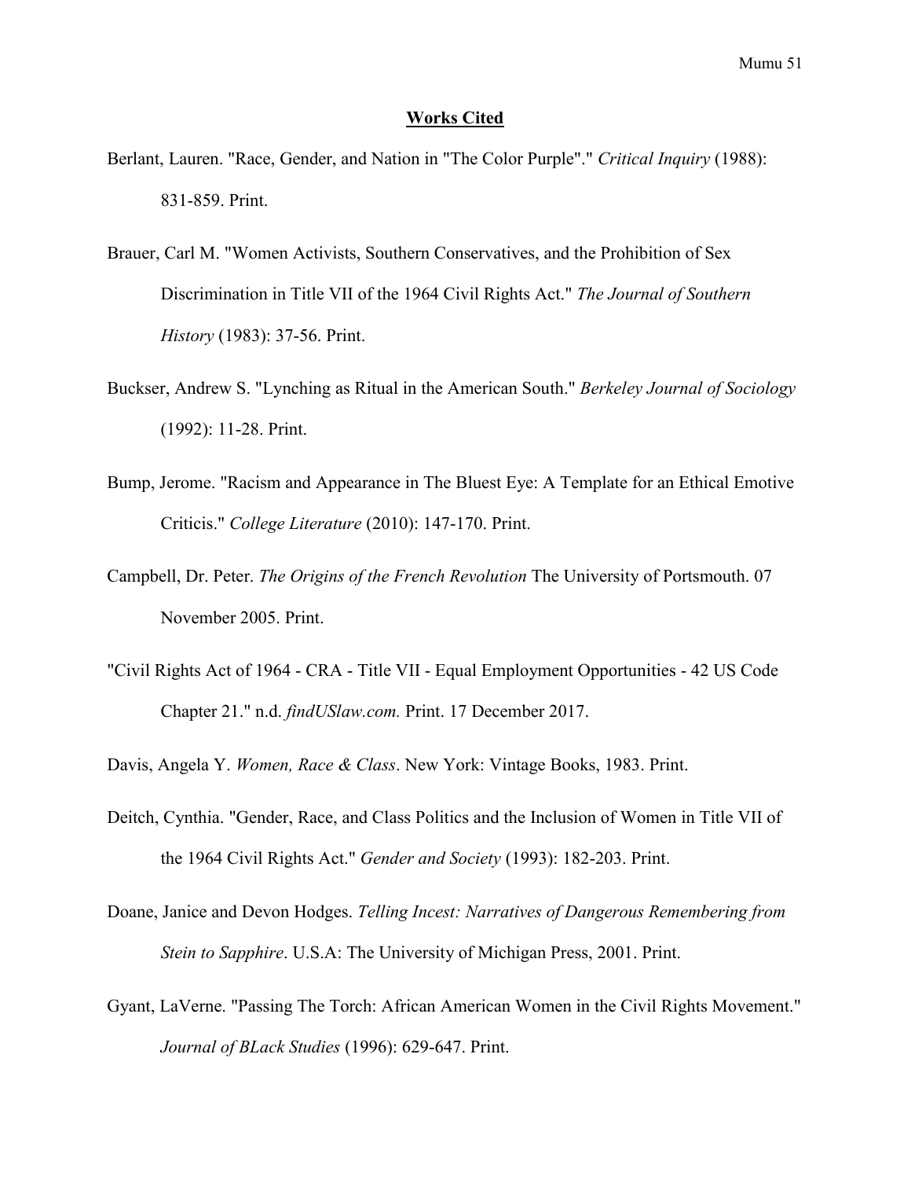## Works Cited

Berlant, Lauren. "Race, Gender, and Nation in "The Color Purple"." *Critical Inquiry* (1988): 831-859. Print.

Brauer, Carl M. "Women Activists, Southern Conservatives, and the Prohibition of Sex Discrimination in Title VII of the 1964 Civil Rights Act." *The Journal of Southern History* (1983): 37-56. Print.

Buckser, Andrew S. "Lynching as Ritual in the American South." *Berkeley Journal of Sociology* (1992): 11-28. Print.

Bump, Jerome. "Racism and Appearance in The Bluest Eye: A Template for an Ethical Emotive Criticis." *College Literature* (2010): 147-170. Print.

Campbell, Dr. Peter. *The Origins of the French Revolution* The University of Portsmouth. 07 November 2005. Print.

"Civil Rights Act of 1964 - CRA - Title VII - Equal Employment Opportunities - 42 US Code Chapter 21." n.d. *findUSlaw.com.* Print. 17 December 2017.

Davis, Angela Y. *Women, Race & Class*. New York: Vintage Books, 1983. Print.

Deitch, Cynthia. "Gender, Race, and Class Politics and the Inclusion of Women in Title VII of the 1964 Civil Rights Act." *Gender and Society* (1993): 182-203. Print.

Doane, Janice and Devon Hodges. *Telling Incest: Narratives of Dangerous Remembering from Stein to Sapphire*. U.S.A: The University of Michigan Press, 2001. Print.

Gyant, LaVerne. "Passing The Torch: African American Women in the Civil Rights Movement." *Journal of BLack Studies* (1996): 629-647. Print.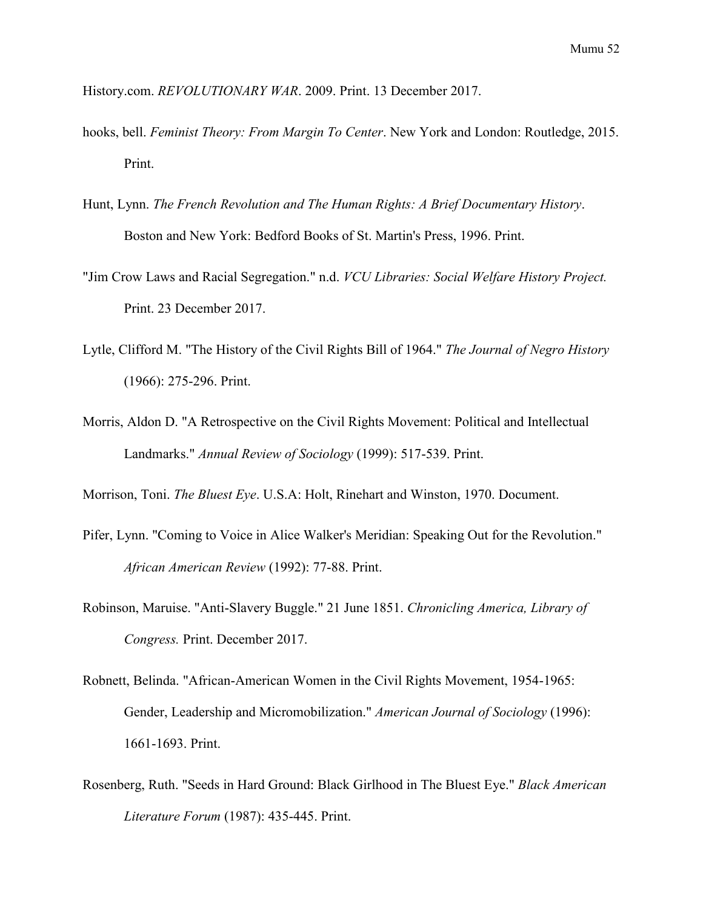History.com. *REVOLUTIONARY WAR*. 2009. Print. 13 December 2017.

hooks, bell. *Feminist Theory: From Margin To Center*. New York and London: Routledge, 2015. Print.

Hunt, Lynn. *The French Revolution and The Human Rights: A Brief Documentary History*. Boston and New York: Bedford Books of St. Martin's Press, 1996. Print.

"Jim Crow Laws and Racial Segregation." n.d. *VCU Libraries: Social Welfare History Project.* Print. 23 December 2017.

Lytle, Clifford M. "The History of the Civil Rights Bill of 1964." *The Journal of Negro History* (1966): 275-296. Print.

Morris, Aldon D. "A Retrospective on the Civil Rights Movement: Political and Intellectual Landmarks." *Annual Review of Sociology* (1999): 517-539. Print.

Morrison, Toni. *The Bluest Eye*. U.S.A: Holt, Rinehart and Winston, 1970. Document.

Pifer, Lynn. "Coming to Voice in Alice Walker's Meridian: Speaking Out for the Revolution." *African American Review* (1992): 77-88. Print.

Robinson, Maruise. "Anti-Slavery Buggle." 21 June 1851. *Chronicling America, Library of Congress.* Print. December 2017.

Robnett, Belinda. "African-American Women in the Civil Rights Movement, 1954-1965: Gender, Leadership and Micromobilization." *American Journal of Sociology* (1996): 1661-1693. Print.

Rosenberg, Ruth. "Seeds in Hard Ground: Black Girlhood in The Bluest Eye." *Black American Literature Forum* (1987): 435-445. Print.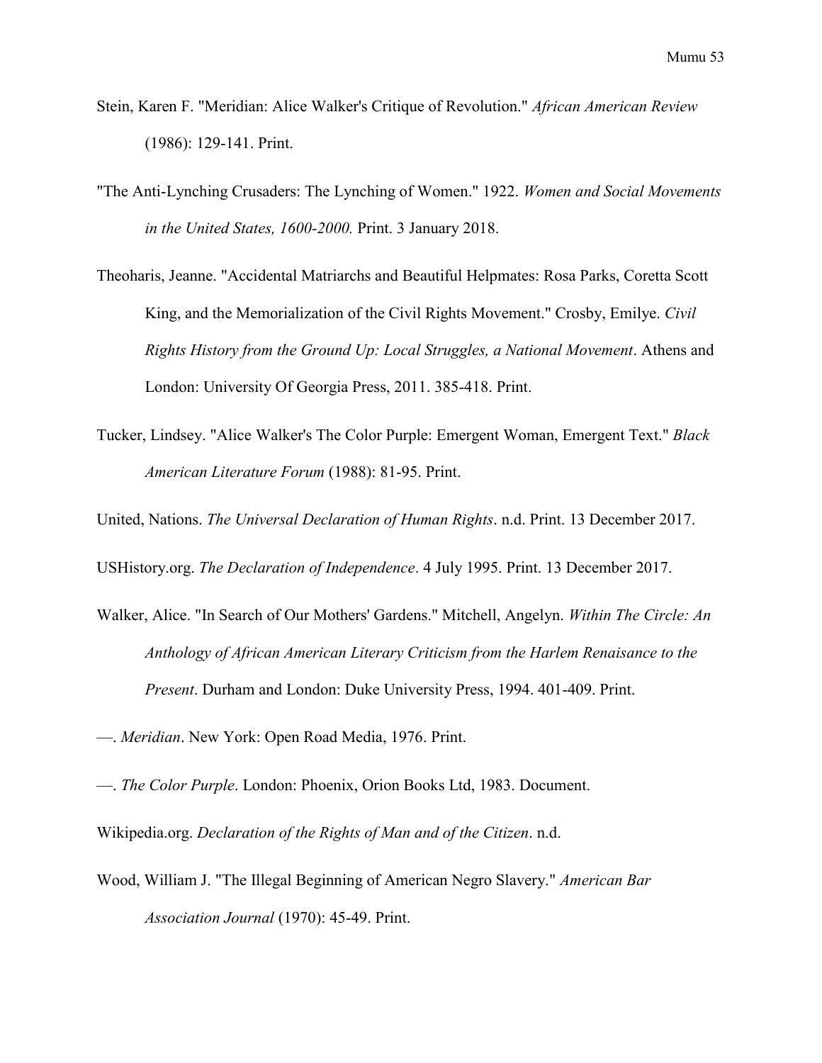Stein, Karen F. "Meridian: Alice Walker's Critique of Revolution." *African American Review* (1986): 129-141. Print.

"The Anti-Lynching Crusaders: The Lynching of Women." 1922. *Women and Social Movements in the United States, 1600-2000.* Print. 3 January 2018.

Theoharis, Jeanne. "Accidental Matriarchs and Beautiful Helpmates: Rosa Parks, Coretta Scott King, and the Memorialization of the Civil Rights Movement." Crosby, Emilye. *Civil Rights History from the Ground Up: Local Struggles, a National Movement*. Athens and London: University Of Georgia Press, 2011. 385-418. Print.

Tucker, Lindsey. "Alice Walker's The Color Purple: Emergent Woman, Emergent Text." *Black American Literature Forum* (1988): 81-95. Print.

United, Nations. *The Universal Declaration of Human Rights*. n.d. Print. 13 December 2017.

USHistory.org. *The Declaration of Independence*. 4 July 1995. Print. 13 December 2017.

Walker, Alice. "In Search of Our Mothers' Gardens." Mitchell, Angelyn. *Within The Circle: An Anthology of African American Literary Criticism from the Harlem Renaisance to the Present*. Durham and London: Duke University Press, 1994. 401-409. Print.

—. *Meridian*. New York: Open Road Media, 1976. Print.

—. *The Color Purple*. London: Phoenix, Orion Books Ltd, 1983. Document.

Wikipedia.org. *Declaration of the Rights of Man and of the Citizen*. n.d.

Wood, William J. "The Illegal Beginning of American Negro Slavery." *American Bar Association Journal* (1970): 45-49. Print.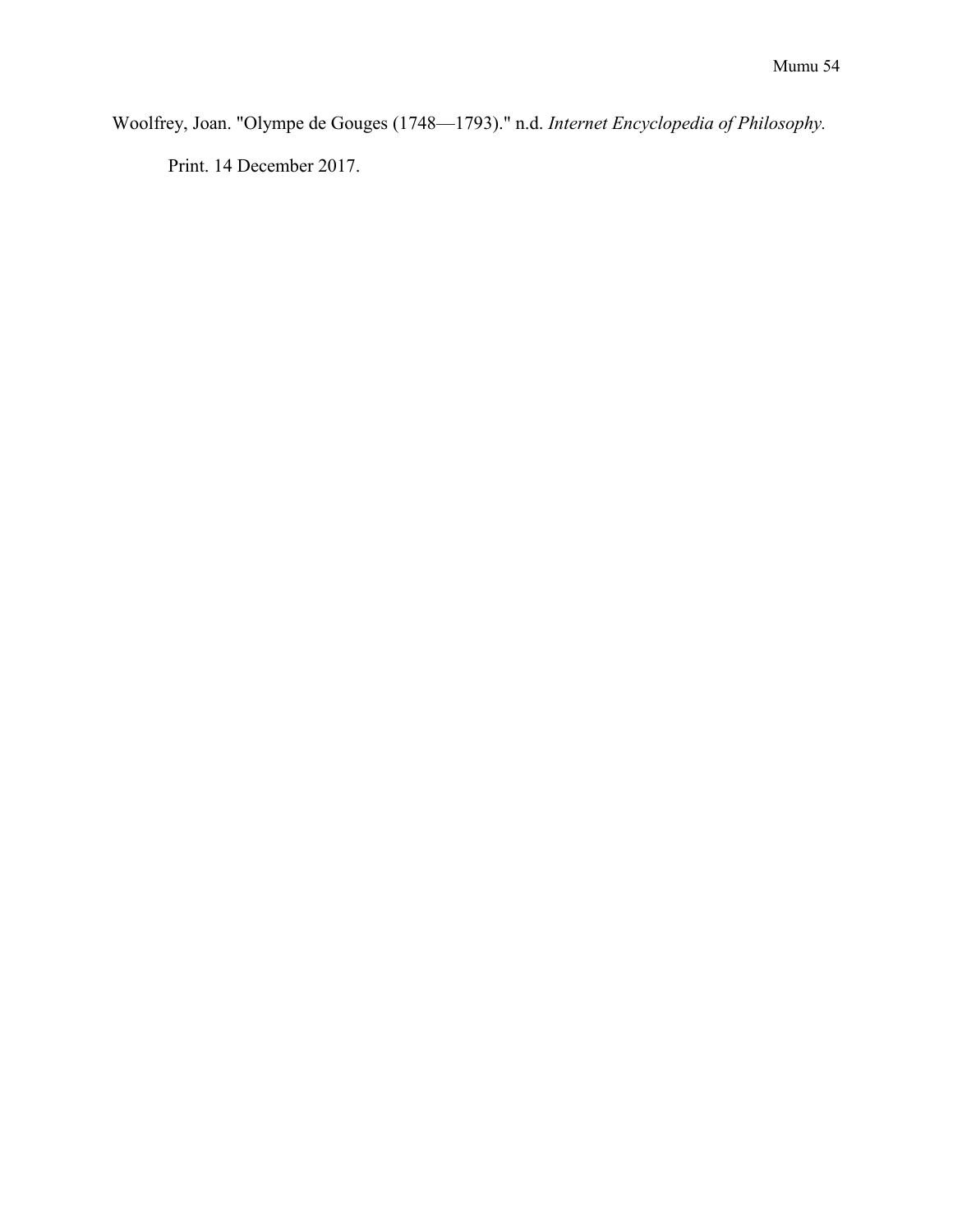Woolfrey, Joan. "Olympe de Gouges (1748—1793)." n.d. *Internet Encyclopedia of Philosophy.* Print. 14 December 2017.